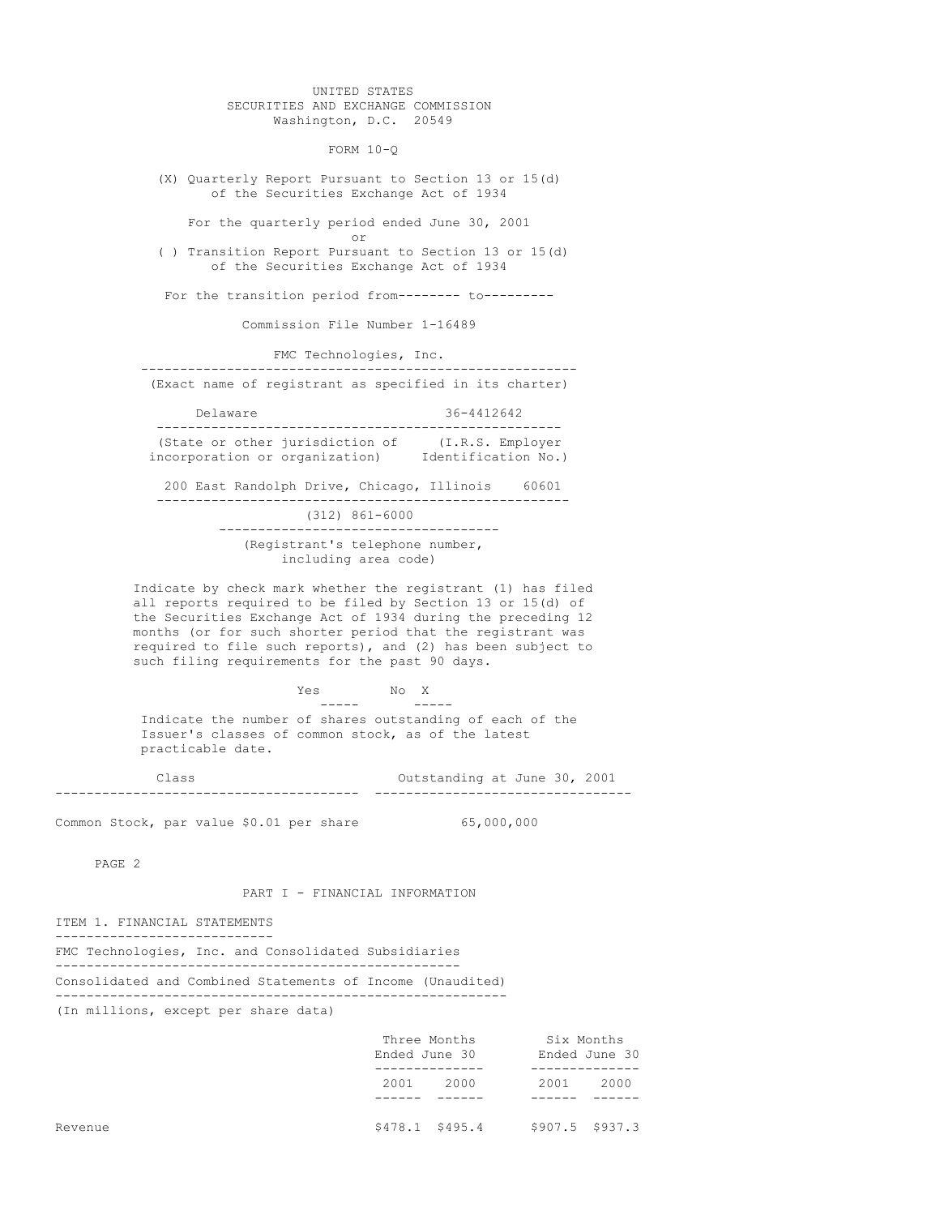UNITED STATES
SECURITIES AND EXCHANGE COMMISSION
Washington, D.C. 20549

# FORM 10-Q

(X) Quarterly Report Pursuant to Section 13 or 15(d) of the Securities Exchange Act of 1934

For the quarterly period ended June 30, 2001

or

( ) Transition Report Pursuant to Section 13 or 15(d) of the Securities Exchange Act of 1934

For the transition period from-------- to---------

Commission File Number 1-16489

**FMC Technologies, Inc.**

(Exact name of registrant as specified in its charter)

| Delaware | 36-4412642 |
|---|---|
| (State or other jurisdiction of incorporation or organization) | (I.R.S. Employer Identification No.) |

200 East Randolph Drive, Chicago, Illinois 60601

(312) 861-6000

(Registrant's telephone number, including area code)

Indicate by check mark whether the registrant (1) has filed all reports required to be filed by Section 13 or 15(d) of the Securities Exchange Act of 1934 during the preceding 12 months (or for such shorter period that the registrant was required to file such reports), and (2) has been subject to such filing requirements for the past 90 days.

Yes ____ No X

Indicate the number of shares outstanding of each of the Issuer's classes of common stock, as of the latest practicable date.

| Class | Outstanding at June 30, 2001 |
|---|---|
| Common Stock, par value $0.01 per share | 65,000,000 |

## PART I - FINANCIAL INFORMATION

### ITEM 1. FINANCIAL STATEMENTS

FMC Technologies, Inc. and Consolidated Subsidiaries

Consolidated and Combined Statements of Income (Unaudited)

(In millions, except per share data)

| | Three Months Ended June 30 | | Six Months Ended June 30 | |
|---|---|---|---|---|
| | 2001 | 2000 | 2001 | 2000 |
| Revenue | $478.1 | $495.4 | $907.5 | $937.3 |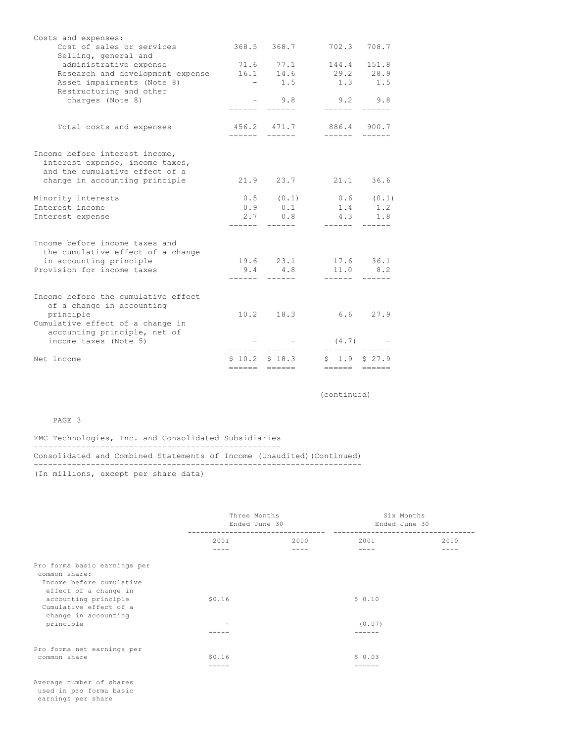| | Three Months Ended June 30 | | Six Months Ended June 30 | |
|---|---|---|---|---|
| | 2001 | 2000 | 2001 | 2000 |
| Costs and expenses: | | | | |
| Cost of sales or services | 368.5 | 368.7 | 702.3 | 708.7 |
| Selling, general and administrative expense | 71.6 | 77.1 | 144.4 | 151.8 |
| Research and development expense | 16.1 | 14.6 | 29.2 | 28.9 |
| Asset impairments (Note 8) | - | 1.5 | 1.3 | 1.5 |
| Restructuring and other charges (Note 8) | - | 9.8 | 9.2 | 9.8 |
| Total costs and expenses | 456.2 | 471.7 | 886.4 | 900.7 |
| Income before interest income, interest expense, income taxes, and the cumulative effect of a change in accounting principle | 21.9 | 23.7 | 21.1 | 36.6 |
| Minority interests | 0.5 | (0.1) | 0.6 | (0.1) |
| Interest income | 0.9 | 0.1 | 1.4 | 1.2 |
| Interest expense | 2.7 | 0.8 | 4.3 | 1.8 |
| Income before income taxes and the cumulative effect of a change in accounting principle | 19.6 | 23.1 | 17.6 | 36.1 |
| Provision for income taxes | 9.4 | 4.8 | 11.0 | 8.2 |
| Income before the cumulative effect of a change in accounting principle | 10.2 | 18.3 | 6.6 | 27.9 |
| Cumulative effect of a change in accounting principle, net of income taxes (Note 5) | - | - | (4.7) | - |
| Net income | $ 10.2 | $ 18.3 | $ 1.9 | $ 27.9 |

(continued)

FMC Technologies, Inc. and Consolidated Subsidiaries

Consolidated and Combined Statements of Income (Unaudited)(Continued)

(In millions, except per share data)

| | Three Months Ended June 30 | | Six Months Ended June 30 | |
|---|---|---|---|---|
| | 2001 | 2000 | 2001 | 2000 |
| Pro forma basic earnings per common share: | | | | |
| Income before cumulative effect of a change in accounting principle | $0.16 | | $ 0.10 | |
| Cumulative effect of a change in accounting principle | - | | (0.07) | |
| Pro forma net earnings per common share | $0.16 | | $ 0.03 | |
| Average number of shares used in pro forma basic earnings per share | | | | |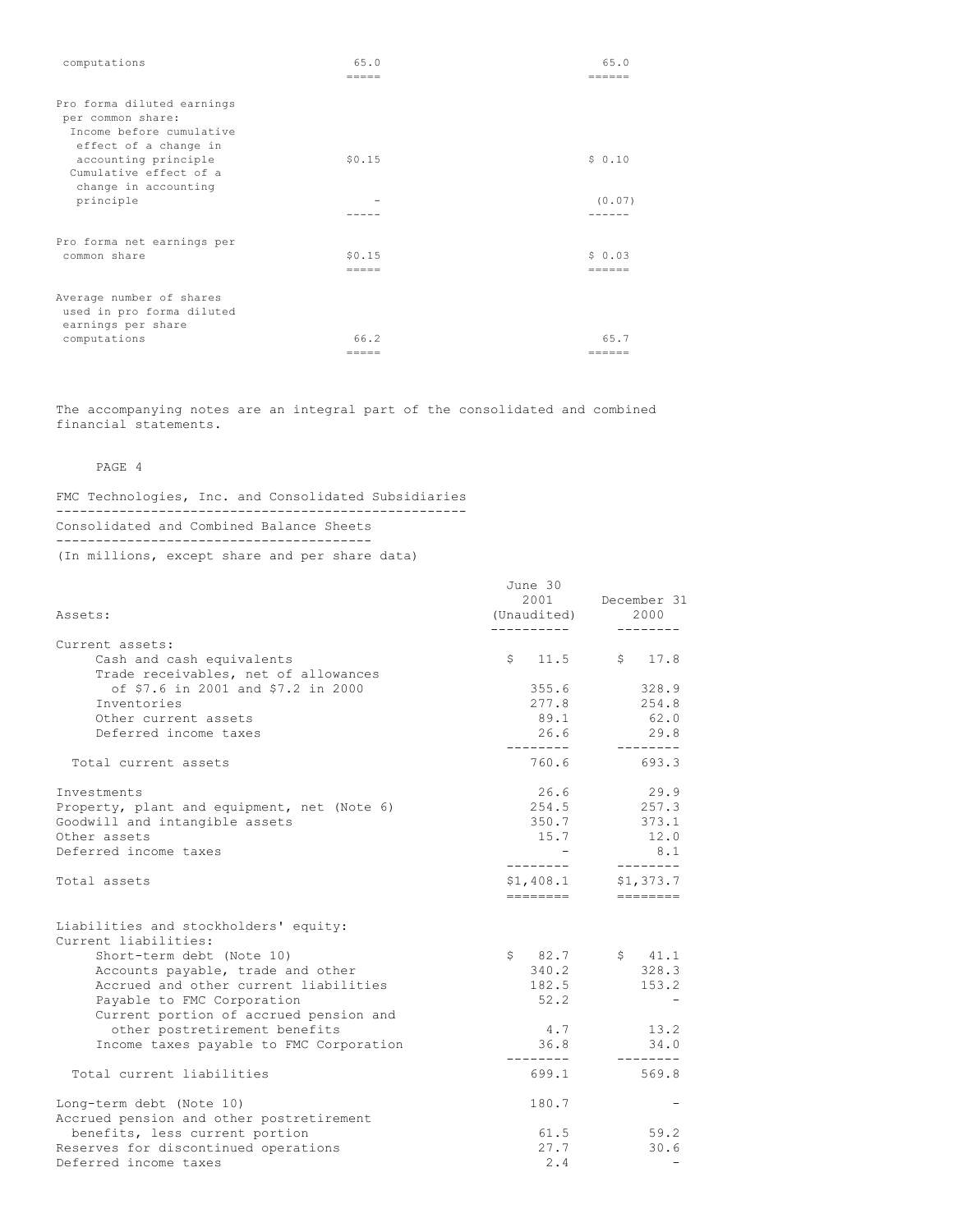| | | |
|---|---|---|
| computations | 65.0 | 65.0 |
| Pro forma diluted earnings per common share: | | |
| Income before cumulative effect of a change in accounting principle | $0.15 | $ 0.10 |
| Cumulative effect of a change in accounting principle | - | (0.07) |
| Pro forma net earnings per common share | $0.15 | $ 0.03 |
| Average number of shares used in pro forma diluted earnings per share computations | 66.2 | 65.7 |

The accompanying notes are an integral part of the consolidated and combined financial statements.

FMC Technologies, Inc. and Consolidated Subsidiaries

Consolidated and Combined Balance Sheets

(In millions, except share and per share data)

| Assets: | June 30 2001 (Unaudited) | December 31 2000 |
|---|---|---|
| Current assets: | | |
| Cash and cash equivalents | $ 11.5 | $ 17.8 |
| Trade receivables, net of allowances of $7.6 in 2001 and $7.2 in 2000 | 355.6 | 328.9 |
| Inventories | 277.8 | 254.8 |
| Other current assets | 89.1 | 62.0 |
| Deferred income taxes | 26.6 | 29.8 |
| Total current assets | 760.6 | 693.3 |
| Investments | 26.6 | 29.9 |
| Property, plant and equipment, net (Note 6) | 254.5 | 257.3 |
| Goodwill and intangible assets | 350.7 | 373.1 |
| Other assets | 15.7 | 12.0 |
| Deferred income taxes | - | 8.1 |
| Total assets | $1,408.1 | $1,373.7 |
| Liabilities and stockholders' equity: | | |
| Current liabilities: | | |
| Short-term debt (Note 10) | $ 82.7 | $ 41.1 |
| Accounts payable, trade and other | 340.2 | 328.3 |
| Accrued and other current liabilities | 182.5 | 153.2 |
| Payable to FMC Corporation | 52.2 | - |
| Current portion of accrued pension and other postretirement benefits | 4.7 | 13.2 |
| Income taxes payable to FMC Corporation | 36.8 | 34.0 |
| Total current liabilities | 699.1 | 569.8 |
| Long-term debt (Note 10) | 180.7 | - |
| Accrued pension and other postretirement benefits, less current portion | 61.5 | 59.2 |
| Reserves for discontinued operations | 27.7 | 30.6 |
| Deferred income taxes | 2.4 | - |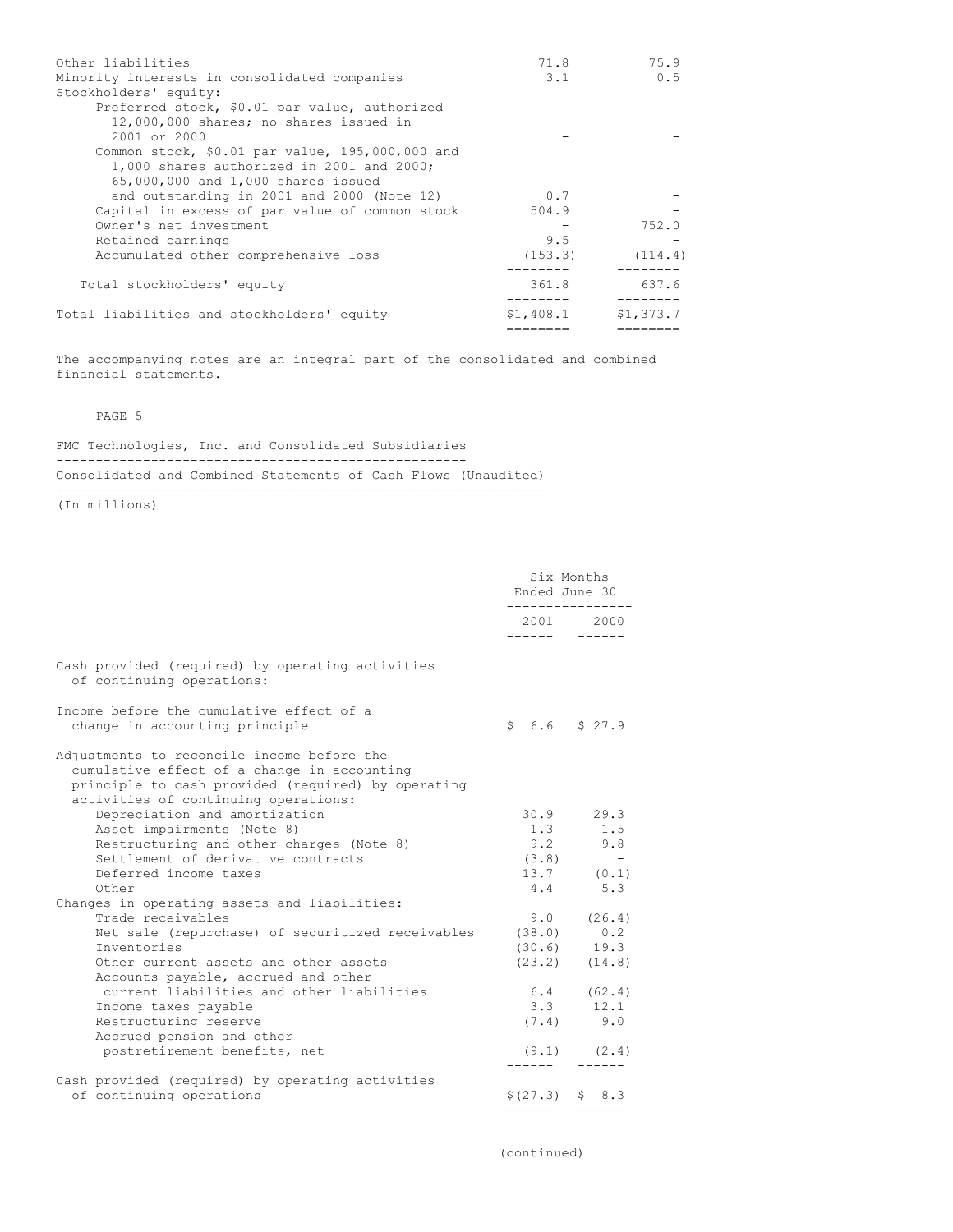| | | |
|---|---|---|
| Other liabilities | 71.8 | 75.9 |
| Minority interests in consolidated companies | 3.1 | 0.5 |
| Stockholders' equity: | | |
| Preferred stock, $0.01 par value, authorized 12,000,000 shares; no shares issued in 2001 or 2000 | - | - |
| Common stock, $0.01 par value, 195,000,000 and 1,000 shares authorized in 2001 and 2000; 65,000,000 and 1,000 shares issued and outstanding in 2001 and 2000 (Note 12) | 0.7 | - |
| Capital in excess of par value of common stock | 504.9 | - |
| Owner's net investment | - | 752.0 |
| Retained earnings | 9.5 | - |
| Accumulated other comprehensive loss | (153.3) | (114.4) |
| Total stockholders' equity | 361.8 | 637.6 |
| Total liabilities and stockholders' equity | $1,408.1 | $1,373.7 |

The accompanying notes are an integral part of the consolidated and combined financial statements.

FMC Technologies, Inc. and Consolidated Subsidiaries

Consolidated and Combined Statements of Cash Flows (Unaudited)

(In millions)

| | Six Months Ended June 30 | |
|---|---|---|
| | 2001 | 2000 |
| Cash provided (required) by operating activities of continuing operations: | | |
| Income before the cumulative effect of a change in accounting principle | $ 6.6 | $ 27.9 |
| Adjustments to reconcile income before the cumulative effect of a change in accounting principle to cash provided (required) by operating activities of continuing operations: | | |
| Depreciation and amortization | 30.9 | 29.3 |
| Asset impairments (Note 8) | 1.3 | 1.5 |
| Restructuring and other charges (Note 8) | 9.2 | 9.8 |
| Settlement of derivative contracts | (3.8) | - |
| Deferred income taxes | 13.7 | (0.1) |
| Other | 4.4 | 5.3 |
| Changes in operating assets and liabilities: | | |
| Trade receivables | 9.0 | (26.4) |
| Net sale (repurchase) of securitized receivables | (38.0) | 0.2 |
| Inventories | (30.6) | 19.3 |
| Other current assets and other assets | (23.2) | (14.8) |
| Accounts payable, accrued and other current liabilities and other liabilities | 6.4 | (62.4) |
| Income taxes payable | 3.3 | 12.1 |
| Restructuring reserve | (7.4) | 9.0 |
| Accrued pension and other postretirement benefits, net | (9.1) | (2.4) |
| Cash provided (required) by operating activities of continuing operations | $(27.3) | $ 8.3 |

(continued)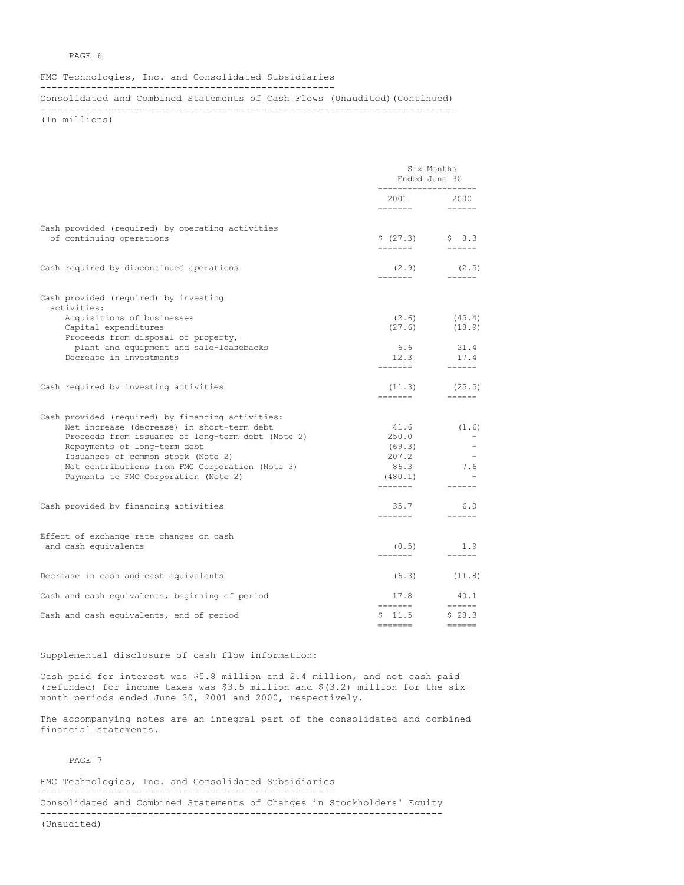FMC Technologies, Inc. and Consolidated Subsidiaries

Consolidated and Combined Statements of Cash Flows (Unaudited)(Continued)

(In millions)

| | Six Months Ended June 30 | |
|---|---|---|
| | 2001 | 2000 |
| Cash provided (required) by operating activities of continuing operations | $ (27.3) | $ 8.3 |
| Cash required by discontinued operations | (2.9) | (2.5) |
| Cash provided (required) by investing activities: | | |
| Acquisitions of businesses | (2.6) | (45.4) |
| Capital expenditures | (27.6) | (18.9) |
| Proceeds from disposal of property, plant and equipment and sale-leasebacks | 6.6 | 21.4 |
| Decrease in investments | 12.3 | 17.4 |
| Cash required by investing activities | (11.3) | (25.5) |
| Cash provided (required) by financing activities: | | |
| Net increase (decrease) in short-term debt | 41.6 | (1.6) |
| Proceeds from issuance of long-term debt (Note 2) | 250.0 | - |
| Repayments of long-term debt | (69.3) | - |
| Issuances of common stock (Note 2) | 207.2 | - |
| Net contributions from FMC Corporation (Note 3) | 86.3 | 7.6 |
| Payments to FMC Corporation (Note 2) | (480.1) | - |
| Cash provided by financing activities | 35.7 | 6.0 |
| Effect of exchange rate changes on cash and cash equivalents | (0.5) | 1.9 |
| Decrease in cash and cash equivalents | (6.3) | (11.8) |
| Cash and cash equivalents, beginning of period | 17.8 | 40.1 |
| Cash and cash equivalents, end of period | $ 11.5 | $ 28.3 |

Supplemental disclosure of cash flow information:

Cash paid for interest was $5.8 million and 2.4 million, and net cash paid (refunded) for income taxes was $3.5 million and $(3.2) million for the six-month periods ended June 30, 2001 and 2000, respectively.

The accompanying notes are an integral part of the consolidated and combined financial statements.

FMC Technologies, Inc. and Consolidated Subsidiaries

Consolidated and Combined Statements of Changes in Stockholders' Equity

(Unaudited)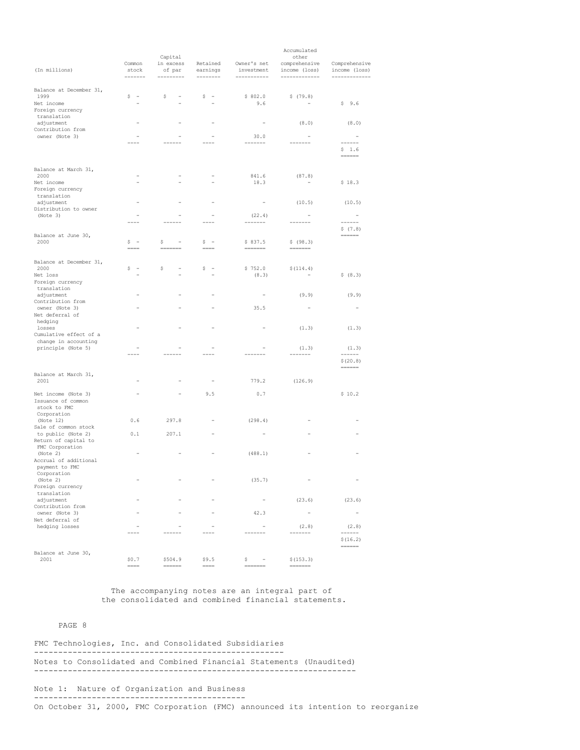| (In millions) | Common stock | Capital in excess of par | Retained earnings | Owner's net investment | Accumulated other comprehensive income (loss) | Comprehensive income (loss) |
|---|---|---|---|---|---|---|
| Balance at December 31, 1999 | $ - | $ - | $ - | $ 802.0 | $ (79.8) | |
| Net income | - | - | - | 9.6 | - | $ 9.6 |
| Foreign currency translation adjustment | - | - | - | - | (8.0) | (8.0) |
| Contribution from owner (Note 3) | - | - | - | 30.0 | - | - |
| | | | | | | $ 1.6 |
| Balance at March 31, 2000 | - | - | - | 841.6 | (87.8) | |
| Net income | - | - | - | 18.3 | - | $ 18.3 |
| Foreign currency translation adjustment | - | - | - | - | (10.5) | (10.5) |
| Distribution to owner (Note 3) | - | - | - | (22.4) | - | - |
| | | | | | | $ (7.8) |
| Balance at June 30, 2000 | $ - | $ - | $ - | $ 837.5 | $ (98.3) | |
| Balance at December 31, 2000 | $ - | $ - | $ - | $ 752.0 | $(114.4) | |
| Net loss | - | - | - | (8.3) | - | $ (8.3) |
| Foreign currency translation adjustment | - | - | - | - | (9.9) | (9.9) |
| Contribution from owner (Note 3) | - | - | - | 35.5 | - | - |
| Net deferral of hedging losses | - | - | - | - | (1.3) | (1.3) |
| Cumulative effect of a change in accounting principle (Note 5) | - | - | - | - | (1.3) | (1.3) |
| | | | | | | $(20.8) |
| Balance at March 31, 2001 | - | - | - | 779.2 | (126.9) | |
| Net income (Note 3) | - | - | 9.5 | 0.7 | | $ 10.2 |
| Issuance of common stock to FMC Corporation (Note 12) | 0.6 | 297.8 | - | (298.4) | - | - |
| Sale of common stock to public (Note 2) | 0.1 | 207.1 | - | - | - | - |
| Return of capital to FMC Corporation (Note 2) | - | - | - | (488.1) | - | - |
| Accrual of additional payment to FMC Corporation (Note 2) | - | - | - | (35.7) | - | - |
| Foreign currency translation adjustment | - | - | - | - | (23.6) | (23.6) |
| Contribution from owner (Note 3) | - | - | - | 42.3 | - | - |
| Net deferral of hedging losses | - | - | - | - | (2.8) | (2.8) |
| | | | | | | $(16.2) |
| Balance at June 30, 2001 | $0.7 | $504.9 | $9.5 | $ - | $(153.3) | |

The accompanying notes are an integral part of the consolidated and combined financial statements.

FMC Technologies, Inc. and Consolidated Subsidiaries

## Notes to Consolidated and Combined Financial Statements (Unaudited)

### Note 1: Nature of Organization and Business

On October 31, 2000, FMC Corporation (FMC) announced its intention to reorganize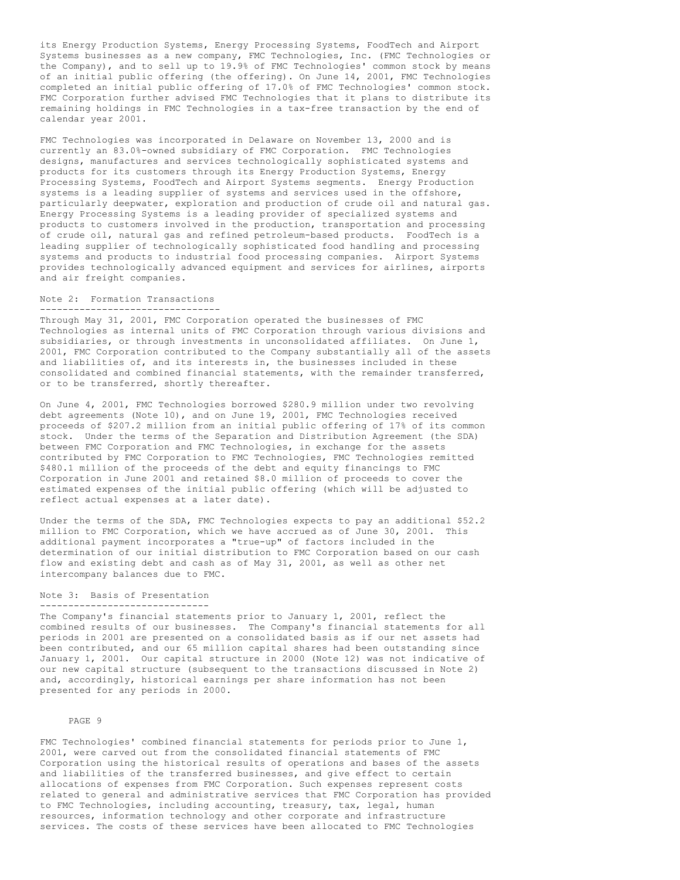its Energy Production Systems, Energy Processing Systems, FoodTech and Airport Systems businesses as a new company, FMC Technologies, Inc. (FMC Technologies or the Company), and to sell up to 19.9% of FMC Technologies' common stock by means of an initial public offering (the offering). On June 14, 2001, FMC Technologies completed an initial public offering of 17.0% of FMC Technologies' common stock. FMC Corporation further advised FMC Technologies that it plans to distribute its remaining holdings in FMC Technologies in a tax-free transaction by the end of calendar year 2001.

FMC Technologies was incorporated in Delaware on November 13, 2000 and is currently an 83.0%-owned subsidiary of FMC Corporation. FMC Technologies designs, manufactures and services technologically sophisticated systems and products for its customers through its Energy Production Systems, Energy Processing Systems, FoodTech and Airport Systems segments. Energy Production systems is a leading supplier of systems and services used in the offshore, particularly deepwater, exploration and production of crude oil and natural gas. Energy Processing Systems is a leading provider of specialized systems and products to customers involved in the production, transportation and processing of crude oil, natural gas and refined petroleum-based products. FoodTech is a leading supplier of technologically sophisticated food handling and processing systems and products to industrial food processing companies. Airport Systems provides technologically advanced equipment and services for airlines, airports and air freight companies.

## Note 2: Formation Transactions

Through May 31, 2001, FMC Corporation operated the businesses of FMC Technologies as internal units of FMC Corporation through various divisions and subsidiaries, or through investments in unconsolidated affiliates. On June 1, 2001, FMC Corporation contributed to the Company substantially all of the assets and liabilities of, and its interests in, the businesses included in these consolidated and combined financial statements, with the remainder transferred, or to be transferred, shortly thereafter.

On June 4, 2001, FMC Technologies borrowed $280.9 million under two revolving debt agreements (Note 10), and on June 19, 2001, FMC Technologies received proceeds of $207.2 million from an initial public offering of 17% of its common stock. Under the terms of the Separation and Distribution Agreement (the SDA) between FMC Corporation and FMC Technologies, in exchange for the assets contributed by FMC Corporation to FMC Technologies, FMC Technologies remitted $480.1 million of the proceeds of the debt and equity financings to FMC Corporation in June 2001 and retained $8.0 million of proceeds to cover the estimated expenses of the initial public offering (which will be adjusted to reflect actual expenses at a later date).

Under the terms of the SDA, FMC Technologies expects to pay an additional $52.2 million to FMC Corporation, which we have accrued as of June 30, 2001. This additional payment incorporates a "true-up" of factors included in the determination of our initial distribution to FMC Corporation based on our cash flow and existing debt and cash as of May 31, 2001, as well as other net intercompany balances due to FMC.

## Note 3: Basis of Presentation

The Company's financial statements prior to January 1, 2001, reflect the combined results of our businesses. The Company's financial statements for all periods in 2001 are presented on a consolidated basis as if our net assets had been contributed, and our 65 million capital shares had been outstanding since January 1, 2001. Our capital structure in 2000 (Note 12) was not indicative of our new capital structure (subsequent to the transactions discussed in Note 2) and, accordingly, historical earnings per share information has not been presented for any periods in 2000.

FMC Technologies' combined financial statements for periods prior to June 1, 2001, were carved out from the consolidated financial statements of FMC Corporation using the historical results of operations and bases of the assets and liabilities of the transferred businesses, and give effect to certain allocations of expenses from FMC Corporation. Such expenses represent costs related to general and administrative services that FMC Corporation has provided to FMC Technologies, including accounting, treasury, tax, legal, human resources, information technology and other corporate and infrastructure services. The costs of these services have been allocated to FMC Technologies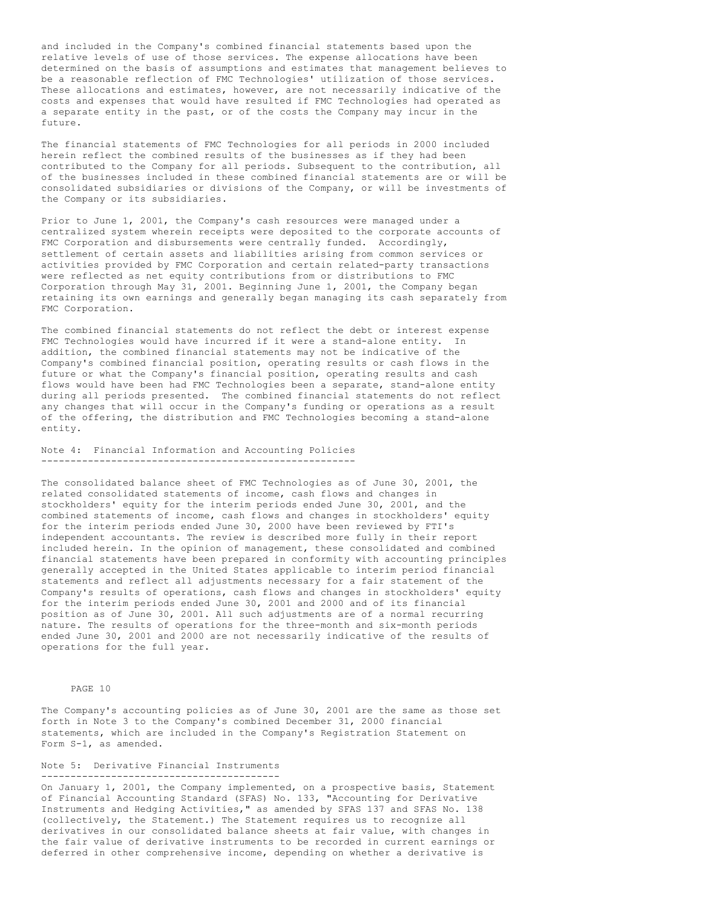and included in the Company's combined financial statements based upon the relative levels of use of those services. The expense allocations have been determined on the basis of assumptions and estimates that management believes to be a reasonable reflection of FMC Technologies' utilization of those services. These allocations and estimates, however, are not necessarily indicative of the costs and expenses that would have resulted if FMC Technologies had operated as a separate entity in the past, or of the costs the Company may incur in the future.

The financial statements of FMC Technologies for all periods in 2000 included herein reflect the combined results of the businesses as if they had been contributed to the Company for all periods. Subsequent to the contribution, all of the businesses included in these combined financial statements are or will be consolidated subsidiaries or divisions of the Company, or will be investments of the Company or its subsidiaries.

Prior to June 1, 2001, the Company's cash resources were managed under a centralized system wherein receipts were deposited to the corporate accounts of FMC Corporation and disbursements were centrally funded. Accordingly, settlement of certain assets and liabilities arising from common services or activities provided by FMC Corporation and certain related-party transactions were reflected as net equity contributions from or distributions to FMC Corporation through May 31, 2001. Beginning June 1, 2001, the Company began retaining its own earnings and generally began managing its cash separately from FMC Corporation.

The combined financial statements do not reflect the debt or interest expense FMC Technologies would have incurred if it were a stand-alone entity. In addition, the combined financial statements may not be indicative of the Company's combined financial position, operating results or cash flows in the future or what the Company's financial position, operating results and cash flows would have been had FMC Technologies been a separate, stand-alone entity during all periods presented. The combined financial statements do not reflect any changes that will occur in the Company's funding or operations as a result of the offering, the distribution and FMC Technologies becoming a stand-alone entity.

## Note 4: Financial Information and Accounting Policies

The consolidated balance sheet of FMC Technologies as of June 30, 2001, the related consolidated statements of income, cash flows and changes in stockholders' equity for the interim periods ended June 30, 2001, and the combined statements of income, cash flows and changes in stockholders' equity for the interim periods ended June 30, 2000 have been reviewed by FTI's independent accountants. The review is described more fully in their report included herein. In the opinion of management, these consolidated and combined financial statements have been prepared in conformity with accounting principles generally accepted in the United States applicable to interim period financial statements and reflect all adjustments necessary for a fair statement of the Company's results of operations, cash flows and changes in stockholders' equity for the interim periods ended June 30, 2001 and 2000 and of its financial position as of June 30, 2001. All such adjustments are of a normal recurring nature. The results of operations for the three-month and six-month periods ended June 30, 2001 and 2000 are not necessarily indicative of the results of operations for the full year.

The Company's accounting policies as of June 30, 2001 are the same as those set forth in Note 3 to the Company's combined December 31, 2000 financial statements, which are included in the Company's Registration Statement on Form S-1, as amended.

## Note 5: Derivative Financial Instruments

On January 1, 2001, the Company implemented, on a prospective basis, Statement of Financial Accounting Standard (SFAS) No. 133, "Accounting for Derivative Instruments and Hedging Activities," as amended by SFAS 137 and SFAS No. 138 (collectively, the Statement.) The Statement requires us to recognize all derivatives in our consolidated balance sheets at fair value, with changes in the fair value of derivative instruments to be recorded in current earnings or deferred in other comprehensive income, depending on whether a derivative is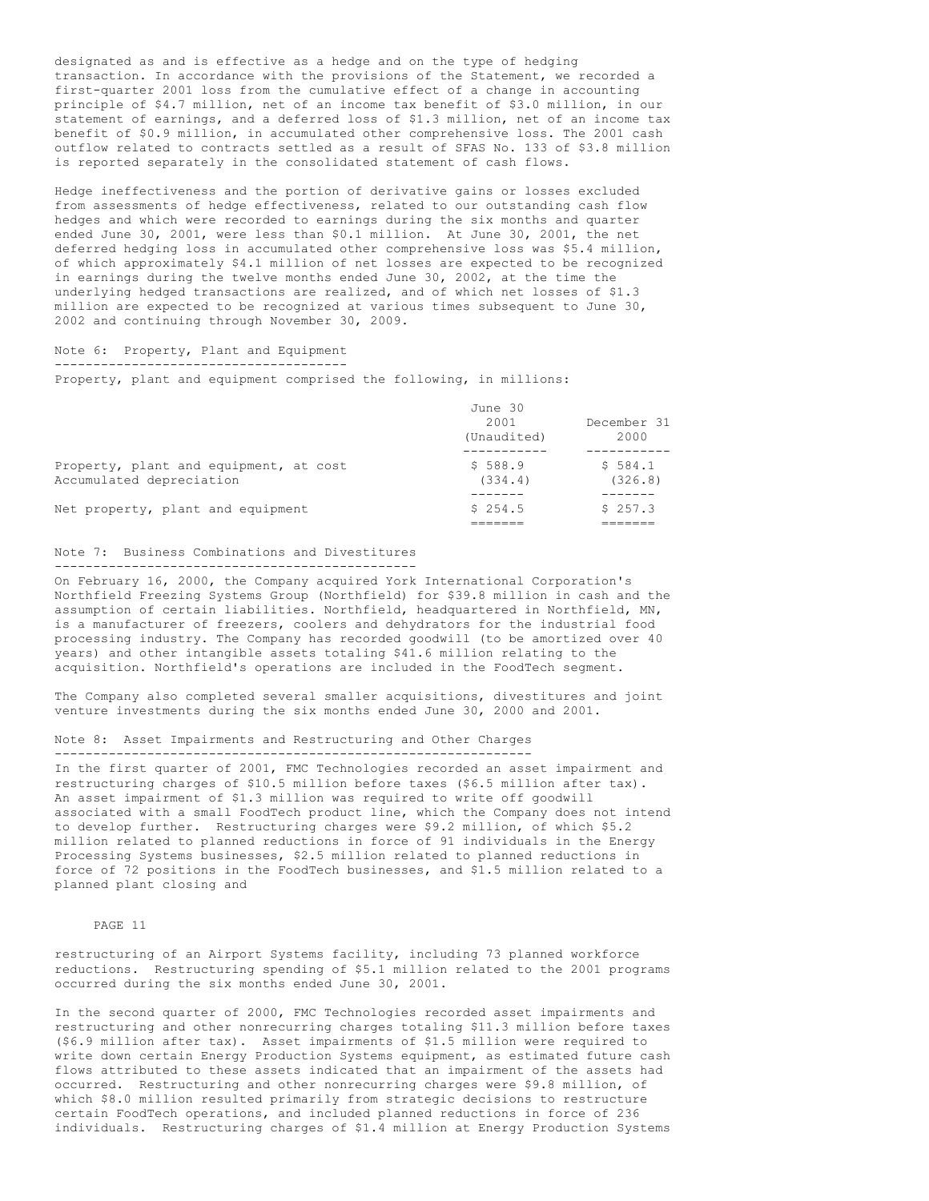designated as and is effective as a hedge and on the type of hedging transaction. In accordance with the provisions of the Statement, we recorded a first-quarter 2001 loss from the cumulative effect of a change in accounting principle of $4.7 million, net of an income tax benefit of $3.0 million, in our statement of earnings, and a deferred loss of $1.3 million, net of an income tax benefit of $0.9 million, in accumulated other comprehensive loss. The 2001 cash outflow related to contracts settled as a result of SFAS No. 133 of $3.8 million is reported separately in the consolidated statement of cash flows.

Hedge ineffectiveness and the portion of derivative gains or losses excluded from assessments of hedge effectiveness, related to our outstanding cash flow hedges and which were recorded to earnings during the six months and quarter ended June 30, 2001, were less than $0.1 million. At June 30, 2001, the net deferred hedging loss in accumulated other comprehensive loss was $5.4 million, of which approximately $4.1 million of net losses are expected to be recognized in earnings during the twelve months ended June 30, 2002, at the time the underlying hedged transactions are realized, and of which net losses of $1.3 million are expected to be recognized at various times subsequent to June 30, 2002 and continuing through November 30, 2009.

## Note 6: Property, Plant and Equipment

Property, plant and equipment comprised the following, in millions:

| | June 30 2001 (Unaudited) | December 31 2000 |
|---|---|---|
| Property, plant and equipment, at cost | $ 588.9 | $ 584.1 |
| Accumulated depreciation | (334.4) | (326.8) |
| Net property, plant and equipment | $ 254.5 | $ 257.3 |

## Note 7: Business Combinations and Divestitures

On February 16, 2000, the Company acquired York International Corporation's Northfield Freezing Systems Group (Northfield) for $39.8 million in cash and the assumption of certain liabilities. Northfield, headquartered in Northfield, MN, is a manufacturer of freezers, coolers and dehydrators for the industrial food processing industry. The Company has recorded goodwill (to be amortized over 40 years) and other intangible assets totaling $41.6 million relating to the acquisition. Northfield's operations are included in the FoodTech segment.

The Company also completed several smaller acquisitions, divestitures and joint venture investments during the six months ended June 30, 2000 and 2001.

## Note 8: Asset Impairments and Restructuring and Other Charges

In the first quarter of 2001, FMC Technologies recorded an asset impairment and restructuring charges of $10.5 million before taxes ($6.5 million after tax). An asset impairment of $1.3 million was required to write off goodwill associated with a small FoodTech product line, which the Company does not intend to develop further. Restructuring charges were $9.2 million, of which $5.2 million related to planned reductions in force of 91 individuals in the Energy Processing Systems businesses, $2.5 million related to planned reductions in force of 72 positions in the FoodTech businesses, and $1.5 million related to a planned plant closing and restructuring of an Airport Systems facility, including 73 planned workforce reductions. Restructuring spending of $5.1 million related to the 2001 programs occurred during the six months ended June 30, 2001.

In the second quarter of 2000, FMC Technologies recorded asset impairments and restructuring and other nonrecurring charges totaling $11.3 million before taxes ($6.9 million after tax). Asset impairments of $1.5 million were required to write down certain Energy Production Systems equipment, as estimated future cash flows attributed to these assets indicated that an impairment of the assets had occurred. Restructuring and other nonrecurring charges were $9.8 million, of which $8.0 million resulted primarily from strategic decisions to restructure certain FoodTech operations, and included planned reductions in force of 236 individuals. Restructuring charges of $1.4 million at Energy Production Systems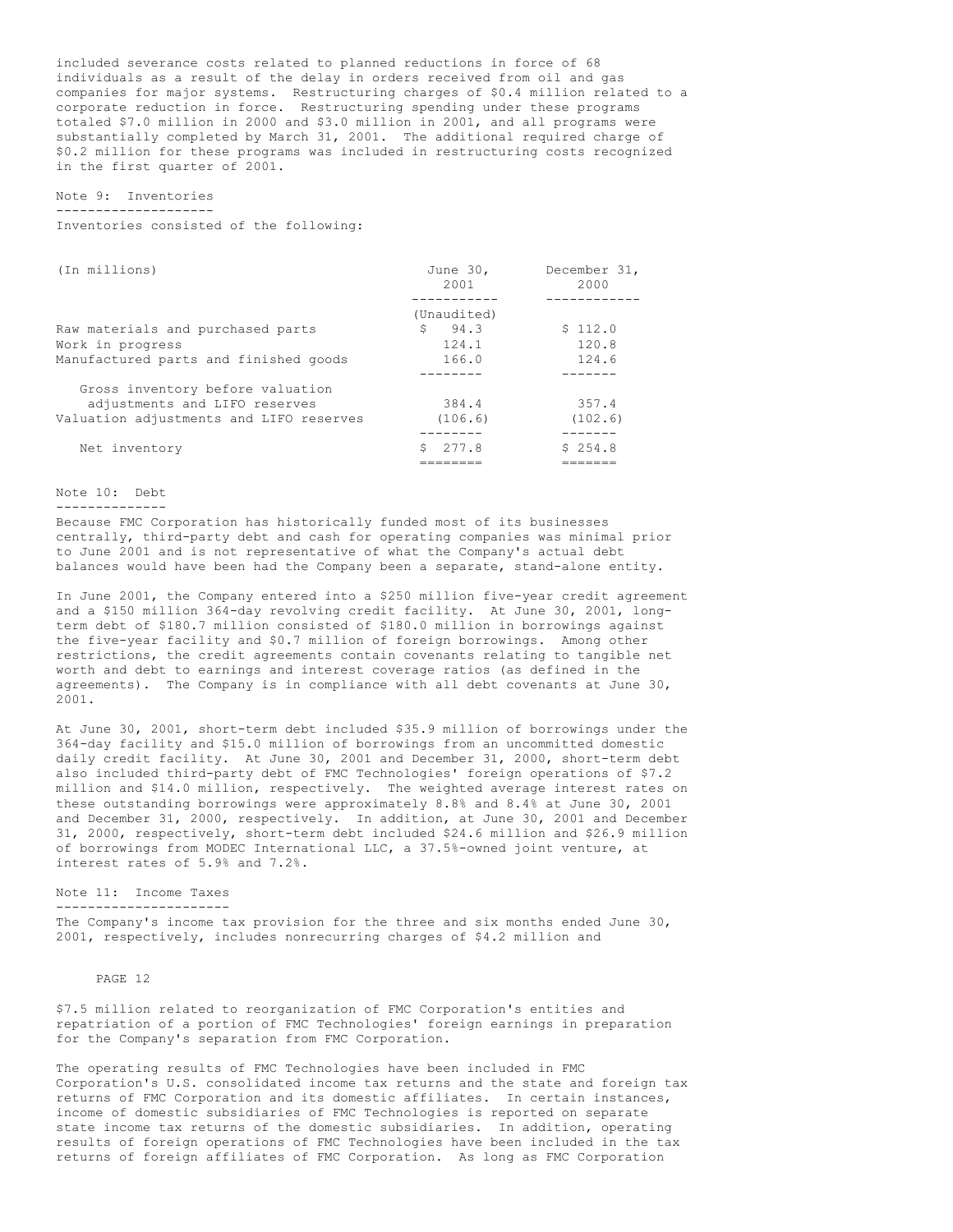included severance costs related to planned reductions in force of 68 individuals as a result of the delay in orders received from oil and gas companies for major systems. Restructuring charges of $0.4 million related to a corporate reduction in force. Restructuring spending under these programs totaled $7.0 million in 2000 and $3.0 million in 2001, and all programs were substantially completed by March 31, 2001. The additional required charge of $0.2 million for these programs was included in restructuring costs recognized in the first quarter of 2001.

## Note 9: Inventories

Inventories consisted of the following:

| (In millions) | June 30, 2001 | December 31, 2000 |
|---|---|---|
| | (Unaudited) | |
| Raw materials and purchased parts | $ 94.3 | $ 112.0 |
| Work in progress | 124.1 | 120.8 |
| Manufactured parts and finished goods | 166.0 | 124.6 |
| Gross inventory before valuation adjustments and LIFO reserves | 384.4 | 357.4 |
| Valuation adjustments and LIFO reserves | (106.6) | (102.6) |
| Net inventory | $ 277.8 | $ 254.8 |

## Note 10: Debt

Because FMC Corporation has historically funded most of its businesses centrally, third-party debt and cash for operating companies was minimal prior to June 2001 and is not representative of what the Company's actual debt balances would have been had the Company been a separate, stand-alone entity.

In June 2001, the Company entered into a $250 million five-year credit agreement and a $150 million 364-day revolving credit facility. At June 30, 2001, long-term debt of $180.7 million consisted of $180.0 million in borrowings against the five-year facility and $0.7 million of foreign borrowings. Among other restrictions, the credit agreements contain covenants relating to tangible net worth and debt to earnings and interest coverage ratios (as defined in the agreements). The Company is in compliance with all debt covenants at June 30, 2001.

At June 30, 2001, short-term debt included $35.9 million of borrowings under the 364-day facility and $15.0 million of borrowings from an uncommitted domestic daily credit facility. At June 30, 2001 and December 31, 2000, short-term debt also included third-party debt of FMC Technologies' foreign operations of $7.2 million and $14.0 million, respectively. The weighted average interest rates on these outstanding borrowings were approximately 8.8% and 8.4% at June 30, 2001 and December 31, 2000, respectively. In addition, at June 30, 2001 and December 31, 2000, respectively, short-term debt included $24.6 million and $26.9 million of borrowings from MODEC International LLC, a 37.5%-owned joint venture, at interest rates of 5.9% and 7.2%.

## Note 11: Income Taxes

The Company's income tax provision for the three and six months ended June 30, 2001, respectively, includes nonrecurring charges of $4.2 million and $7.5 million related to reorganization of FMC Corporation's entities and repatriation of a portion of FMC Technologies' foreign earnings in preparation for the Company's separation from FMC Corporation.

The operating results of FMC Technologies have been included in FMC Corporation's U.S. consolidated income tax returns and the state and foreign tax returns of FMC Corporation and its domestic affiliates. In certain instances, income of domestic subsidiaries of FMC Technologies is reported on separate state income tax returns of the domestic subsidiaries. In addition, operating results of foreign operations of FMC Technologies have been included in the tax returns of foreign affiliates of FMC Corporation. As long as FMC Corporation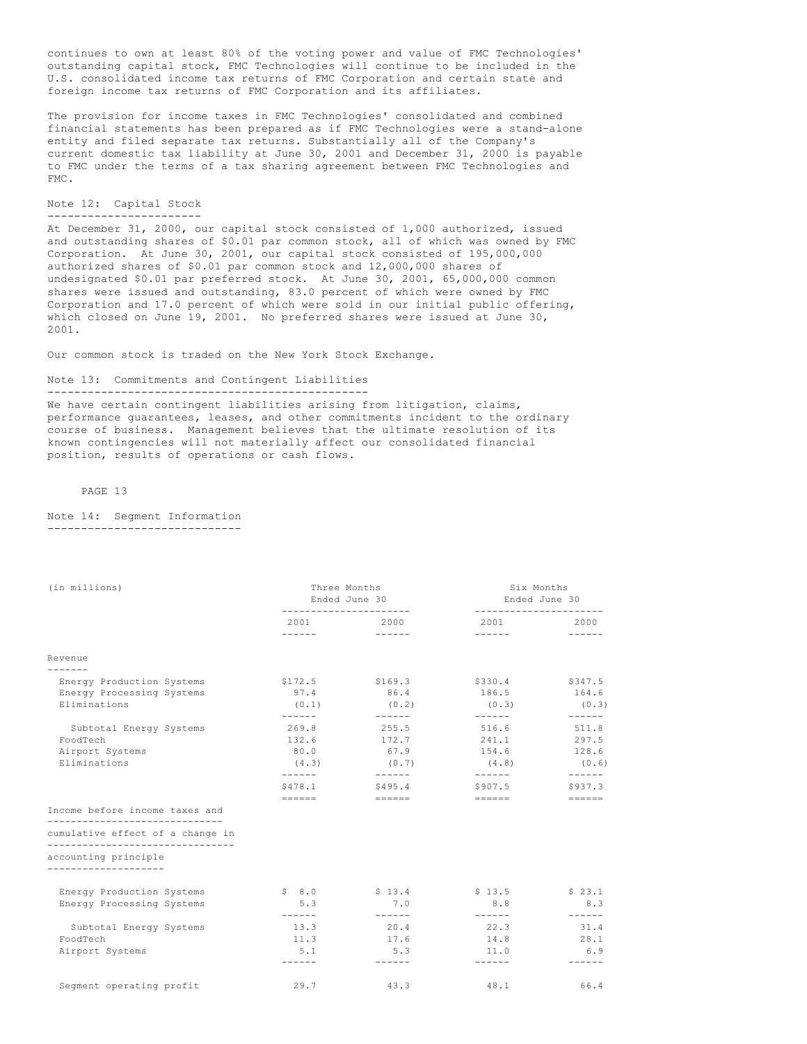continues to own at least 80% of the voting power and value of FMC Technologies' outstanding capital stock, FMC Technologies will continue to be included in the U.S. consolidated income tax returns of FMC Corporation and certain state and foreign income tax returns of FMC Corporation and its affiliates.

The provision for income taxes in FMC Technologies' consolidated and combined financial statements has been prepared as if FMC Technologies were a stand-alone entity and filed separate tax returns. Substantially all of the Company's current domestic tax liability at June 30, 2001 and December 31, 2000 is payable to FMC under the terms of a tax sharing agreement between FMC Technologies and FMC.

## Note 12: Capital Stock

At December 31, 2000, our capital stock consisted of 1,000 authorized, issued and outstanding shares of $0.01 par common stock, all of which was owned by FMC Corporation. At June 30, 2001, our capital stock consisted of 195,000,000 authorized shares of $0.01 par common stock and 12,000,000 shares of undesignated $0.01 par preferred stock. At June 30, 2001, 65,000,000 common shares were issued and outstanding, 83.0 percent of which were owned by FMC Corporation and 17.0 percent of which were sold in our initial public offering, which closed on June 19, 2001. No preferred shares were issued at June 30, 2001.

Our common stock is traded on the New York Stock Exchange.

## Note 13: Commitments and Contingent Liabilities

We have certain contingent liabilities arising from litigation, claims, performance guarantees, leases, and other commitments incident to the ordinary course of business. Management believes that the ultimate resolution of its known contingencies will not materially affect our consolidated financial position, results of operations or cash flows.

## Note 14: Segment Information

| (in millions) | Three Months Ended June 30 | | Six Months Ended June 30 | |
|---|---|---|---|---|
| | 2001 | 2000 | 2001 | 2000 |
| **Revenue** | | | | |
| Energy Production Systems | $172.5 | $169.3 | $330.4 | $347.5 |
| Energy Processing Systems | 97.4 | 86.4 | 186.5 | 164.6 |
| Eliminations | (0.1) | (0.2) | (0.3) | (0.3) |
| Subtotal Energy Systems | 269.8 | 255.5 | 516.6 | 511.8 |
| FoodTech | 132.6 | 172.7 | 241.1 | 297.5 |
| Airport Systems | 80.0 | 67.9 | 154.6 | 128.6 |
| Eliminations | (4.3) | (0.7) | (4.8) | (0.6) |
| | $478.1 | $495.4 | $907.5 | $937.3 |
| **Income before income taxes and cumulative effect of a change in accounting principle** | | | | |
| Energy Production Systems | $ 8.0 | $ 13.4 | $ 13.5 | $ 23.1 |
| Energy Processing Systems | 5.3 | 7.0 | 8.8 | 8.3 |
| Subtotal Energy Systems | 13.3 | 20.4 | 22.3 | 31.4 |
| FoodTech | 11.3 | 17.6 | 14.8 | 28.1 |
| Airport Systems | 5.1 | 5.3 | 11.0 | 6.9 |
| Segment operating profit | 29.7 | 43.3 | 48.1 | 66.4 |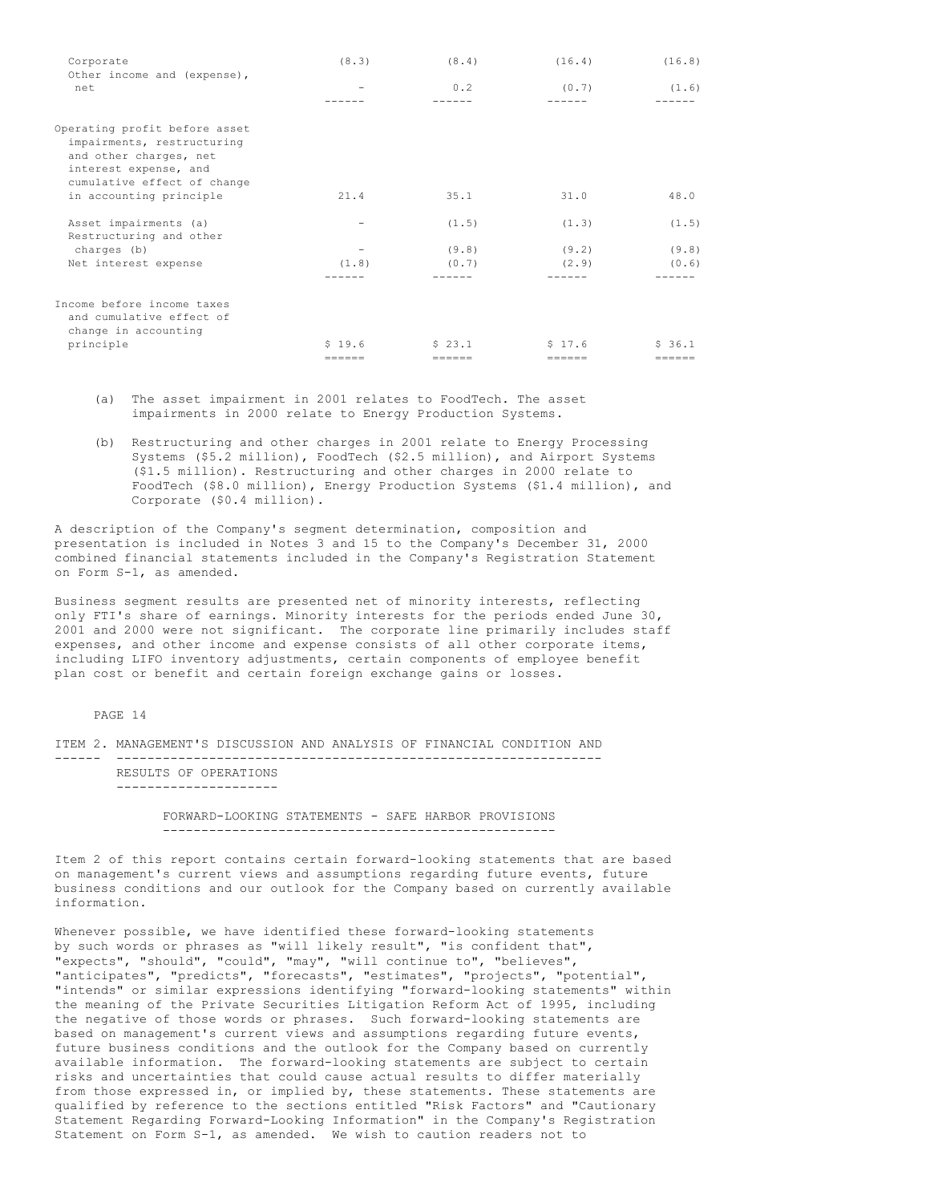| | | | | |
|---|---|---|---|---|
| Corporate | (8.3) | (8.4) | (16.4) | (16.8) |
| Other income and (expense), net | - | 0.2 | (0.7) | (1.6) |
| Operating profit before asset impairments, restructuring and other charges, net interest expense, and cumulative effect of change in accounting principle | 21.4 | 35.1 | 31.0 | 48.0 |
| Asset impairments (a) | - | (1.5) | (1.3) | (1.5) |
| Restructuring and other charges (b) | - | (9.8) | (9.2) | (9.8) |
| Net interest expense | (1.8) | (0.7) | (2.9) | (0.6) |
| Income before income taxes and cumulative effect of change in accounting principle | $ 19.6 | $ 23.1 | $ 17.6 | $ 36.1 |

(a) The asset impairment in 2001 relates to FoodTech. The asset impairments in 2000 relate to Energy Production Systems.

(b) Restructuring and other charges in 2001 relate to Energy Processing Systems ($5.2 million), FoodTech ($2.5 million), and Airport Systems ($1.5 million). Restructuring and other charges in 2000 relate to FoodTech ($8.0 million), Energy Production Systems ($1.4 million), and Corporate ($0.4 million).

A description of the Company's segment determination, composition and presentation is included in Notes 3 and 15 to the Company's December 31, 2000 combined financial statements included in the Company's Registration Statement on Form S-1, as amended.

Business segment results are presented net of minority interests, reflecting only FTI's share of earnings. Minority interests for the periods ended June 30, 2001 and 2000 were not significant. The corporate line primarily includes staff expenses, and other income and expense consists of all other corporate items, including LIFO inventory adjustments, certain components of employee benefit plan cost or benefit and certain foreign exchange gains or losses.

## ITEM 2. MANAGEMENT'S DISCUSSION AND ANALYSIS OF FINANCIAL CONDITION AND RESULTS OF OPERATIONS

### FORWARD-LOOKING STATEMENTS - SAFE HARBOR PROVISIONS

Item 2 of this report contains certain forward-looking statements that are based on management's current views and assumptions regarding future events, future business conditions and our outlook for the Company based on currently available information.

Whenever possible, we have identified these forward-looking statements by such words or phrases as "will likely result", "is confident that", "expects", "should", "could", "may", "will continue to", "believes", "anticipates", "predicts", "forecasts", "estimates", "projects", "potential", "intends" or similar expressions identifying "forward-looking statements" within the meaning of the Private Securities Litigation Reform Act of 1995, including the negative of those words or phrases. Such forward-looking statements are based on management's current views and assumptions regarding future events, future business conditions and the outlook for the Company based on currently available information. The forward-looking statements are subject to certain risks and uncertainties that could cause actual results to differ materially from those expressed in, or implied by, these statements. These statements are qualified by reference to the sections entitled "Risk Factors" and "Cautionary Statement Regarding Forward-Looking Information" in the Company's Registration Statement on Form S-1, as amended. We wish to caution readers not to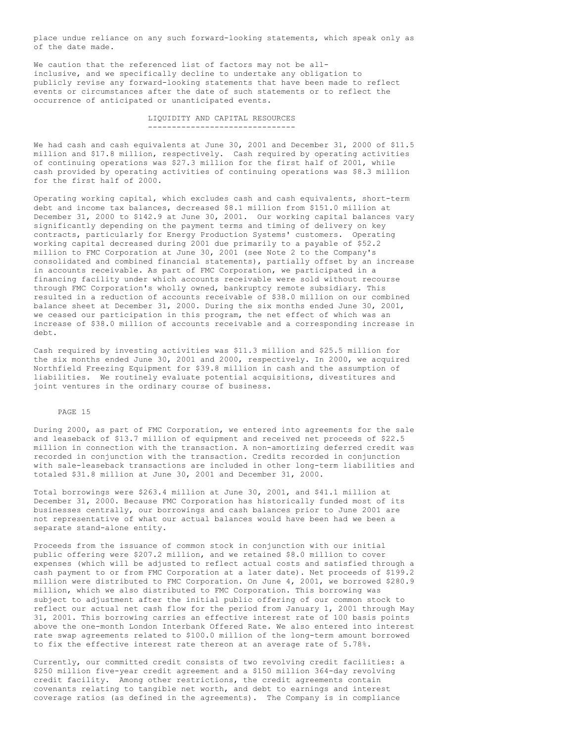place undue reliance on any such forward-looking statements, which speak only as of the date made.

We caution that the referenced list of factors may not be all-inclusive, and we specifically decline to undertake any obligation to publicly revise any forward-looking statements that have been made to reflect events or circumstances after the date of such statements or to reflect the occurrence of anticipated or unanticipated events.

## LIQUIDITY AND CAPITAL RESOURCES

We had cash and cash equivalents at June 30, 2001 and December 31, 2000 of $11.5 million and $17.8 million, respectively. Cash required by operating activities of continuing operations was $27.3 million for the first half of 2001, while cash provided by operating activities of continuing operations was $8.3 million for the first half of 2000.

Operating working capital, which excludes cash and cash equivalents, short-term debt and income tax balances, decreased $8.1 million from $151.0 million at December 31, 2000 to $142.9 at June 30, 2001. Our working capital balances vary significantly depending on the payment terms and timing of delivery on key contracts, particularly for Energy Production Systems' customers. Operating working capital decreased during 2001 due primarily to a payable of $52.2 million to FMC Corporation at June 30, 2001 (see Note 2 to the Company's consolidated and combined financial statements), partially offset by an increase in accounts receivable. As part of FMC Corporation, we participated in a financing facility under which accounts receivable were sold without recourse through FMC Corporation's wholly owned, bankruptcy remote subsidiary. This resulted in a reduction of accounts receivable of $38.0 million on our combined balance sheet at December 31, 2000. During the six months ended June 30, 2001, we ceased our participation in this program, the net effect of which was an increase of $38.0 million of accounts receivable and a corresponding increase in debt.

Cash required by investing activities was $11.3 million and $25.5 million for the six months ended June 30, 2001 and 2000, respectively. In 2000, we acquired Northfield Freezing Equipment for $39.8 million in cash and the assumption of liabilities. We routinely evaluate potential acquisitions, divestitures and joint ventures in the ordinary course of business.

During 2000, as part of FMC Corporation, we entered into agreements for the sale and leaseback of $13.7 million of equipment and received net proceeds of $22.5 million in connection with the transaction. A non-amortizing deferred credit was recorded in conjunction with the transaction. Credits recorded in conjunction with sale-leaseback transactions are included in other long-term liabilities and totaled $31.8 million at June 30, 2001 and December 31, 2000.

Total borrowings were $263.4 million at June 30, 2001, and $41.1 million at December 31, 2000. Because FMC Corporation has historically funded most of its businesses centrally, our borrowings and cash balances prior to June 2001 are not representative of what our actual balances would have been had we been a separate stand-alone entity.

Proceeds from the issuance of common stock in conjunction with our initial public offering were $207.2 million, and we retained $8.0 million to cover expenses (which will be adjusted to reflect actual costs and satisfied through a cash payment to or from FMC Corporation at a later date). Net proceeds of $199.2 million were distributed to FMC Corporation. On June 4, 2001, we borrowed $280.9 million, which we also distributed to FMC Corporation. This borrowing was subject to adjustment after the initial public offering of our common stock to reflect our actual net cash flow for the period from January 1, 2001 through May 31, 2001. This borrowing carries an effective interest rate of 100 basis points above the one-month London Interbank Offered Rate. We also entered into interest rate swap agreements related to $100.0 million of the long-term amount borrowed to fix the effective interest rate thereon at an average rate of 5.78%.

Currently, our committed credit consists of two revolving credit facilities: a $250 million five-year credit agreement and a $150 million 364-day revolving credit facility. Among other restrictions, the credit agreements contain covenants relating to tangible net worth, and debt to earnings and interest coverage ratios (as defined in the agreements). The Company is in compliance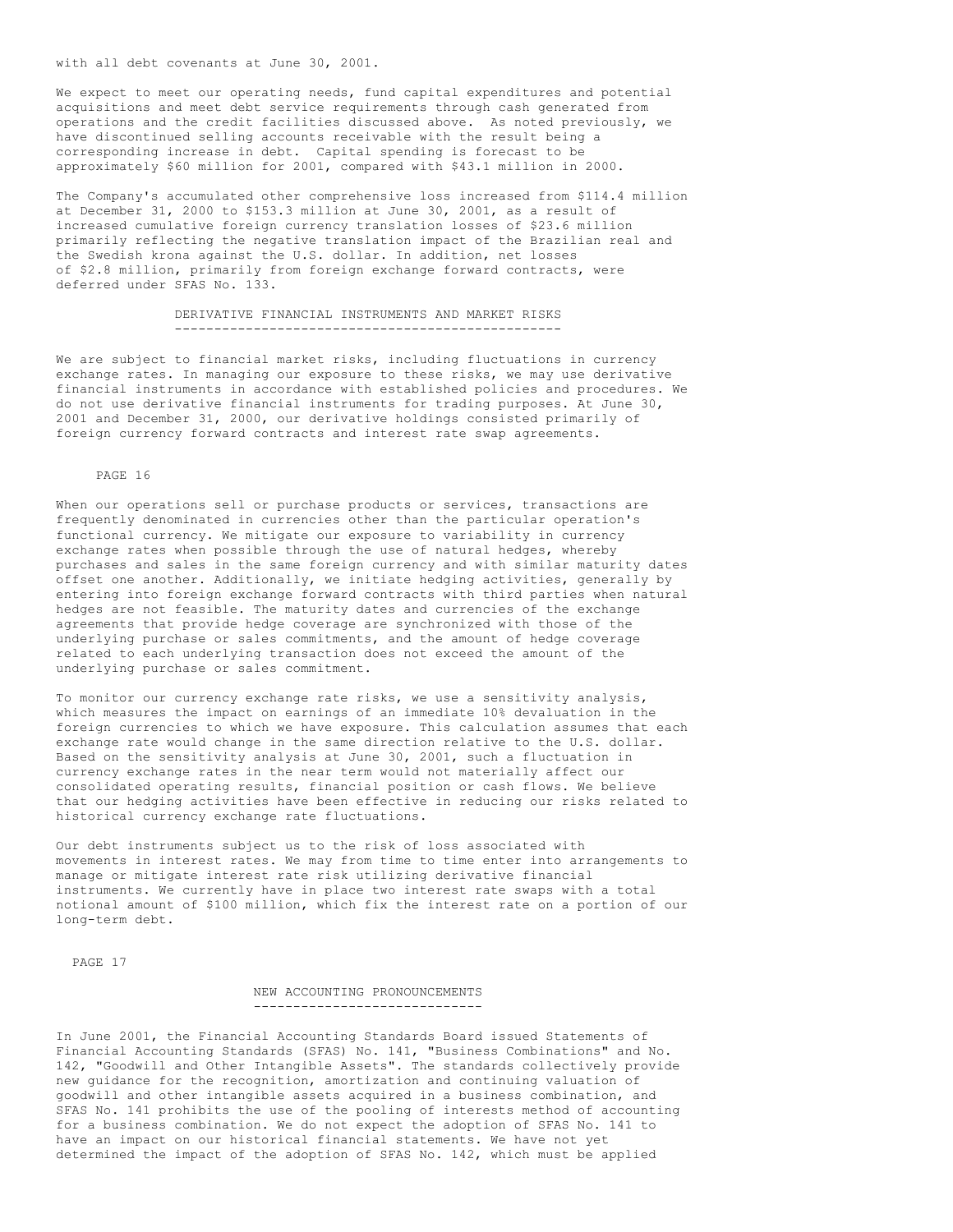with all debt covenants at June 30, 2001.

We expect to meet our operating needs, fund capital expenditures and potential acquisitions and meet debt service requirements through cash generated from operations and the credit facilities discussed above. As noted previously, we have discontinued selling accounts receivable with the result being a corresponding increase in debt. Capital spending is forecast to be approximately $60 million for 2001, compared with $43.1 million in 2000.

The Company's accumulated other comprehensive loss increased from $114.4 million at December 31, 2000 to $153.3 million at June 30, 2001, as a result of increased cumulative foreign currency translation losses of $23.6 million primarily reflecting the negative translation impact of the Brazilian real and the Swedish krona against the U.S. dollar. In addition, net losses of $2.8 million, primarily from foreign exchange forward contracts, were deferred under SFAS No. 133.

## DERIVATIVE FINANCIAL INSTRUMENTS AND MARKET RISKS

We are subject to financial market risks, including fluctuations in currency exchange rates. In managing our exposure to these risks, we may use derivative financial instruments in accordance with established policies and procedures. We do not use derivative financial instruments for trading purposes. At June 30, 2001 and December 31, 2000, our derivative holdings consisted primarily of foreign currency forward contracts and interest rate swap agreements.

When our operations sell or purchase products or services, transactions are frequently denominated in currencies other than the particular operation's functional currency. We mitigate our exposure to variability in currency exchange rates when possible through the use of natural hedges, whereby purchases and sales in the same foreign currency and with similar maturity dates offset one another. Additionally, we initiate hedging activities, generally by entering into foreign exchange forward contracts with third parties when natural hedges are not feasible. The maturity dates and currencies of the exchange agreements that provide hedge coverage are synchronized with those of the underlying purchase or sales commitments, and the amount of hedge coverage related to each underlying transaction does not exceed the amount of the underlying purchase or sales commitment.

To monitor our currency exchange rate risks, we use a sensitivity analysis, which measures the impact on earnings of an immediate 10% devaluation in the foreign currencies to which we have exposure. This calculation assumes that each exchange rate would change in the same direction relative to the U.S. dollar. Based on the sensitivity analysis at June 30, 2001, such a fluctuation in currency exchange rates in the near term would not materially affect our consolidated operating results, financial position or cash flows. We believe that our hedging activities have been effective in reducing our risks related to historical currency exchange rate fluctuations.

Our debt instruments subject us to the risk of loss associated with movements in interest rates. We may from time to time enter into arrangements to manage or mitigate interest rate risk utilizing derivative financial instruments. We currently have in place two interest rate swaps with a total notional amount of $100 million, which fix the interest rate on a portion of our long-term debt.

## NEW ACCOUNTING PRONOUNCEMENTS

In June 2001, the Financial Accounting Standards Board issued Statements of Financial Accounting Standards (SFAS) No. 141, "Business Combinations" and No. 142, "Goodwill and Other Intangible Assets". The standards collectively provide new guidance for the recognition, amortization and continuing valuation of goodwill and other intangible assets acquired in a business combination, and SFAS No. 141 prohibits the use of the pooling of interests method of accounting for a business combination. We do not expect the adoption of SFAS No. 141 to have an impact on our historical financial statements. We have not yet determined the impact of the adoption of SFAS No. 142, which must be applied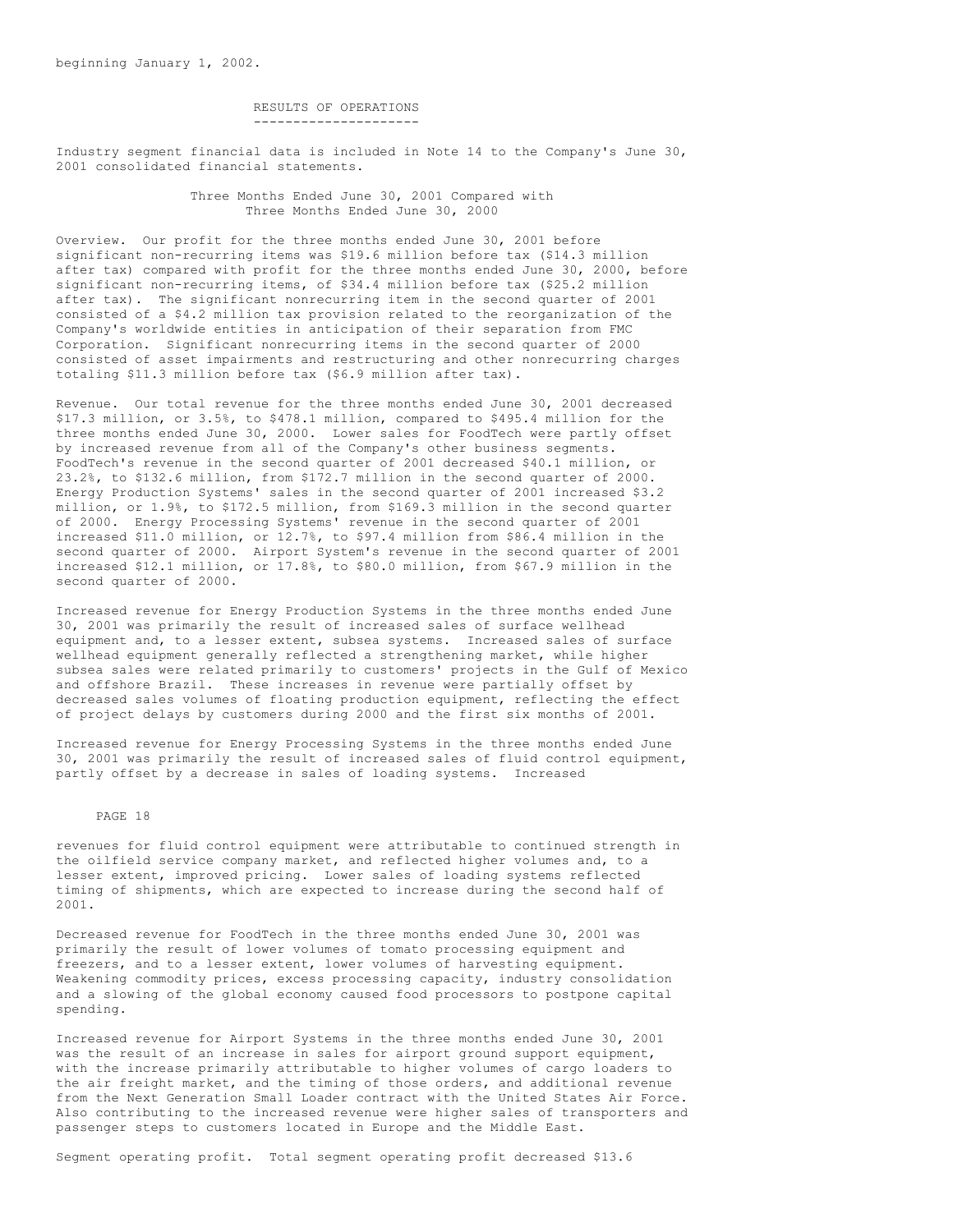beginning January 1, 2002.

## RESULTS OF OPERATIONS

Industry segment financial data is included in Note 14 to the Company's June 30, 2001 consolidated financial statements.

### Three Months Ended June 30, 2001 Compared with Three Months Ended June 30, 2000

Overview. Our profit for the three months ended June 30, 2001 before significant non-recurring items was $19.6 million before tax ($14.3 million after tax) compared with profit for the three months ended June 30, 2000, before significant non-recurring items, of $34.4 million before tax ($25.2 million after tax). The significant nonrecurring item in the second quarter of 2001 consisted of a $4.2 million tax provision related to the reorganization of the Company's worldwide entities in anticipation of their separation from FMC Corporation. Significant nonrecurring items in the second quarter of 2000 consisted of asset impairments and restructuring and other nonrecurring charges totaling $11.3 million before tax ($6.9 million after tax).

Revenue. Our total revenue for the three months ended June 30, 2001 decreased $17.3 million, or 3.5%, to $478.1 million, compared to $495.4 million for the three months ended June 30, 2000. Lower sales for FoodTech were partly offset by increased revenue from all of the Company's other business segments. FoodTech's revenue in the second quarter of 2001 decreased $40.1 million, or 23.2%, to $132.6 million, from $172.7 million in the second quarter of 2000. Energy Production Systems' sales in the second quarter of 2001 increased $3.2 million, or 1.9%, to $172.5 million, from $169.3 million in the second quarter of 2000. Energy Processing Systems' revenue in the second quarter of 2001 increased $11.0 million, or 12.7%, to $97.4 million from $86.4 million in the second quarter of 2000. Airport System's revenue in the second quarter of 2001 increased $12.1 million, or 17.8%, to $80.0 million, from $67.9 million in the second quarter of 2000.

Increased revenue for Energy Production Systems in the three months ended June 30, 2001 was primarily the result of increased sales of surface wellhead equipment and, to a lesser extent, subsea systems. Increased sales of surface wellhead equipment generally reflected a strengthening market, while higher subsea sales were related primarily to customers' projects in the Gulf of Mexico and offshore Brazil. These increases in revenue were partially offset by decreased sales volumes of floating production equipment, reflecting the effect of project delays by customers during 2000 and the first six months of 2001.

Increased revenue for Energy Processing Systems in the three months ended June 30, 2001 was primarily the result of increased sales of fluid control equipment, partly offset by a decrease in sales of loading systems. Increased revenues for fluid control equipment were attributable to continued strength in the oilfield service company market, and reflected higher volumes and, to a lesser extent, improved pricing. Lower sales of loading systems reflected timing of shipments, which are expected to increase during the second half of 2001.

Decreased revenue for FoodTech in the three months ended June 30, 2001 was primarily the result of lower volumes of tomato processing equipment and freezers, and to a lesser extent, lower volumes of harvesting equipment. Weakening commodity prices, excess processing capacity, industry consolidation and a slowing of the global economy caused food processors to postpone capital spending.

Increased revenue for Airport Systems in the three months ended June 30, 2001 was the result of an increase in sales for airport ground support equipment, with the increase primarily attributable to higher volumes of cargo loaders to the air freight market, and the timing of those orders, and additional revenue from the Next Generation Small Loader contract with the United States Air Force. Also contributing to the increased revenue were higher sales of transporters and passenger steps to customers located in Europe and the Middle East.

Segment operating profit. Total segment operating profit decreased $13.6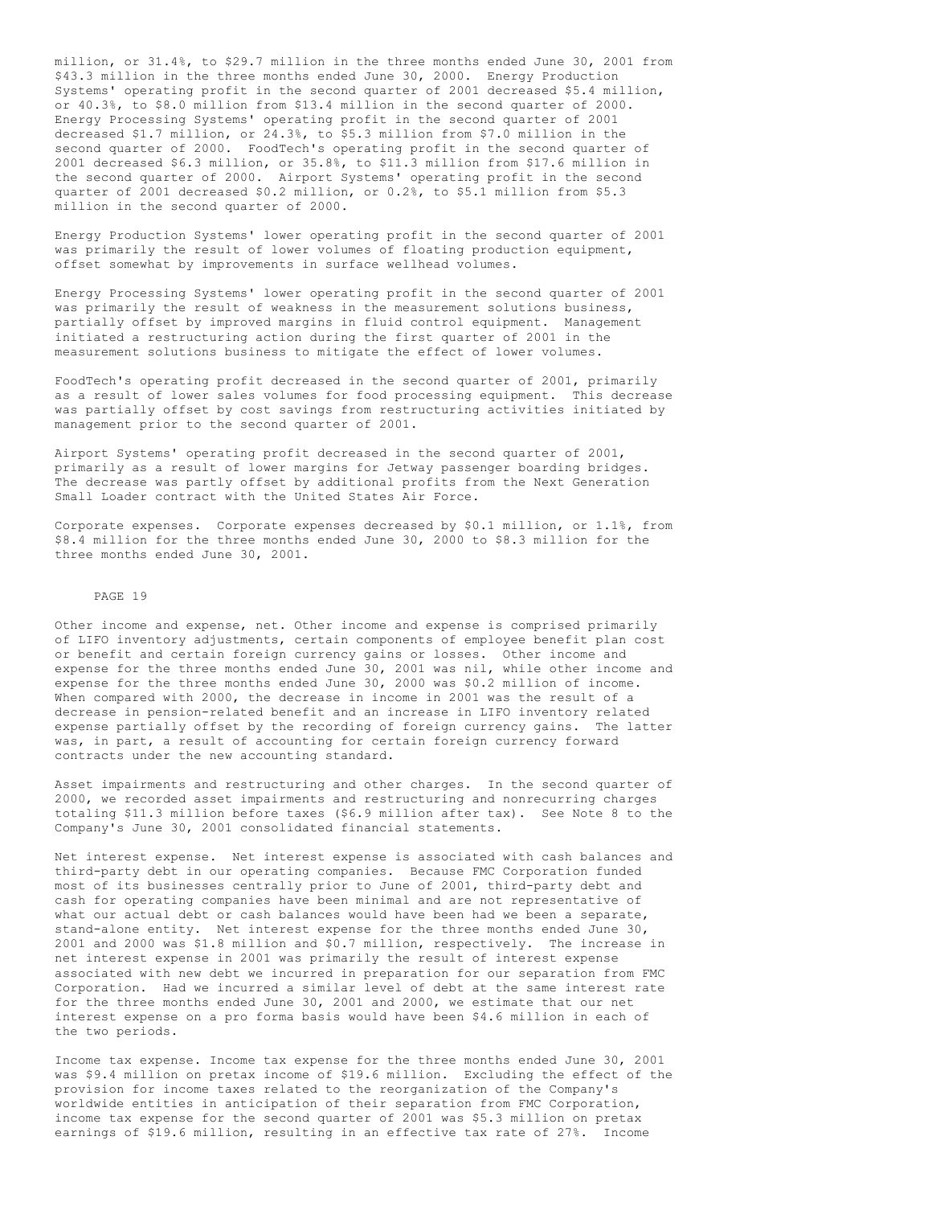million, or 31.4%, to $29.7 million in the three months ended June 30, 2001 from $43.3 million in the three months ended June 30, 2000. Energy Production Systems' operating profit in the second quarter of 2001 decreased $5.4 million, or 40.3%, to $8.0 million from $13.4 million in the second quarter of 2000. Energy Processing Systems' operating profit in the second quarter of 2001 decreased $1.7 million, or 24.3%, to $5.3 million from $7.0 million in the second quarter of 2000. FoodTech's operating profit in the second quarter of 2001 decreased $6.3 million, or 35.8%, to $11.3 million from $17.6 million in the second quarter of 2000. Airport Systems' operating profit in the second quarter of 2001 decreased $0.2 million, or 0.2%, to $5.1 million from $5.3 million in the second quarter of 2000.

Energy Production Systems' lower operating profit in the second quarter of 2001 was primarily the result of lower volumes of floating production equipment, offset somewhat by improvements in surface wellhead volumes.

Energy Processing Systems' lower operating profit in the second quarter of 2001 was primarily the result of weakness in the measurement solutions business, partially offset by improved margins in fluid control equipment. Management initiated a restructuring action during the first quarter of 2001 in the measurement solutions business to mitigate the effect of lower volumes.

FoodTech's operating profit decreased in the second quarter of 2001, primarily as a result of lower sales volumes for food processing equipment. This decrease was partially offset by cost savings from restructuring activities initiated by management prior to the second quarter of 2001.

Airport Systems' operating profit decreased in the second quarter of 2001, primarily as a result of lower margins for Jetway passenger boarding bridges. The decrease was partly offset by additional profits from the Next Generation Small Loader contract with the United States Air Force.

Corporate expenses. Corporate expenses decreased by $0.1 million, or 1.1%, from $8.4 million for the three months ended June 30, 2000 to $8.3 million for the three months ended June 30, 2001.

Other income and expense, net. Other income and expense is comprised primarily of LIFO inventory adjustments, certain components of employee benefit plan cost or benefit and certain foreign currency gains or losses. Other income and expense for the three months ended June 30, 2001 was nil, while other income and expense for the three months ended June 30, 2000 was $0.2 million of income. When compared with 2000, the decrease in income in 2001 was the result of a decrease in pension-related benefit and an increase in LIFO inventory related expense partially offset by the recording of foreign currency gains. The latter was, in part, a result of accounting for certain foreign currency forward contracts under the new accounting standard.

Asset impairments and restructuring and other charges. In the second quarter of 2000, we recorded asset impairments and restructuring and nonrecurring charges totaling $11.3 million before taxes ($6.9 million after tax). See Note 8 to the Company's June 30, 2001 consolidated financial statements.

Net interest expense. Net interest expense is associated with cash balances and third-party debt in our operating companies. Because FMC Corporation funded most of its businesses centrally prior to June of 2001, third-party debt and cash for operating companies have been minimal and are not representative of what our actual debt or cash balances would have been had we been a separate, stand-alone entity. Net interest expense for the three months ended June 30, 2001 and 2000 was $1.8 million and $0.7 million, respectively. The increase in net interest expense in 2001 was primarily the result of interest expense associated with new debt we incurred in preparation for our separation from FMC Corporation. Had we incurred a similar level of debt at the same interest rate for the three months ended June 30, 2001 and 2000, we estimate that our net interest expense on a pro forma basis would have been $4.6 million in each of the two periods.

Income tax expense. Income tax expense for the three months ended June 30, 2001 was $9.4 million on pretax income of $19.6 million. Excluding the effect of the provision for income taxes related to the reorganization of the Company's worldwide entities in anticipation of their separation from FMC Corporation, income tax expense for the second quarter of 2001 was $5.3 million on pretax earnings of $19.6 million, resulting in an effective tax rate of 27%. Income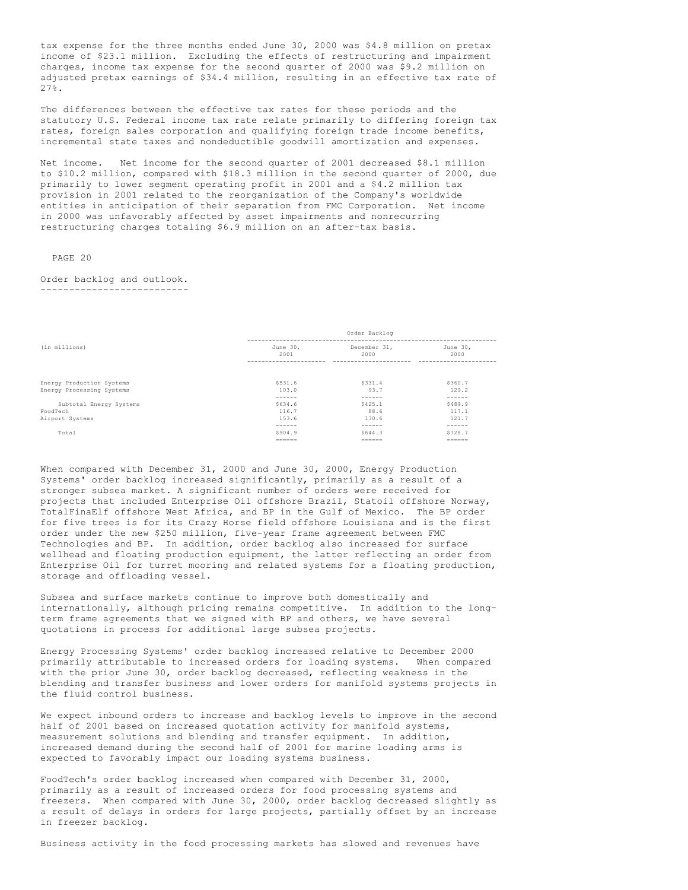tax expense for the three months ended June 30, 2000 was $4.8 million on pretax income of $23.1 million. Excluding the effects of restructuring and impairment charges, income tax expense for the second quarter of 2000 was $9.2 million on adjusted pretax earnings of $34.4 million, resulting in an effective tax rate of 27%.

The differences between the effective tax rates for these periods and the statutory U.S. Federal income tax rate relate primarily to differing foreign tax rates, foreign sales corporation and qualifying foreign trade income benefits, incremental state taxes and nondeductible goodwill amortization and expenses.

Net income. Net income for the second quarter of 2001 decreased $8.1 million to $10.2 million, compared with $18.3 million in the second quarter of 2000, due primarily to lower segment operating profit in 2001 and a $4.2 million tax provision in 2001 related to the reorganization of the Company's worldwide entities in anticipation of their separation from FMC Corporation. Net income in 2000 was unfavorably affected by asset impairments and nonrecurring restructuring charges totaling $6.9 million on an after-tax basis.

## Order backlog and outlook.

| (in millions) | Order Backlog | | |
|---|---|---|---|
| | June 30, 2001 | December 31, 2000 | June 30, 2000 |
| Energy Production Systems | $531.6 | $331.4 | $360.7 |
| Energy Processing Systems | 103.0 | 93.7 | 129.2 |
| Subtotal Energy Systems | $634.6 | $425.1 | $489.9 |
| FoodTech | 116.7 | 88.6 | 117.1 |
| Airport Systems | 153.6 | 130.6 | 121.7 |
| Total | $904.9 | $644.3 | $728.7 |

When compared with December 31, 2000 and June 30, 2000, Energy Production Systems' order backlog increased significantly, primarily as a result of a stronger subsea market. A significant number of orders were received for projects that included Enterprise Oil offshore Brazil, Statoil offshore Norway, TotalFinaElf offshore West Africa, and BP in the Gulf of Mexico. The BP order for five trees is for its Crazy Horse field offshore Louisiana and is the first order under the new $250 million, five-year frame agreement between FMC Technologies and BP. In addition, order backlog also increased for surface wellhead and floating production equipment, the latter reflecting an order from Enterprise Oil for turret mooring and related systems for a floating production, storage and offloading vessel.

Subsea and surface markets continue to improve both domestically and internationally, although pricing remains competitive. In addition to the long-term frame agreements that we signed with BP and others, we have several quotations in process for additional large subsea projects.

Energy Processing Systems' order backlog increased relative to December 2000 primarily attributable to increased orders for loading systems. When compared with the prior June 30, order backlog decreased, reflecting weakness in the blending and transfer business and lower orders for manifold systems projects in the fluid control business.

We expect inbound orders to increase and backlog levels to improve in the second half of 2001 based on increased quotation activity for manifold systems, measurement solutions and blending and transfer equipment. In addition, increased demand during the second half of 2001 for marine loading arms is expected to favorably impact our loading systems business.

FoodTech's order backlog increased when compared with December 31, 2000, primarily as a result of increased orders for food processing systems and freezers. When compared with June 30, 2000, order backlog decreased slightly as a result of delays in orders for large projects, partially offset by an increase in freezer backlog.

Business activity in the food processing markets has slowed and revenues have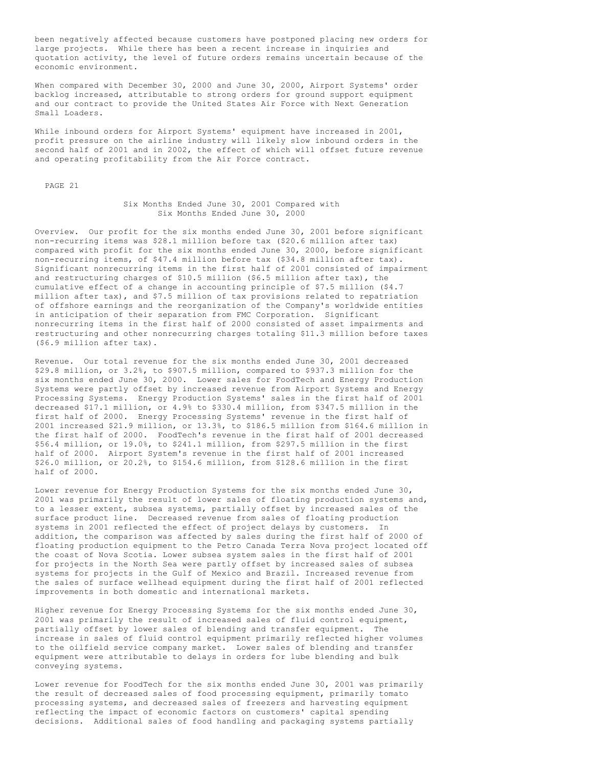been negatively affected because customers have postponed placing new orders for large projects. While there has been a recent increase in inquiries and quotation activity, the level of future orders remains uncertain because of the economic environment.

When compared with December 30, 2000 and June 30, 2000, Airport Systems' order backlog increased, attributable to strong orders for ground support equipment and our contract to provide the United States Air Force with Next Generation Small Loaders.

While inbound orders for Airport Systems' equipment have increased in 2001, profit pressure on the airline industry will likely slow inbound orders in the second half of 2001 and in 2002, the effect of which will offset future revenue and operating profitability from the Air Force contract.

## Six Months Ended June 30, 2001 Compared with Six Months Ended June 30, 2000

Overview. Our profit for the six months ended June 30, 2001 before significant non-recurring items was $28.1 million before tax ($20.6 million after tax) compared with profit for the six months ended June 30, 2000, before significant non-recurring items, of $47.4 million before tax ($34.8 million after tax). Significant nonrecurring items in the first half of 2001 consisted of impairment and restructuring charges of $10.5 million ($6.5 million after tax), the cumulative effect of a change in accounting principle of $7.5 million ($4.7 million after tax), and $7.5 million of tax provisions related to repatriation of offshore earnings and the reorganization of the Company's worldwide entities in anticipation of their separation from FMC Corporation. Significant nonrecurring items in the first half of 2000 consisted of asset impairments and restructuring and other nonrecurring charges totaling $11.3 million before taxes ($6.9 million after tax).

Revenue. Our total revenue for the six months ended June 30, 2001 decreased $29.8 million, or 3.2%, to $907.5 million, compared to $937.3 million for the six months ended June 30, 2000. Lower sales for FoodTech and Energy Production Systems were partly offset by increased revenue from Airport Systems and Energy Processing Systems. Energy Production Systems' sales in the first half of 2001 decreased $17.1 million, or 4.9% to $330.4 million, from $347.5 million in the first half of 2000. Energy Processing Systems' revenue in the first half of 2001 increased $21.9 million, or 13.3%, to $186.5 million from $164.6 million in the first half of 2000. FoodTech's revenue in the first half of 2001 decreased $56.4 million, or 19.0%, to $241.1 million, from $297.5 million in the first half of 2000. Airport System's revenue in the first half of 2001 increased $26.0 million, or 20.2%, to $154.6 million, from $128.6 million in the first half of 2000.

Lower revenue for Energy Production Systems for the six months ended June 30, 2001 was primarily the result of lower sales of floating production systems and, to a lesser extent, subsea systems, partially offset by increased sales of the surface product line. Decreased revenue from sales of floating production systems in 2001 reflected the effect of project delays by customers. In addition, the comparison was affected by sales during the first half of 2000 of floating production equipment to the Petro Canada Terra Nova project located off the coast of Nova Scotia. Lower subsea system sales in the first half of 2001 for projects in the North Sea were partly offset by increased sales of subsea systems for projects in the Gulf of Mexico and Brazil. Increased revenue from the sales of surface wellhead equipment during the first half of 2001 reflected improvements in both domestic and international markets.

Higher revenue for Energy Processing Systems for the six months ended June 30, 2001 was primarily the result of increased sales of fluid control equipment, partially offset by lower sales of blending and transfer equipment. The increase in sales of fluid control equipment primarily reflected higher volumes to the oilfield service company market. Lower sales of blending and transfer equipment were attributable to delays in orders for lube blending and bulk conveying systems.

Lower revenue for FoodTech for the six months ended June 30, 2001 was primarily the result of decreased sales of food processing equipment, primarily tomato processing systems, and decreased sales of freezers and harvesting equipment reflecting the impact of economic factors on customers' capital spending decisions. Additional sales of food handling and packaging systems partially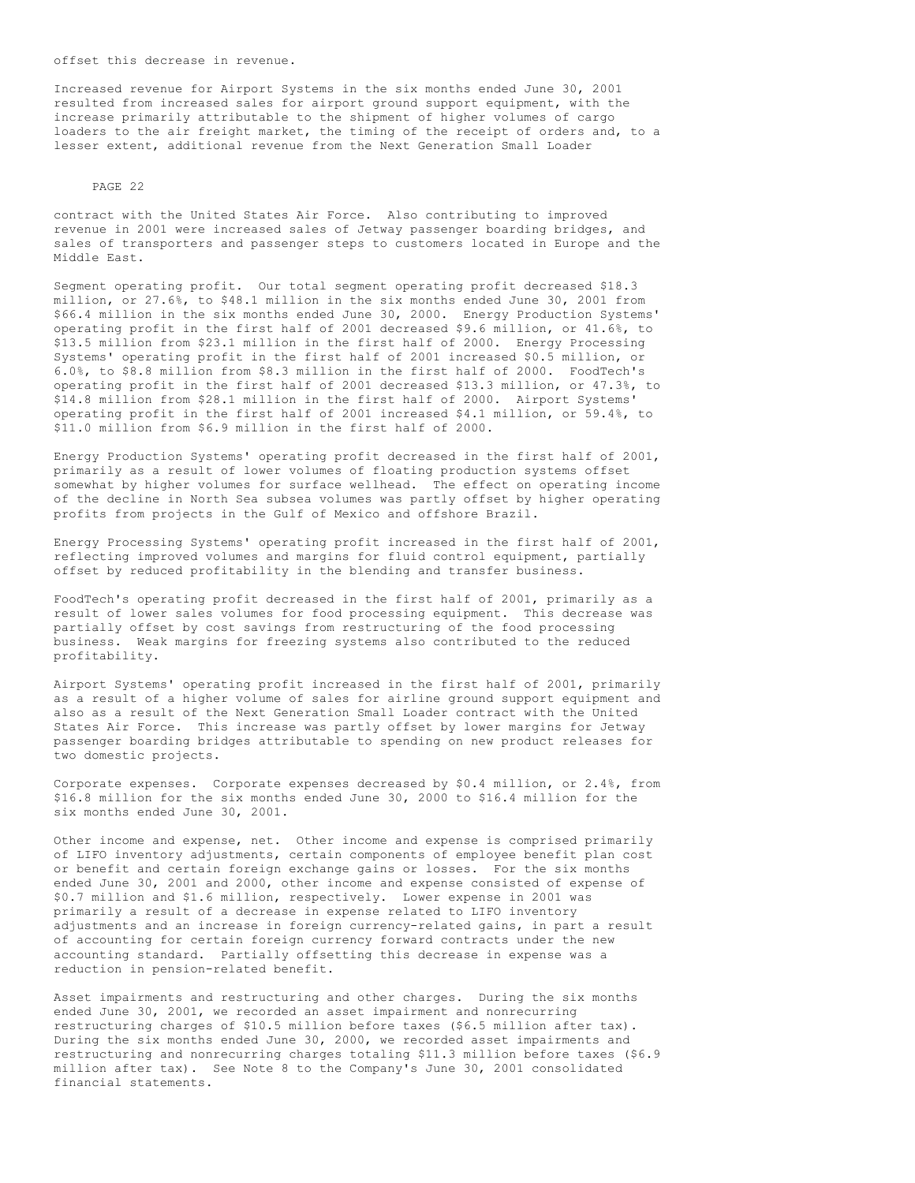offset this decrease in revenue.

Increased revenue for Airport Systems in the six months ended June 30, 2001 resulted from increased sales for airport ground support equipment, with the increase primarily attributable to the shipment of higher volumes of cargo loaders to the air freight market, the timing of the receipt of orders and, to a lesser extent, additional revenue from the Next Generation Small Loader contract with the United States Air Force. Also contributing to improved revenue in 2001 were increased sales of Jetway passenger boarding bridges, and sales of transporters and passenger steps to customers located in Europe and the Middle East.

Segment operating profit. Our total segment operating profit decreased $18.3 million, or 27.6%, to $48.1 million in the six months ended June 30, 2001 from $66.4 million in the six months ended June 30, 2000. Energy Production Systems' operating profit in the first half of 2001 decreased $9.6 million, or 41.6%, to $13.5 million from $23.1 million in the first half of 2000. Energy Processing Systems' operating profit in the first half of 2001 increased $0.5 million, or 6.0%, to $8.8 million from $8.3 million in the first half of 2000. FoodTech's operating profit in the first half of 2001 decreased $13.3 million, or 47.3%, to $14.8 million from $28.1 million in the first half of 2000. Airport Systems' operating profit in the first half of 2001 increased $4.1 million, or 59.4%, to $11.0 million from $6.9 million in the first half of 2000.

Energy Production Systems' operating profit decreased in the first half of 2001, primarily as a result of lower volumes of floating production systems offset somewhat by higher volumes for surface wellhead. The effect on operating income of the decline in North Sea subsea volumes was partly offset by higher operating profits from projects in the Gulf of Mexico and offshore Brazil.

Energy Processing Systems' operating profit increased in the first half of 2001, reflecting improved volumes and margins for fluid control equipment, partially offset by reduced profitability in the blending and transfer business.

FoodTech's operating profit decreased in the first half of 2001, primarily as a result of lower sales volumes for food processing equipment. This decrease was partially offset by cost savings from restructuring of the food processing business. Weak margins for freezing systems also contributed to the reduced profitability.

Airport Systems' operating profit increased in the first half of 2001, primarily as a result of a higher volume of sales for airline ground support equipment and also as a result of the Next Generation Small Loader contract with the United States Air Force. This increase was partly offset by lower margins for Jetway passenger boarding bridges attributable to spending on new product releases for two domestic projects.

Corporate expenses. Corporate expenses decreased by $0.4 million, or 2.4%, from $16.8 million for the six months ended June 30, 2000 to $16.4 million for the six months ended June 30, 2001.

Other income and expense, net. Other income and expense is comprised primarily of LIFO inventory adjustments, certain components of employee benefit plan cost or benefit and certain foreign exchange gains or losses. For the six months ended June 30, 2001 and 2000, other income and expense consisted of expense of $0.7 million and $1.6 million, respectively. Lower expense in 2001 was primarily a result of a decrease in expense related to LIFO inventory adjustments and an increase in foreign currency-related gains, in part a result of accounting for certain foreign currency forward contracts under the new accounting standard. Partially offsetting this decrease in expense was a reduction in pension-related benefit.

Asset impairments and restructuring and other charges. During the six months ended June 30, 2001, we recorded an asset impairment and nonrecurring restructuring charges of $10.5 million before taxes ($6.5 million after tax). During the six months ended June 30, 2000, we recorded asset impairments and restructuring and nonrecurring charges totaling $11.3 million before taxes ($6.9 million after tax). See Note 8 to the Company's June 30, 2001 consolidated financial statements.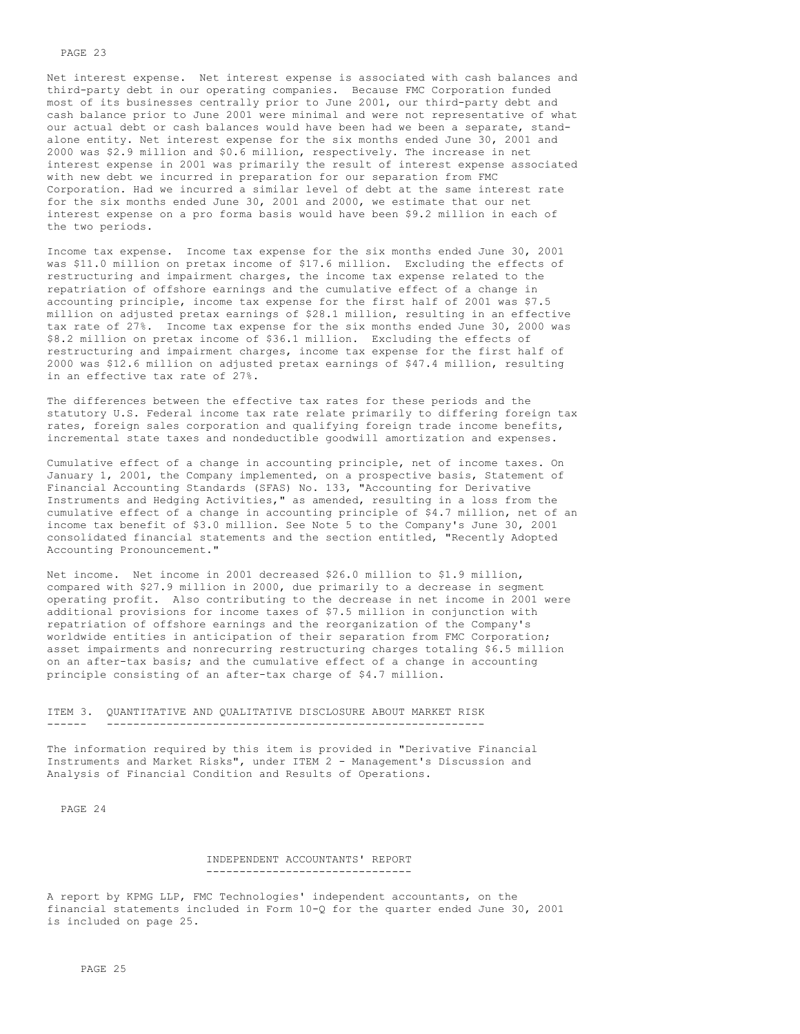Net interest expense. Net interest expense is associated with cash balances and third-party debt in our operating companies. Because FMC Corporation funded most of its businesses centrally prior to June 2001, our third-party debt and cash balance prior to June 2001 were minimal and were not representative of what our actual debt or cash balances would have been had we been a separate, stand-alone entity. Net interest expense for the six months ended June 30, 2001 and 2000 was $2.9 million and $0.6 million, respectively. The increase in net interest expense in 2001 was primarily the result of interest expense associated with new debt we incurred in preparation for our separation from FMC Corporation. Had we incurred a similar level of debt at the same interest rate for the six months ended June 30, 2001 and 2000, we estimate that our net interest expense on a pro forma basis would have been $9.2 million in each of the two periods.

Income tax expense. Income tax expense for the six months ended June 30, 2001 was $11.0 million on pretax income of $17.6 million. Excluding the effects of restructuring and impairment charges, the income tax expense related to the repatriation of offshore earnings and the cumulative effect of a change in accounting principle, income tax expense for the first half of 2001 was $7.5 million on adjusted pretax earnings of $28.1 million, resulting in an effective tax rate of 27%. Income tax expense for the six months ended June 30, 2000 was $8.2 million on pretax income of $36.1 million. Excluding the effects of restructuring and impairment charges, income tax expense for the first half of 2000 was $12.6 million on adjusted pretax earnings of $47.4 million, resulting in an effective tax rate of 27%.

The differences between the effective tax rates for these periods and the statutory U.S. Federal income tax rate relate primarily to differing foreign tax rates, foreign sales corporation and qualifying foreign trade income benefits, incremental state taxes and nondeductible goodwill amortization and expenses.

Cumulative effect of a change in accounting principle, net of income taxes. On January 1, 2001, the Company implemented, on a prospective basis, Statement of Financial Accounting Standards (SFAS) No. 133, "Accounting for Derivative Instruments and Hedging Activities," as amended, resulting in a loss from the cumulative effect of a change in accounting principle of $4.7 million, net of an income tax benefit of $3.0 million. See Note 5 to the Company's June 30, 2001 consolidated financial statements and the section entitled, "Recently Adopted Accounting Pronouncement."

Net income. Net income in 2001 decreased $26.0 million to $1.9 million, compared with $27.9 million in 2000, due primarily to a decrease in segment operating profit. Also contributing to the decrease in net income in 2001 were additional provisions for income taxes of $7.5 million in conjunction with repatriation of offshore earnings and the reorganization of the Company's worldwide entities in anticipation of their separation from FMC Corporation; asset impairments and nonrecurring restructuring charges totaling $6.5 million on an after-tax basis; and the cumulative effect of a change in accounting principle consisting of an after-tax charge of $4.7 million.

## ITEM 3. QUANTITATIVE AND QUALITATIVE DISCLOSURE ABOUT MARKET RISK

The information required by this item is provided in "Derivative Financial Instruments and Market Risks", under ITEM 2 - Management's Discussion and Analysis of Financial Condition and Results of Operations.

## INDEPENDENT ACCOUNTANTS' REPORT

A report by KPMG LLP, FMC Technologies' independent accountants, on the financial statements included in Form 10-Q for the quarter ended June 30, 2001 is included on page 25.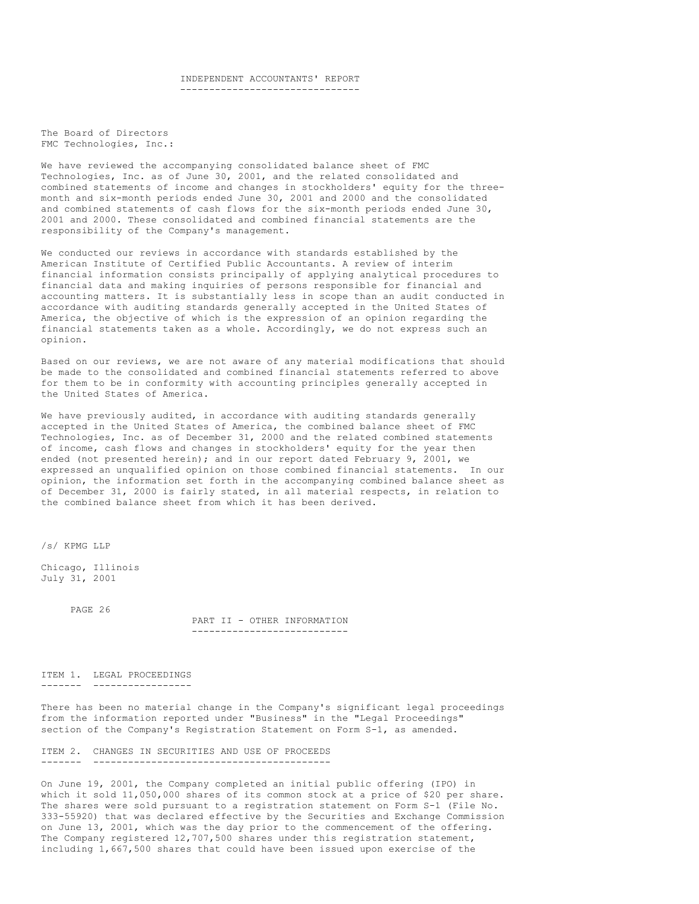## INDEPENDENT ACCOUNTANTS' REPORT

The Board of Directors
FMC Technologies, Inc.:

We have reviewed the accompanying consolidated balance sheet of FMC Technologies, Inc. as of June 30, 2001, and the related consolidated and combined statements of income and changes in stockholders' equity for the three-month and six-month periods ended June 30, 2001 and 2000 and the consolidated and combined statements of cash flows for the six-month periods ended June 30, 2001 and 2000. These consolidated and combined financial statements are the responsibility of the Company's management.

We conducted our reviews in accordance with standards established by the American Institute of Certified Public Accountants. A review of interim financial information consists principally of applying analytical procedures to financial data and making inquiries of persons responsible for financial and accounting matters. It is substantially less in scope than an audit conducted in accordance with auditing standards generally accepted in the United States of America, the objective of which is the expression of an opinion regarding the financial statements taken as a whole. Accordingly, we do not express such an opinion.

Based on our reviews, we are not aware of any material modifications that should be made to the consolidated and combined financial statements referred to above for them to be in conformity with accounting principles generally accepted in the United States of America.

We have previously audited, in accordance with auditing standards generally accepted in the United States of America, the combined balance sheet of FMC Technologies, Inc. as of December 31, 2000 and the related combined statements of income, cash flows and changes in stockholders' equity for the year then ended (not presented herein); and in our report dated February 9, 2001, we expressed an unqualified opinion on those combined financial statements. In our opinion, the information set forth in the accompanying combined balance sheet as of December 31, 2000 is fairly stated, in all material respects, in relation to the combined balance sheet from which it has been derived.

/s/ KPMG LLP

Chicago, Illinois
July 31, 2001

## PART II - OTHER INFORMATION

### ITEM 1. LEGAL PROCEEDINGS

There has been no material change in the Company's significant legal proceedings from the information reported under "Business" in the "Legal Proceedings" section of the Company's Registration Statement on Form S-1, as amended.

### ITEM 2. CHANGES IN SECURITIES AND USE OF PROCEEDS

On June 19, 2001, the Company completed an initial public offering (IPO) in which it sold 11,050,000 shares of its common stock at a price of $20 per share. The shares were sold pursuant to a registration statement on Form S-1 (File No. 333-55920) that was declared effective by the Securities and Exchange Commission on June 13, 2001, which was the day prior to the commencement of the offering. The Company registered 12,707,500 shares under this registration statement, including 1,667,500 shares that could have been issued upon exercise of the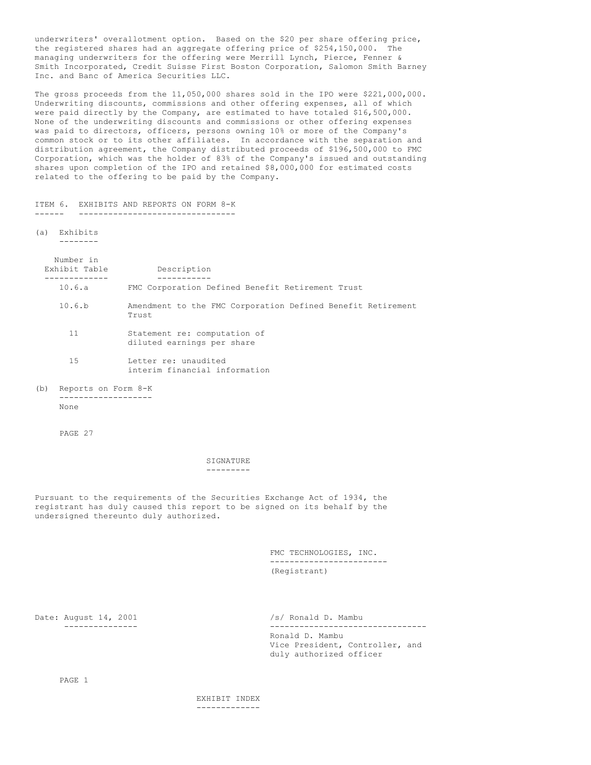underwriters' overallotment option. Based on the $20 per share offering price, the registered shares had an aggregate offering price of $254,150,000. The managing underwriters for the offering were Merrill Lynch, Pierce, Fenner & Smith Incorporated, Credit Suisse First Boston Corporation, Salomon Smith Barney Inc. and Banc of America Securities LLC.

The gross proceeds from the 11,050,000 shares sold in the IPO were $221,000,000. Underwriting discounts, commissions and other offering expenses, all of which were paid directly by the Company, are estimated to have totaled $16,500,000. None of the underwriting discounts and commissions or other offering expenses was paid to directors, officers, persons owning 10% or more of the Company's common stock or to its other affiliates. In accordance with the separation and distribution agreement, the Company distributed proceeds of $196,500,000 to FMC Corporation, which was the holder of 83% of the Company's issued and outstanding shares upon completion of the IPO and retained $8,000,000 for estimated costs related to the offering to be paid by the Company.

## ITEM 6. EXHIBITS AND REPORTS ON FORM 8-K

(a) Exhibits

| Number in Exhibit Table | Description |
|---|---|
| 10.6.a | FMC Corporation Defined Benefit Retirement Trust |
| 10.6.b | Amendment to the FMC Corporation Defined Benefit Retirement Trust |
| 11 | Statement re: computation of diluted earnings per share |
| 15 | Letter re: unaudited interim financial information |

(b) Reports on Form 8-K

None

## SIGNATURE

Pursuant to the requirements of the Securities Exchange Act of 1934, the registrant has duly caused this report to be signed on its behalf by the undersigned thereunto duly authorized.

FMC TECHNOLOGIES, INC.
(Registrant)

Date: August 14, 2001

/s/ Ronald D. Mambu
Ronald D. Mambu
Vice President, Controller, and duly authorized officer

## EXHIBIT INDEX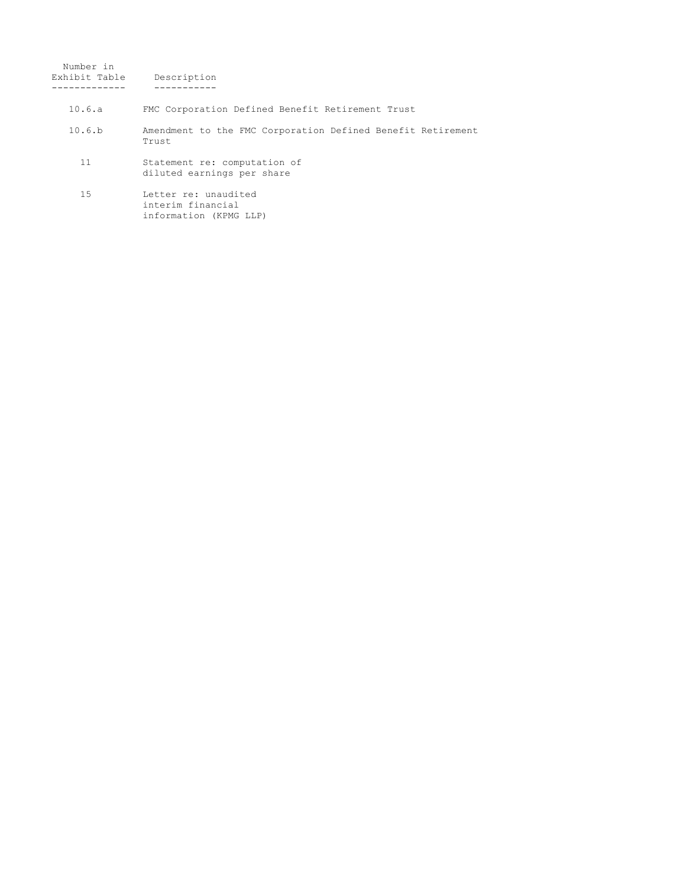| Number in Exhibit Table | Description |
|---|---|
| 10.6.a | FMC Corporation Defined Benefit Retirement Trust |
| 10.6.b | Amendment to the FMC Corporation Defined Benefit Retirement Trust |
| 11 | Statement re: computation of diluted earnings per share |
| 15 | Letter re: unaudited interim financial information (KPMG LLP) |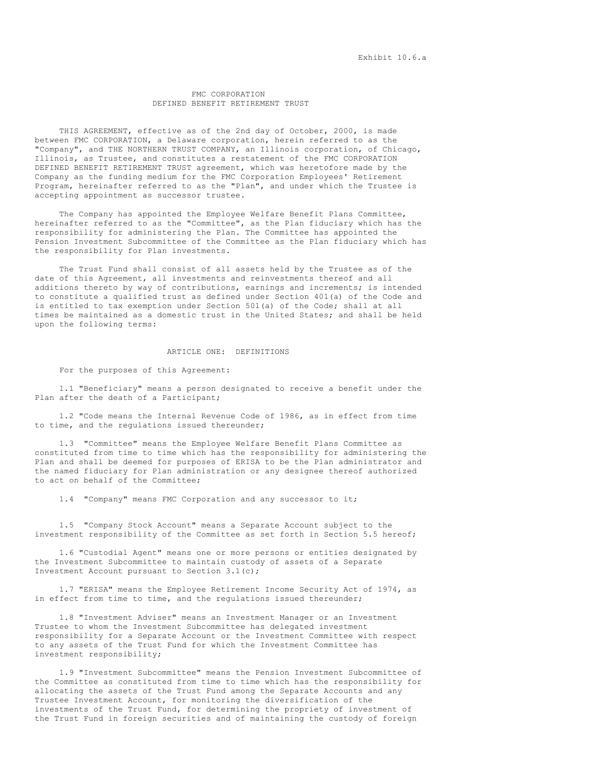Exhibit 10.6.a

FMC CORPORATION
DEFINED BENEFIT RETIREMENT TRUST

THIS AGREEMENT, effective as of the 2nd day of October, 2000, is made between FMC CORPORATION, a Delaware corporation, herein referred to as the "Company", and THE NORTHERN TRUST COMPANY, an Illinois corporation, of Chicago, Illinois, as Trustee, and constitutes a restatement of the FMC CORPORATION DEFINED BENEFIT RETIREMENT TRUST agreement, which was heretofore made by the Company as the funding medium for the FMC Corporation Employees' Retirement Program, hereinafter referred to as the "Plan", and under which the Trustee is accepting appointment as successor trustee.

The Company has appointed the Employee Welfare Benefit Plans Committee, hereinafter referred to as the "Committee", as the Plan fiduciary which has the responsibility for administering the Plan. The Committee has appointed the Pension Investment Subcommittee of the Committee as the Plan fiduciary which has the responsibility for Plan investments.

The Trust Fund shall consist of all assets held by the Trustee as of the date of this Agreement, all investments and reinvestments thereof and all additions thereto by way of contributions, earnings and increments; is intended to constitute a qualified trust as defined under Section 401(a) of the Code and is entitled to tax exemption under Section 501(a) of the Code; shall at all times be maintained as a domestic trust in the United States; and shall be held upon the following terms:

## ARTICLE ONE: DEFINITIONS

For the purposes of this Agreement:

1.1 "Beneficiary" means a person designated to receive a benefit under the Plan after the death of a Participant;

1.2 "Code means the Internal Revenue Code of 1986, as in effect from time to time, and the regulations issued thereunder;

1.3 "Committee" means the Employee Welfare Benefit Plans Committee as constituted from time to time which has the responsibility for administering the Plan and shall be deemed for purposes of ERISA to be the Plan administrator and the named fiduciary for Plan administration or any designee thereof authorized to act on behalf of the Committee;

1.4 "Company" means FMC Corporation and any successor to it;

1.5 "Company Stock Account" means a Separate Account subject to the investment responsibility of the Committee as set forth in Section 5.5 hereof;

1.6 "Custodial Agent" means one or more persons or entities designated by the Investment Subcommittee to maintain custody of assets of a Separate Investment Account pursuant to Section 3.1(c);

1.7 "ERISA" means the Employee Retirement Income Security Act of 1974, as in effect from time to time, and the regulations issued thereunder;

1.8 "Investment Adviser" means an Investment Manager or an Investment Trustee to whom the Investment Subcommittee has delegated investment responsibility for a Separate Account or the Investment Committee with respect to any assets of the Trust Fund for which the Investment Committee has investment responsibility;

1.9 "Investment Subcommittee" means the Pension Investment Subcommittee of the Committee as constituted from time to time which has the responsibility for allocating the assets of the Trust Fund among the Separate Accounts and any Trustee Investment Account, for monitoring the diversification of the investments of the Trust Fund, for determining the propriety of investment of the Trust Fund in foreign securities and of maintaining the custody of foreign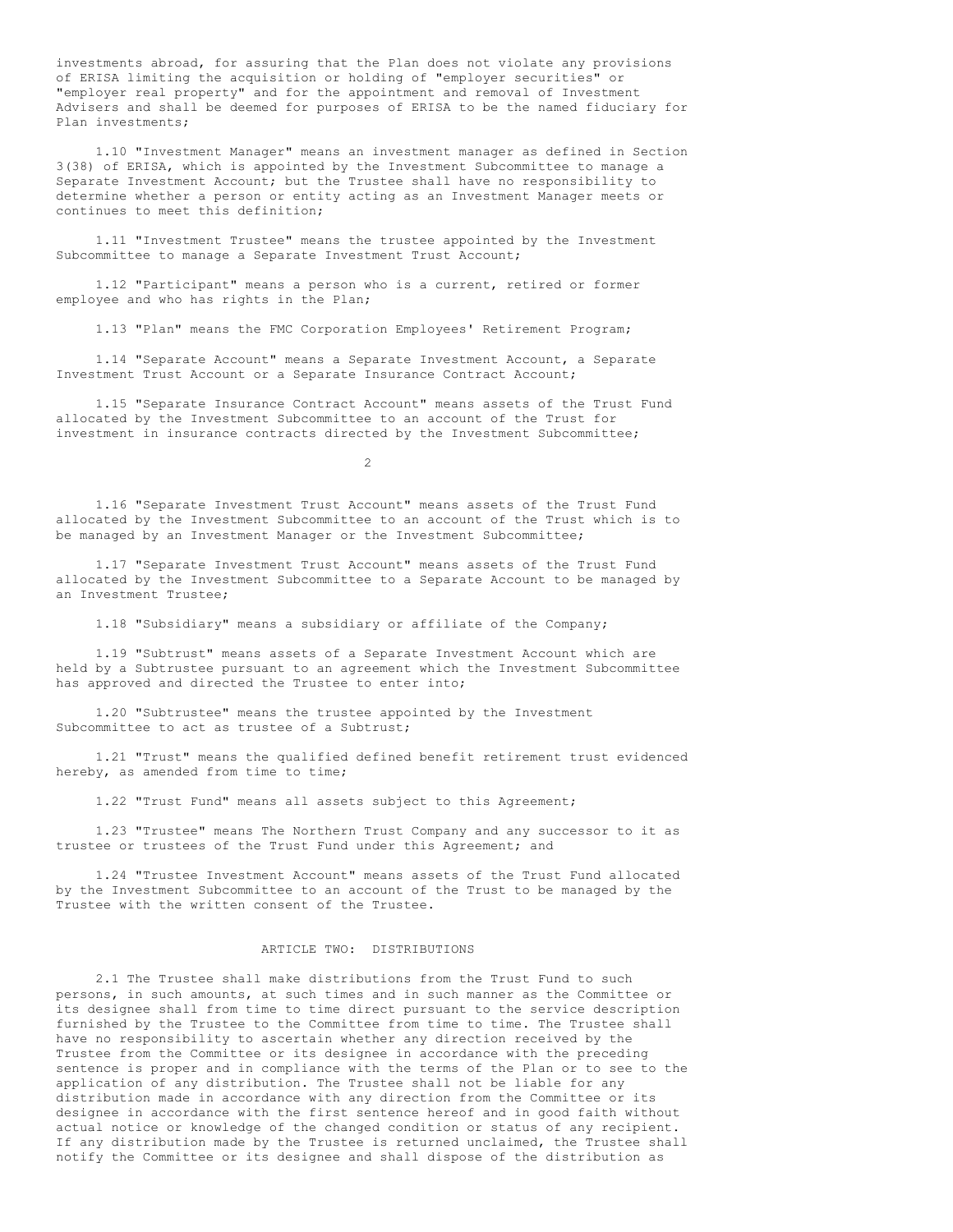investments abroad, for assuring that the Plan does not violate any provisions of ERISA limiting the acquisition or holding of "employer securities" or "employer real property" and for the appointment and removal of Investment Advisers and shall be deemed for purposes of ERISA to be the named fiduciary for Plan investments;

1.10 "Investment Manager" means an investment manager as defined in Section 3(38) of ERISA, which is appointed by the Investment Subcommittee to manage a Separate Investment Account; but the Trustee shall have no responsibility to determine whether a person or entity acting as an Investment Manager meets or continues to meet this definition;

1.11 "Investment Trustee" means the trustee appointed by the Investment Subcommittee to manage a Separate Investment Trust Account;

1.12 "Participant" means a person who is a current, retired or former employee and who has rights in the Plan;

1.13 "Plan" means the FMC Corporation Employees' Retirement Program;

1.14 "Separate Account" means a Separate Investment Account, a Separate Investment Trust Account or a Separate Insurance Contract Account;

1.15 "Separate Insurance Contract Account" means assets of the Trust Fund allocated by the Investment Subcommittee to an account of the Trust for investment in insurance contracts directed by the Investment Subcommittee;

1.16 "Separate Investment Trust Account" means assets of the Trust Fund allocated by the Investment Subcommittee to an account of the Trust which is to be managed by an Investment Manager or the Investment Subcommittee;

1.17 "Separate Investment Trust Account" means assets of the Trust Fund allocated by the Investment Subcommittee to a Separate Account to be managed by an Investment Trustee;

1.18 "Subsidiary" means a subsidiary or affiliate of the Company;

1.19 "Subtrust" means assets of a Separate Investment Account which are held by a Subtrustee pursuant to an agreement which the Investment Subcommittee has approved and directed the Trustee to enter into;

1.20 "Subtrustee" means the trustee appointed by the Investment Subcommittee to act as trustee of a Subtrust;

1.21 "Trust" means the qualified defined benefit retirement trust evidenced hereby, as amended from time to time;

1.22 "Trust Fund" means all assets subject to this Agreement;

1.23 "Trustee" means The Northern Trust Company and any successor to it as trustee or trustees of the Trust Fund under this Agreement; and

1.24 "Trustee Investment Account" means assets of the Trust Fund allocated by the Investment Subcommittee to an account of the Trust to be managed by the Trustee with the written consent of the Trustee.

## ARTICLE TWO: DISTRIBUTIONS

2.1 The Trustee shall make distributions from the Trust Fund to such persons, in such amounts, at such times and in such manner as the Committee or its designee shall from time to time direct pursuant to the service description furnished by the Trustee to the Committee from time to time. The Trustee shall have no responsibility to ascertain whether any direction received by the Trustee from the Committee or its designee in accordance with the preceding sentence is proper and in compliance with the terms of the Plan or to see to the application of any distribution. The Trustee shall not be liable for any distribution made in accordance with any direction from the Committee or its designee in accordance with the first sentence hereof and in good faith without actual notice or knowledge of the changed condition or status of any recipient. If any distribution made by the Trustee is returned unclaimed, the Trustee shall notify the Committee or its designee and shall dispose of the distribution as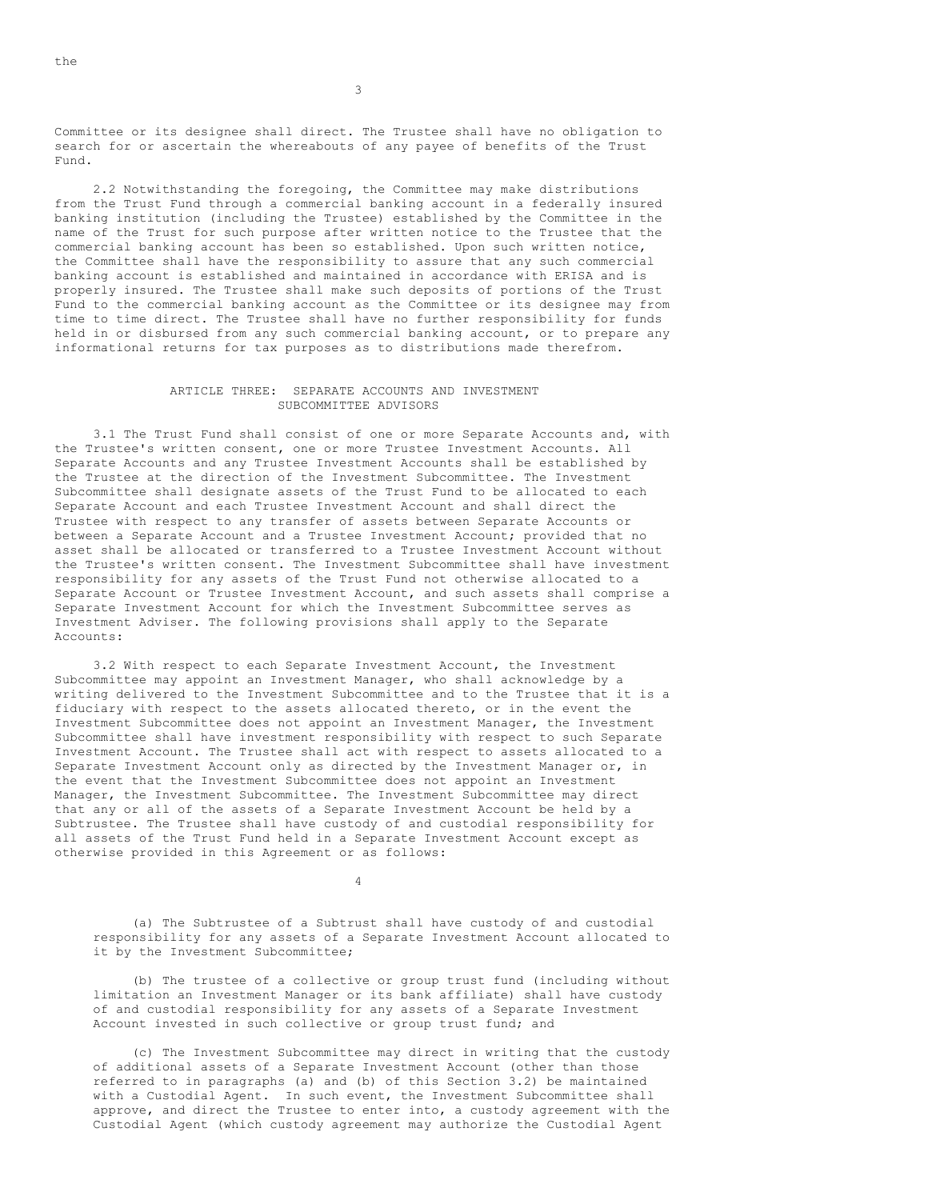the

Committee or its designee shall direct. The Trustee shall have no obligation to search for or ascertain the whereabouts of any payee of benefits of the Trust Fund.

2.2 Notwithstanding the foregoing, the Committee may make distributions from the Trust Fund through a commercial banking account in a federally insured banking institution (including the Trustee) established by the Committee in the name of the Trust for such purpose after written notice to the Trustee that the commercial banking account has been so established. Upon such written notice, the Committee shall have the responsibility to assure that any such commercial banking account is established and maintained in accordance with ERISA and is properly insured. The Trustee shall make such deposits of portions of the Trust Fund to the commercial banking account as the Committee or its designee may from time to time direct. The Trustee shall have no further responsibility for funds held in or disbursed from any such commercial banking account, or to prepare any informational returns for tax purposes as to distributions made therefrom.

## ARTICLE THREE: SEPARATE ACCOUNTS AND INVESTMENT SUBCOMMITTEE ADVISORS

3.1 The Trust Fund shall consist of one or more Separate Accounts and, with the Trustee's written consent, one or more Trustee Investment Accounts. All Separate Accounts and any Trustee Investment Accounts shall be established by the Trustee at the direction of the Investment Subcommittee. The Investment Subcommittee shall designate assets of the Trust Fund to be allocated to each Separate Account and each Trustee Investment Account and shall direct the Trustee with respect to any transfer of assets between Separate Accounts or between a Separate Account and a Trustee Investment Account; provided that no asset shall be allocated or transferred to a Trustee Investment Account without the Trustee's written consent. The Investment Subcommittee shall have investment responsibility for any assets of the Trust Fund not otherwise allocated to a Separate Account or Trustee Investment Account, and such assets shall comprise a Separate Investment Account for which the Investment Subcommittee serves as Investment Adviser. The following provisions shall apply to the Separate Accounts:

3.2 With respect to each Separate Investment Account, the Investment Subcommittee may appoint an Investment Manager, who shall acknowledge by a writing delivered to the Investment Subcommittee and to the Trustee that it is a fiduciary with respect to the assets allocated thereto, or in the event the Investment Subcommittee does not appoint an Investment Manager, the Investment Subcommittee shall have investment responsibility with respect to such Separate Investment Account. The Trustee shall act with respect to assets allocated to a Separate Investment Account only as directed by the Investment Manager or, in the event that the Investment Subcommittee does not appoint an Investment Manager, the Investment Subcommittee. The Investment Subcommittee may direct that any or all of the assets of a Separate Investment Account be held by a Subtrustee. The Trustee shall have custody of and custodial responsibility for all assets of the Trust Fund held in a Separate Investment Account except as otherwise provided in this Agreement or as follows:

(a) The Subtrustee of a Subtrust shall have custody of and custodial responsibility for any assets of a Separate Investment Account allocated to it by the Investment Subcommittee;

(b) The trustee of a collective or group trust fund (including without limitation an Investment Manager or its bank affiliate) shall have custody of and custodial responsibility for any assets of a Separate Investment Account invested in such collective or group trust fund; and

(c) The Investment Subcommittee may direct in writing that the custody of additional assets of a Separate Investment Account (other than those referred to in paragraphs (a) and (b) of this Section 3.2) be maintained with a Custodial Agent. In such event, the Investment Subcommittee shall approve, and direct the Trustee to enter into, a custody agreement with the Custodial Agent (which custody agreement may authorize the Custodial Agent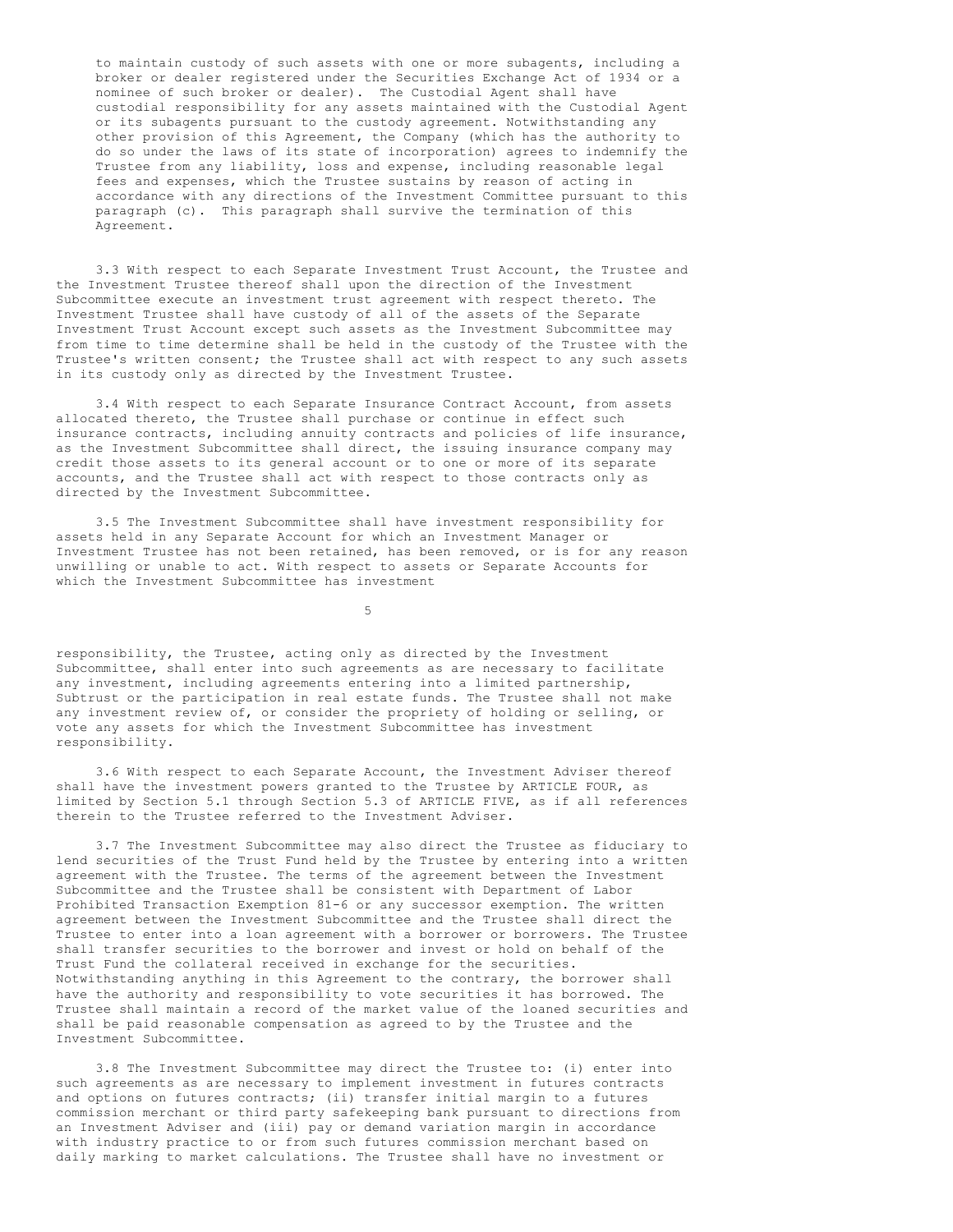to maintain custody of such assets with one or more subagents, including a broker or dealer registered under the Securities Exchange Act of 1934 or a nominee of such broker or dealer). The Custodial Agent shall have custodial responsibility for any assets maintained with the Custodial Agent or its subagents pursuant to the custody agreement. Notwithstanding any other provision of this Agreement, the Company (which has the authority to do so under the laws of its state of incorporation) agrees to indemnify the Trustee from any liability, loss and expense, including reasonable legal fees and expenses, which the Trustee sustains by reason of acting in accordance with any directions of the Investment Committee pursuant to this paragraph (c). This paragraph shall survive the termination of this Agreement.

3.3 With respect to each Separate Investment Trust Account, the Trustee and the Investment Trustee thereof shall upon the direction of the Investment Subcommittee execute an investment trust agreement with respect thereto. The Investment Trustee shall have custody of all of the assets of the Separate Investment Trust Account except such assets as the Investment Subcommittee may from time to time determine shall be held in the custody of the Trustee with the Trustee's written consent; the Trustee shall act with respect to any such assets in its custody only as directed by the Investment Trustee.

3.4 With respect to each Separate Insurance Contract Account, from assets allocated thereto, the Trustee shall purchase or continue in effect such insurance contracts, including annuity contracts and policies of life insurance, as the Investment Subcommittee shall direct, the issuing insurance company may credit those assets to its general account or to one or more of its separate accounts, and the Trustee shall act with respect to those contracts only as directed by the Investment Subcommittee.

3.5 The Investment Subcommittee shall have investment responsibility for assets held in any Separate Account for which an Investment Manager or Investment Trustee has not been retained, has been removed, or is for any reason unwilling or unable to act. With respect to assets or Separate Accounts for which the Investment Subcommittee has investment responsibility, the Trustee, acting only as directed by the Investment Subcommittee, shall enter into such agreements as are necessary to facilitate any investment, including agreements entering into a limited partnership, Subtrust or the participation in real estate funds. The Trustee shall not make any investment review of, or consider the propriety of holding or selling, or vote any assets for which the Investment Subcommittee has investment responsibility.

3.6 With respect to each Separate Account, the Investment Adviser thereof shall have the investment powers granted to the Trustee by ARTICLE FOUR, as limited by Section 5.1 through Section 5.3 of ARTICLE FIVE, as if all references therein to the Trustee referred to the Investment Adviser.

3.7 The Investment Subcommittee may also direct the Trustee as fiduciary to lend securities of the Trust Fund held by the Trustee by entering into a written agreement with the Trustee. The terms of the agreement between the Investment Subcommittee and the Trustee shall be consistent with Department of Labor Prohibited Transaction Exemption 81-6 or any successor exemption. The written agreement between the Investment Subcommittee and the Trustee shall direct the Trustee to enter into a loan agreement with a borrower or borrowers. The Trustee shall transfer securities to the borrower and invest or hold on behalf of the Trust Fund the collateral received in exchange for the securities. Notwithstanding anything in this Agreement to the contrary, the borrower shall have the authority and responsibility to vote securities it has borrowed. The Trustee shall maintain a record of the market value of the loaned securities and shall be paid reasonable compensation as agreed to by the Trustee and the Investment Subcommittee.

3.8 The Investment Subcommittee may direct the Trustee to: (i) enter into such agreements as are necessary to implement investment in futures contracts and options on futures contracts; (ii) transfer initial margin to a futures commission merchant or third party safekeeping bank pursuant to directions from an Investment Adviser and (iii) pay or demand variation margin in accordance with industry practice to or from such futures commission merchant based on daily marking to market calculations. The Trustee shall have no investment or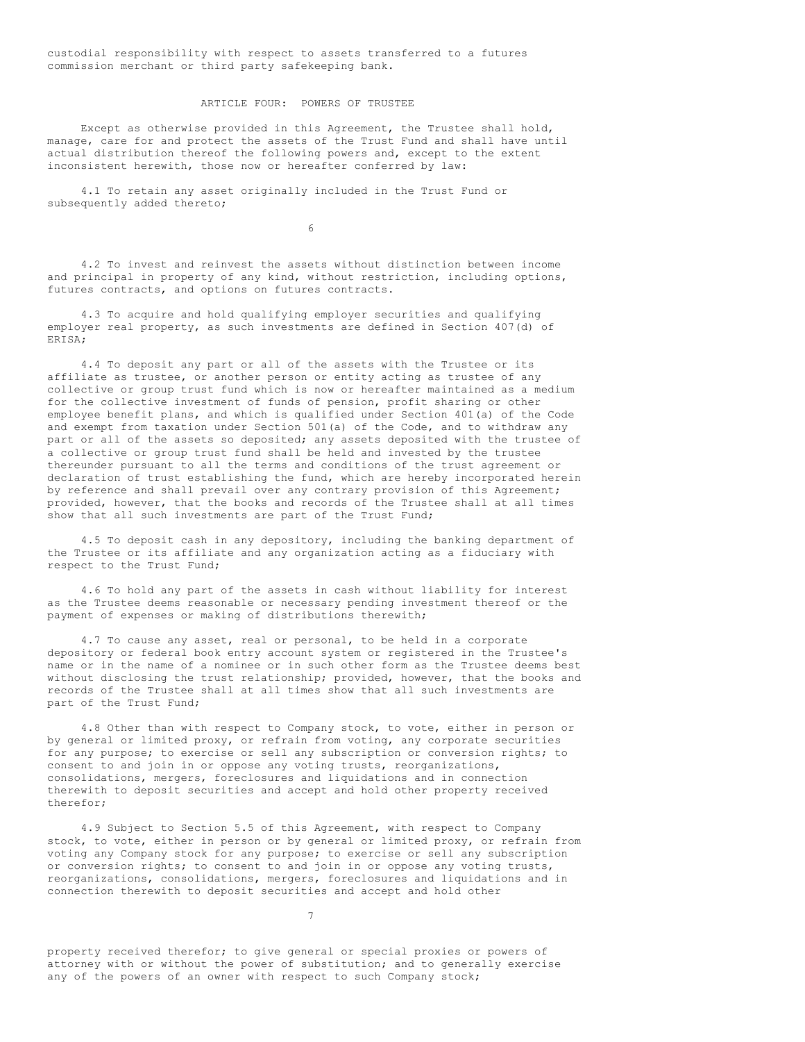custodial responsibility with respect to assets transferred to a futures commission merchant or third party safekeeping bank.

## ARTICLE FOUR: POWERS OF TRUSTEE

Except as otherwise provided in this Agreement, the Trustee shall hold, manage, care for and protect the assets of the Trust Fund and shall have until actual distribution thereof the following powers and, except to the extent inconsistent herewith, those now or hereafter conferred by law:

4.1 To retain any asset originally included in the Trust Fund or subsequently added thereto;

4.2 To invest and reinvest the assets without distinction between income and principal in property of any kind, without restriction, including options, futures contracts, and options on futures contracts.

4.3 To acquire and hold qualifying employer securities and qualifying employer real property, as such investments are defined in Section 407(d) of ERISA;

4.4 To deposit any part or all of the assets with the Trustee or its affiliate as trustee, or another person or entity acting as trustee of any collective or group trust fund which is now or hereafter maintained as a medium for the collective investment of funds of pension, profit sharing or other employee benefit plans, and which is qualified under Section 401(a) of the Code and exempt from taxation under Section 501(a) of the Code, and to withdraw any part or all of the assets so deposited; any assets deposited with the trustee of a collective or group trust fund shall be held and invested by the trustee thereunder pursuant to all the terms and conditions of the trust agreement or declaration of trust establishing the fund, which are hereby incorporated herein by reference and shall prevail over any contrary provision of this Agreement; provided, however, that the books and records of the Trustee shall at all times show that all such investments are part of the Trust Fund;

4.5 To deposit cash in any depository, including the banking department of the Trustee or its affiliate and any organization acting as a fiduciary with respect to the Trust Fund;

4.6 To hold any part of the assets in cash without liability for interest as the Trustee deems reasonable or necessary pending investment thereof or the payment of expenses or making of distributions therewith;

4.7 To cause any asset, real or personal, to be held in a corporate depository or federal book entry account system or registered in the Trustee's name or in the name of a nominee or in such other form as the Trustee deems best without disclosing the trust relationship; provided, however, that the books and records of the Trustee shall at all times show that all such investments are part of the Trust Fund;

4.8 Other than with respect to Company stock, to vote, either in person or by general or limited proxy, or refrain from voting, any corporate securities for any purpose; to exercise or sell any subscription or conversion rights; to consent to and join in or oppose any voting trusts, reorganizations, consolidations, mergers, foreclosures and liquidations and in connection therewith to deposit securities and accept and hold other property received therefor;

4.9 Subject to Section 5.5 of this Agreement, with respect to Company stock, to vote, either in person or by general or limited proxy, or refrain from voting any Company stock for any purpose; to exercise or sell any subscription or conversion rights; to consent to and join in or oppose any voting trusts, reorganizations, consolidations, mergers, foreclosures and liquidations and in connection therewith to deposit securities and accept and hold other property received therefor; to give general or special proxies or powers of attorney with or without the power of substitution; and to generally exercise any of the powers of an owner with respect to such Company stock;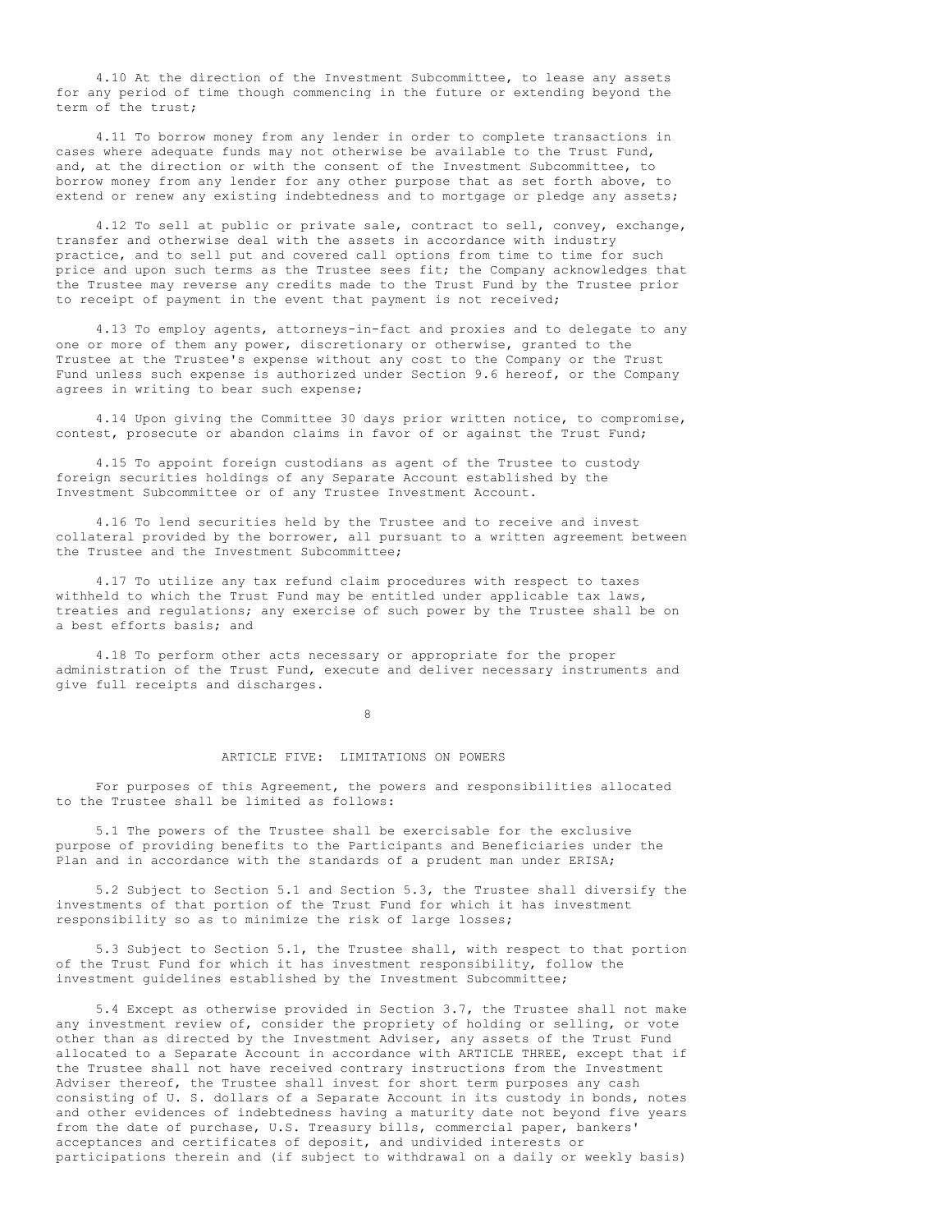4.10 At the direction of the Investment Subcommittee, to lease any assets for any period of time though commencing in the future or extending beyond the term of the trust;

4.11 To borrow money from any lender in order to complete transactions in cases where adequate funds may not otherwise be available to the Trust Fund, and, at the direction or with the consent of the Investment Subcommittee, to borrow money from any lender for any other purpose that as set forth above, to extend or renew any existing indebtedness and to mortgage or pledge any assets;

4.12 To sell at public or private sale, contract to sell, convey, exchange, transfer and otherwise deal with the assets in accordance with industry practice, and to sell put and covered call options from time to time for such price and upon such terms as the Trustee sees fit; the Company acknowledges that the Trustee may reverse any credits made to the Trust Fund by the Trustee prior to receipt of payment in the event that payment is not received;

4.13 To employ agents, attorneys-in-fact and proxies and to delegate to any one or more of them any power, discretionary or otherwise, granted to the Trustee at the Trustee's expense without any cost to the Company or the Trust Fund unless such expense is authorized under Section 9.6 hereof, or the Company agrees in writing to bear such expense;

4.14 Upon giving the Committee 30 days prior written notice, to compromise, contest, prosecute or abandon claims in favor of or against the Trust Fund;

4.15 To appoint foreign custodians as agent of the Trustee to custody foreign securities holdings of any Separate Account established by the Investment Subcommittee or of any Trustee Investment Account.

4.16 To lend securities held by the Trustee and to receive and invest collateral provided by the borrower, all pursuant to a written agreement between the Trustee and the Investment Subcommittee;

4.17 To utilize any tax refund claim procedures with respect to taxes withheld to which the Trust Fund may be entitled under applicable tax laws, treaties and regulations; any exercise of such power by the Trustee shall be on a best efforts basis; and

4.18 To perform other acts necessary or appropriate for the proper administration of the Trust Fund, execute and deliver necessary instruments and give full receipts and discharges.

## ARTICLE FIVE: LIMITATIONS ON POWERS

For purposes of this Agreement, the powers and responsibilities allocated to the Trustee shall be limited as follows:

5.1 The powers of the Trustee shall be exercisable for the exclusive purpose of providing benefits to the Participants and Beneficiaries under the Plan and in accordance with the standards of a prudent man under ERISA;

5.2 Subject to Section 5.1 and Section 5.3, the Trustee shall diversify the investments of that portion of the Trust Fund for which it has investment responsibility so as to minimize the risk of large losses;

5.3 Subject to Section 5.1, the Trustee shall, with respect to that portion of the Trust Fund for which it has investment responsibility, follow the investment guidelines established by the Investment Subcommittee;

5.4 Except as otherwise provided in Section 3.7, the Trustee shall not make any investment review of, consider the propriety of holding or selling, or vote other than as directed by the Investment Adviser, any assets of the Trust Fund allocated to a Separate Account in accordance with ARTICLE THREE, except that if the Trustee shall not have received contrary instructions from the Investment Adviser thereof, the Trustee shall invest for short term purposes any cash consisting of U. S. dollars of a Separate Account in its custody in bonds, notes and other evidences of indebtedness having a maturity date not beyond five years from the date of purchase, U.S. Treasury bills, commercial paper, bankers' acceptances and certificates of deposit, and undivided interests or participations therein and (if subject to withdrawal on a daily or weekly basis)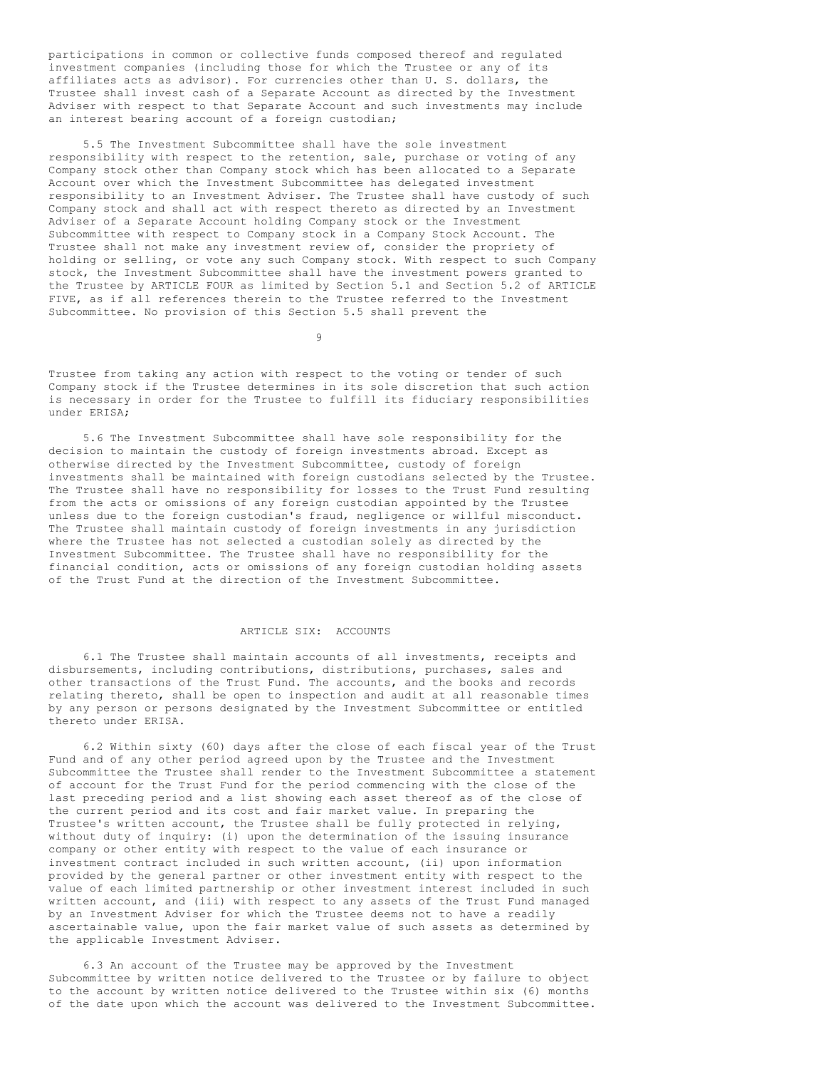participations in common or collective funds composed thereof and regulated investment companies (including those for which the Trustee or any of its affiliates acts as advisor). For currencies other than U. S. dollars, the Trustee shall invest cash of a Separate Account as directed by the Investment Adviser with respect to that Separate Account and such investments may include an interest bearing account of a foreign custodian;

5.5 The Investment Subcommittee shall have the sole investment responsibility with respect to the retention, sale, purchase or voting of any Company stock other than Company stock which has been allocated to a Separate Account over which the Investment Subcommittee has delegated investment responsibility to an Investment Adviser. The Trustee shall have custody of such Company stock and shall act with respect thereto as directed by an Investment Adviser of a Separate Account holding Company stock or the Investment Subcommittee with respect to Company stock in a Company Stock Account. The Trustee shall not make any investment review of, consider the propriety of holding or selling, or vote any such Company stock. With respect to such Company stock, the Investment Subcommittee shall have the investment powers granted to the Trustee by ARTICLE FOUR as limited by Section 5.1 and Section 5.2 of ARTICLE FIVE, as if all references therein to the Trustee referred to the Investment Subcommittee. No provision of this Section 5.5 shall prevent the Trustee from taking any action with respect to the voting or tender of such Company stock if the Trustee determines in its sole discretion that such action is necessary in order for the Trustee to fulfill its fiduciary responsibilities under ERISA;

5.6 The Investment Subcommittee shall have sole responsibility for the decision to maintain the custody of foreign investments abroad. Except as otherwise directed by the Investment Subcommittee, custody of foreign investments shall be maintained with foreign custodians selected by the Trustee. The Trustee shall have no responsibility for losses to the Trust Fund resulting from the acts or omissions of any foreign custodian appointed by the Trustee unless due to the foreign custodian's fraud, negligence or willful misconduct. The Trustee shall maintain custody of foreign investments in any jurisdiction where the Trustee has not selected a custodian solely as directed by the Investment Subcommittee. The Trustee shall have no responsibility for the financial condition, acts or omissions of any foreign custodian holding assets of the Trust Fund at the direction of the Investment Subcommittee.

## ARTICLE SIX: ACCOUNTS

6.1 The Trustee shall maintain accounts of all investments, receipts and disbursements, including contributions, distributions, purchases, sales and other transactions of the Trust Fund. The accounts, and the books and records relating thereto, shall be open to inspection and audit at all reasonable times by any person or persons designated by the Investment Subcommittee or entitled thereto under ERISA.

6.2 Within sixty (60) days after the close of each fiscal year of the Trust Fund and of any other period agreed upon by the Trustee and the Investment Subcommittee the Trustee shall render to the Investment Subcommittee a statement of account for the Trust Fund for the period commencing with the close of the last preceding period and a list showing each asset thereof as of the close of the current period and its cost and fair market value. In preparing the Trustee's written account, the Trustee shall be fully protected in relying, without duty of inquiry: (i) upon the determination of the issuing insurance company or other entity with respect to the value of each insurance or investment contract included in such written account, (ii) upon information provided by the general partner or other investment entity with respect to the value of each limited partnership or other investment interest included in such written account, and (iii) with respect to any assets of the Trust Fund managed by an Investment Adviser for which the Trustee deems not to have a readily ascertainable value, upon the fair market value of such assets as determined by the applicable Investment Adviser.

6.3 An account of the Trustee may be approved by the Investment Subcommittee by written notice delivered to the Trustee or by failure to object to the account by written notice delivered to the Trustee within six (6) months of the date upon which the account was delivered to the Investment Subcommittee.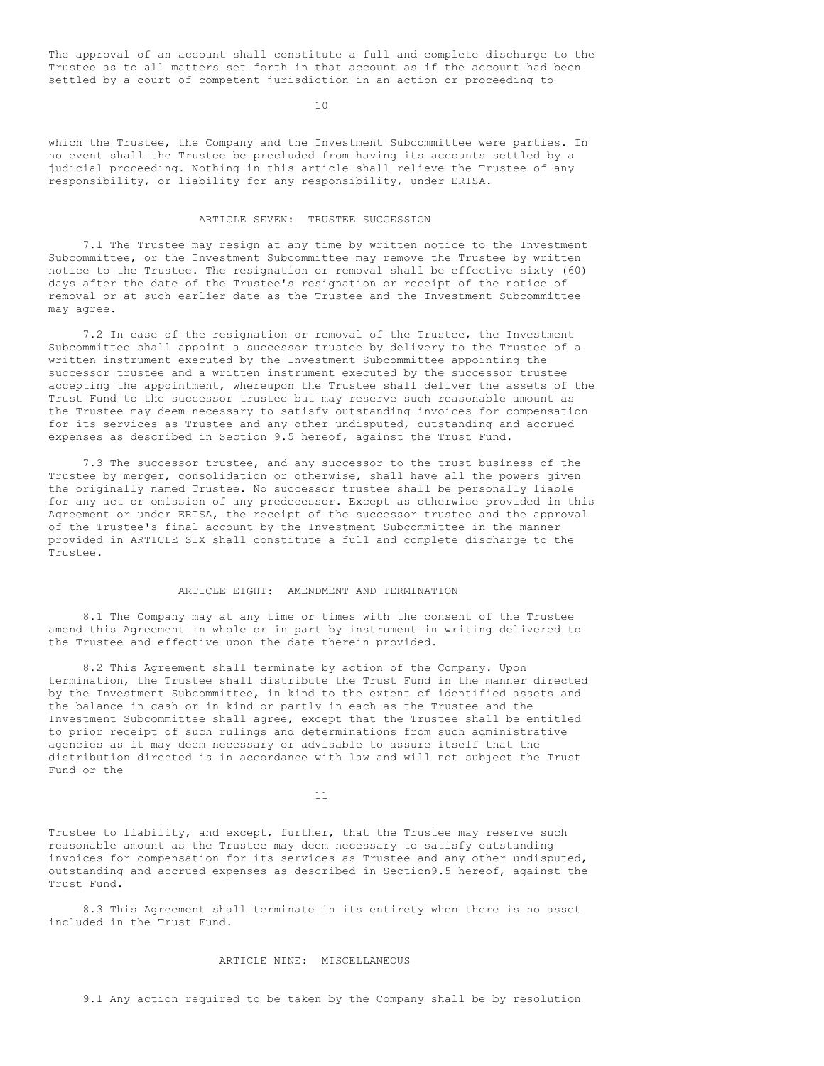The approval of an account shall constitute a full and complete discharge to the Trustee as to all matters set forth in that account as if the account had been settled by a court of competent jurisdiction in an action or proceeding to which the Trustee, the Company and the Investment Subcommittee were parties. In no event shall the Trustee be precluded from having its accounts settled by a judicial proceeding. Nothing in this article shall relieve the Trustee of any responsibility, or liability for any responsibility, under ERISA.

## ARTICLE SEVEN: TRUSTEE SUCCESSION

7.1 The Trustee may resign at any time by written notice to the Investment Subcommittee, or the Investment Subcommittee may remove the Trustee by written notice to the Trustee. The resignation or removal shall be effective sixty (60) days after the date of the Trustee's resignation or receipt of the notice of removal or at such earlier date as the Trustee and the Investment Subcommittee may agree.

7.2 In case of the resignation or removal of the Trustee, the Investment Subcommittee shall appoint a successor trustee by delivery to the Trustee of a written instrument executed by the Investment Subcommittee appointing the successor trustee and a written instrument executed by the successor trustee accepting the appointment, whereupon the Trustee shall deliver the assets of the Trust Fund to the successor trustee but may reserve such reasonable amount as the Trustee may deem necessary to satisfy outstanding invoices for compensation for its services as Trustee and any other undisputed, outstanding and accrued expenses as described in Section 9.5 hereof, against the Trust Fund.

7.3 The successor trustee, and any successor to the trust business of the Trustee by merger, consolidation or otherwise, shall have all the powers given the originally named Trustee. No successor trustee shall be personally liable for any act or omission of any predecessor. Except as otherwise provided in this Agreement or under ERISA, the receipt of the successor trustee and the approval of the Trustee's final account by the Investment Subcommittee in the manner provided in ARTICLE SIX shall constitute a full and complete discharge to the Trustee.

## ARTICLE EIGHT: AMENDMENT AND TERMINATION

8.1 The Company may at any time or times with the consent of the Trustee amend this Agreement in whole or in part by instrument in writing delivered to the Trustee and effective upon the date therein provided.

8.2 This Agreement shall terminate by action of the Company. Upon termination, the Trustee shall distribute the Trust Fund in the manner directed by the Investment Subcommittee, in kind to the extent of identified assets and the balance in cash or in kind or partly in each as the Trustee and the Investment Subcommittee shall agree, except that the Trustee shall be entitled to prior receipt of such rulings and determinations from such administrative agencies as it may deem necessary or advisable to assure itself that the distribution directed is in accordance with law and will not subject the Trust Fund or the Trustee to liability, and except, further, that the Trustee may reserve such reasonable amount as the Trustee may deem necessary to satisfy outstanding invoices for compensation for its services as Trustee and any other undisputed, outstanding and accrued expenses as described in Section9.5 hereof, against the Trust Fund.

8.3 This Agreement shall terminate in its entirety when there is no asset included in the Trust Fund.

## ARTICLE NINE: MISCELLANEOUS

9.1 Any action required to be taken by the Company shall be by resolution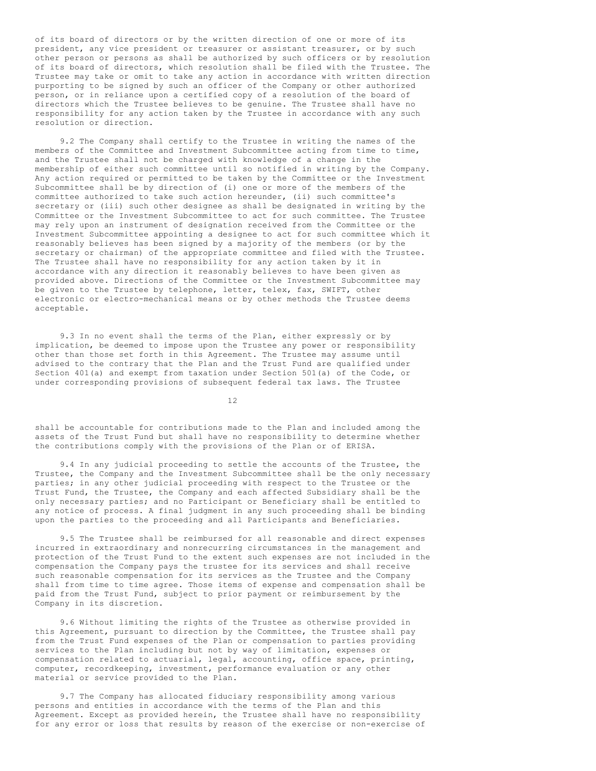of its board of directors or by the written direction of one or more of its president, any vice president or treasurer or assistant treasurer, or by such other person or persons as shall be authorized by such officers or by resolution of its board of directors, which resolution shall be filed with the Trustee. The Trustee may take or omit to take any action in accordance with written direction purporting to be signed by such an officer of the Company or other authorized person, or in reliance upon a certified copy of a resolution of the board of directors which the Trustee believes to be genuine. The Trustee shall have no responsibility for any action taken by the Trustee in accordance with any such resolution or direction.

9.2 The Company shall certify to the Trustee in writing the names of the members of the Committee and Investment Subcommittee acting from time to time, and the Trustee shall not be charged with knowledge of a change in the membership of either such committee until so notified in writing by the Company. Any action required or permitted to be taken by the Committee or the Investment Subcommittee shall be by direction of (i) one or more of the members of the committee authorized to take such action hereunder, (ii) such committee's secretary or (iii) such other designee as shall be designated in writing by the Committee or the Investment Subcommittee to act for such committee. The Trustee may rely upon an instrument of designation received from the Committee or the Investment Subcommittee appointing a designee to act for such committee which it reasonably believes has been signed by a majority of the members (or by the secretary or chairman) of the appropriate committee and filed with the Trustee. The Trustee shall have no responsibility for any action taken by it in accordance with any direction it reasonably believes to have been given as provided above. Directions of the Committee or the Investment Subcommittee may be given to the Trustee by telephone, letter, telex, fax, SWIFT, other electronic or electro-mechanical means or by other methods the Trustee deems acceptable.

9.3 In no event shall the terms of the Plan, either expressly or by implication, be deemed to impose upon the Trustee any power or responsibility other than those set forth in this Agreement. The Trustee may assume until advised to the contrary that the Plan and the Trust Fund are qualified under Section 401(a) and exempt from taxation under Section 501(a) of the Code, or under corresponding provisions of subsequent federal tax laws. The Trustee shall be accountable for contributions made to the Plan and included among the assets of the Trust Fund but shall have no responsibility to determine whether the contributions comply with the provisions of the Plan or of ERISA.

9.4 In any judicial proceeding to settle the accounts of the Trustee, the Trustee, the Company and the Investment Subcommittee shall be the only necessary parties; in any other judicial proceeding with respect to the Trustee or the Trust Fund, the Trustee, the Company and each affected Subsidiary shall be the only necessary parties; and no Participant or Beneficiary shall be entitled to any notice of process. A final judgment in any such proceeding shall be binding upon the parties to the proceeding and all Participants and Beneficiaries.

9.5 The Trustee shall be reimbursed for all reasonable and direct expenses incurred in extraordinary and nonrecurring circumstances in the management and protection of the Trust Fund to the extent such expenses are not included in the compensation the Company pays the trustee for its services and shall receive such reasonable compensation for its services as the Trustee and the Company shall from time to time agree. Those items of expense and compensation shall be paid from the Trust Fund, subject to prior payment or reimbursement by the Company in its discretion.

9.6 Without limiting the rights of the Trustee as otherwise provided in this Agreement, pursuant to direction by the Committee, the Trustee shall pay from the Trust Fund expenses of the Plan or compensation to parties providing services to the Plan including but not by way of limitation, expenses or compensation related to actuarial, legal, accounting, office space, printing, computer, recordkeeping, investment, performance evaluation or any other material or service provided to the Plan.

9.7 The Company has allocated fiduciary responsibility among various persons and entities in accordance with the terms of the Plan and this Agreement. Except as provided herein, the Trustee shall have no responsibility for any error or loss that results by reason of the exercise or non-exercise of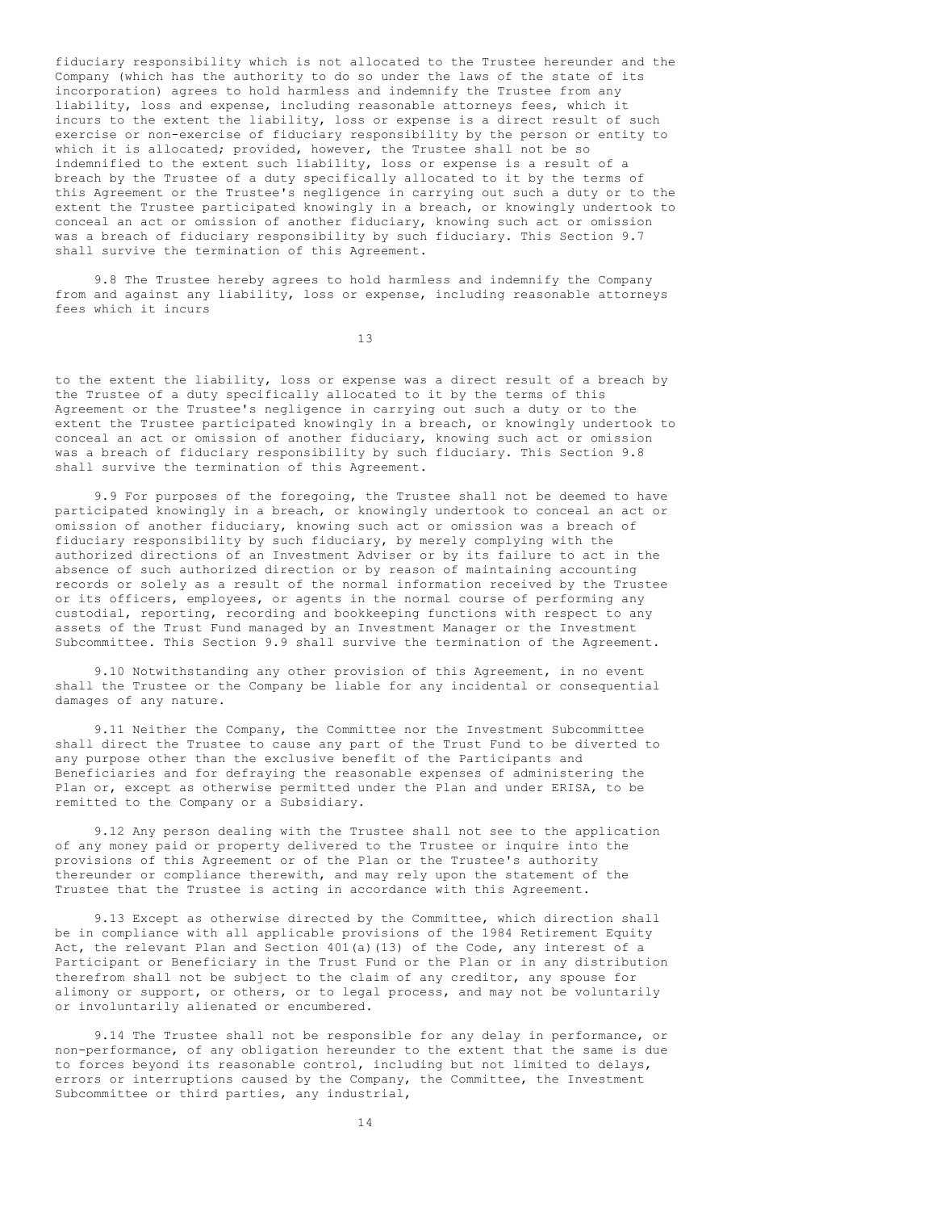fiduciary responsibility which is not allocated to the Trustee hereunder and the Company (which has the authority to do so under the laws of the state of its incorporation) agrees to hold harmless and indemnify the Trustee from any liability, loss and expense, including reasonable attorneys fees, which it incurs to the extent the liability, loss or expense is a direct result of such exercise or non-exercise of fiduciary responsibility by the person or entity to which it is allocated; provided, however, the Trustee shall not be so indemnified to the extent such liability, loss or expense is a result of a breach by the Trustee of a duty specifically allocated to it by the terms of this Agreement or the Trustee's negligence in carrying out such a duty or to the extent the Trustee participated knowingly in a breach, or knowingly undertook to conceal an act or omission of another fiduciary, knowing such act or omission was a breach of fiduciary responsibility by such fiduciary. This Section 9.7 shall survive the termination of this Agreement.

9.8 The Trustee hereby agrees to hold harmless and indemnify the Company from and against any liability, loss or expense, including reasonable attorneys fees which it incurs to the extent the liability, loss or expense was a direct result of a breach by the Trustee of a duty specifically allocated to it by the terms of this Agreement or the Trustee's negligence in carrying out such a duty or to the extent the Trustee participated knowingly in a breach, or knowingly undertook to conceal an act or omission of another fiduciary, knowing such act or omission was a breach of fiduciary responsibility by such fiduciary. This Section 9.8 shall survive the termination of this Agreement.

9.9 For purposes of the foregoing, the Trustee shall not be deemed to have participated knowingly in a breach, or knowingly undertook to conceal an act or omission of another fiduciary, knowing such act or omission was a breach of fiduciary responsibility by such fiduciary, by merely complying with the authorized directions of an Investment Adviser or by its failure to act in the absence of such authorized direction or by reason of maintaining accounting records or solely as a result of the normal information received by the Trustee or its officers, employees, or agents in the normal course of performing any custodial, reporting, recording and bookkeeping functions with respect to any assets of the Trust Fund managed by an Investment Manager or the Investment Subcommittee. This Section 9.9 shall survive the termination of the Agreement.

9.10 Notwithstanding any other provision of this Agreement, in no event shall the Trustee or the Company be liable for any incidental or consequential damages of any nature.

9.11 Neither the Company, the Committee nor the Investment Subcommittee shall direct the Trustee to cause any part of the Trust Fund to be diverted to any purpose other than the exclusive benefit of the Participants and Beneficiaries and for defraying the reasonable expenses of administering the Plan or, except as otherwise permitted under the Plan and under ERISA, to be remitted to the Company or a Subsidiary.

9.12 Any person dealing with the Trustee shall not see to the application of any money paid or property delivered to the Trustee or inquire into the provisions of this Agreement or of the Plan or the Trustee's authority thereunder or compliance therewith, and may rely upon the statement of the Trustee that the Trustee is acting in accordance with this Agreement.

9.13 Except as otherwise directed by the Committee, which direction shall be in compliance with all applicable provisions of the 1984 Retirement Equity Act, the relevant Plan and Section 401(a)(13) of the Code, any interest of a Participant or Beneficiary in the Trust Fund or the Plan or in any distribution therefrom shall not be subject to the claim of any creditor, any spouse for alimony or support, or others, or to legal process, and may not be voluntarily or involuntarily alienated or encumbered.

9.14 The Trustee shall not be responsible for any delay in performance, or non-performance, of any obligation hereunder to the extent that the same is due to forces beyond its reasonable control, including but not limited to delays, errors or interruptions caused by the Company, the Committee, the Investment Subcommittee or third parties, any industrial,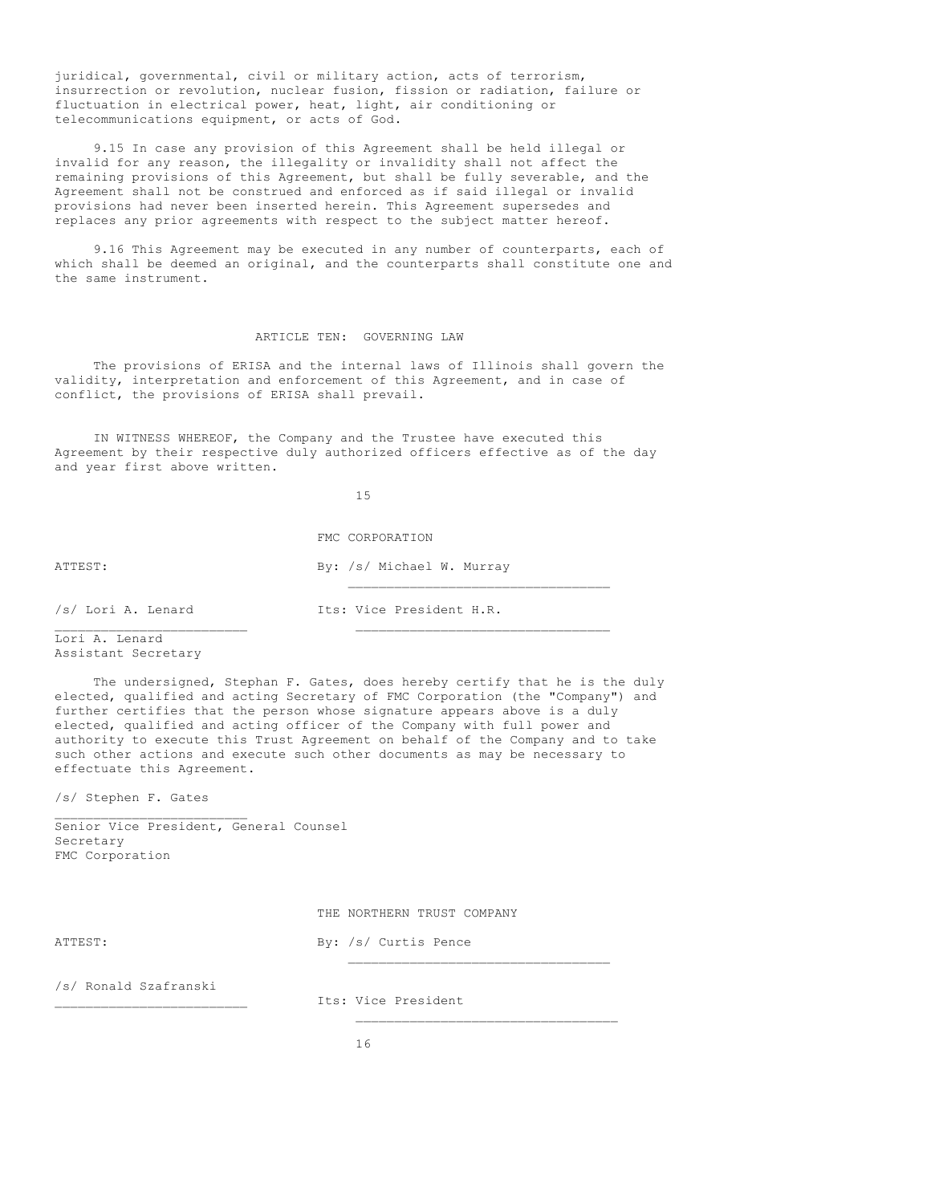juridical, governmental, civil or military action, acts of terrorism, insurrection or revolution, nuclear fusion, fission or radiation, failure or fluctuation in electrical power, heat, light, air conditioning or telecommunications equipment, or acts of God.

9.15 In case any provision of this Agreement shall be held illegal or invalid for any reason, the illegality or invalidity shall not affect the remaining provisions of this Agreement, but shall be fully severable, and the Agreement shall not be construed and enforced as if said illegal or invalid provisions had never been inserted herein. This Agreement supersedes and replaces any prior agreements with respect to the subject matter hereof.

9.16 This Agreement may be executed in any number of counterparts, each of which shall be deemed an original, and the counterparts shall constitute one and the same instrument.

## ARTICLE TEN: GOVERNING LAW

The provisions of ERISA and the internal laws of Illinois shall govern the validity, interpretation and enforcement of this Agreement, and in case of conflict, the provisions of ERISA shall prevail.

IN WITNESS WHEREOF, the Company and the Trustee have executed this Agreement by their respective duly authorized officers effective as of the day and year first above written.

FMC CORPORATION

ATTEST: By: /s/ Michael W. Murray

/s/ Lori A. Lenard Its: Vice President H.R.

Lori A. Lenard
Assistant Secretary

The undersigned, Stephan F. Gates, does hereby certify that he is the duly elected, qualified and acting Secretary of FMC Corporation (the "Company") and further certifies that the person whose signature appears above is a duly elected, qualified and acting officer of the Company with full power and authority to execute this Trust Agreement on behalf of the Company and to take such other actions and execute such other documents as may be necessary to effectuate this Agreement.

/s/ Stephen F. Gates

Senior Vice President, General Counsel
Secretary
FMC Corporation

THE NORTHERN TRUST COMPANY

ATTEST: By: /s/ Curtis Pence

/s/ Ronald Szafranski

Its: Vice President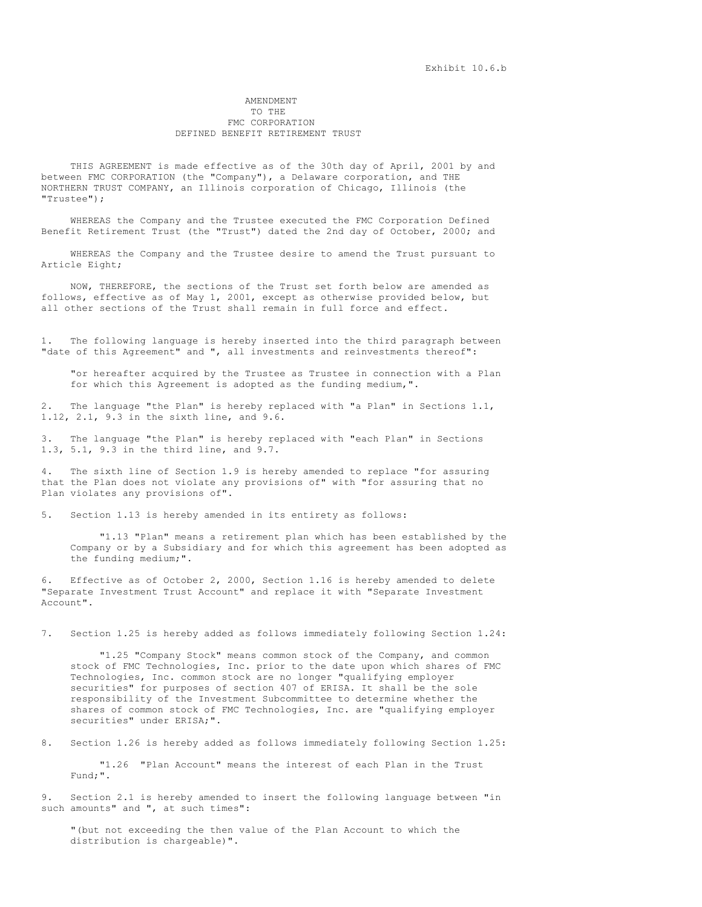Exhibit 10.6.b

# AMENDMENT TO THE FMC CORPORATION DEFINED BENEFIT RETIREMENT TRUST

THIS AGREEMENT is made effective as of the 30th day of April, 2001 by and between FMC CORPORATION (the "Company"), a Delaware corporation, and THE NORTHERN TRUST COMPANY, an Illinois corporation of Chicago, Illinois (the "Trustee");

WHEREAS the Company and the Trustee executed the FMC Corporation Defined Benefit Retirement Trust (the "Trust") dated the 2nd day of October, 2000; and

WHEREAS the Company and the Trustee desire to amend the Trust pursuant to Article Eight;

NOW, THEREFORE, the sections of the Trust set forth below are amended as follows, effective as of May 1, 2001, except as otherwise provided below, but all other sections of the Trust shall remain in full force and effect.

1. The following language is hereby inserted into the third paragraph between "date of this Agreement" and ", all investments and reinvestments thereof":

   "or hereafter acquired by the Trustee as Trustee in connection with a Plan for which this Agreement is adopted as the funding medium,".

2. The language "the Plan" is hereby replaced with "a Plan" in Sections 1.1, 1.12, 2.1, 9.3 in the sixth line, and 9.6.

3. The language "the Plan" is hereby replaced with "each Plan" in Sections 1.3, 5.1, 9.3 in the third line, and 9.7.

4. The sixth line of Section 1.9 is hereby amended to replace "for assuring that the Plan does not violate any provisions of" with "for assuring that no Plan violates any provisions of".

5. Section 1.13 is hereby amended in its entirety as follows:

   "1.13 "Plan" means a retirement plan which has been established by the Company or by a Subsidiary and for which this agreement has been adopted as the funding medium;".

6. Effective as of October 2, 2000, Section 1.16 is hereby amended to delete "Separate Investment Trust Account" and replace it with "Separate Investment Account".

7. Section 1.25 is hereby added as follows immediately following Section 1.24:

   "1.25 "Company Stock" means common stock of the Company, and common stock of FMC Technologies, Inc. prior to the date upon which shares of FMC Technologies, Inc. common stock are no longer "qualifying employer securities" for purposes of section 407 of ERISA. It shall be the sole responsibility of the Investment Subcommittee to determine whether the shares of common stock of FMC Technologies, Inc. are "qualifying employer securities" under ERISA;".

8. Section 1.26 is hereby added as follows immediately following Section 1.25:

   "1.26 "Plan Account" means the interest of each Plan in the Trust Fund;".

9. Section 2.1 is hereby amended to insert the following language between "in such amounts" and ", at such times":

   "(but not exceeding the then value of the Plan Account to which the distribution is chargeable)".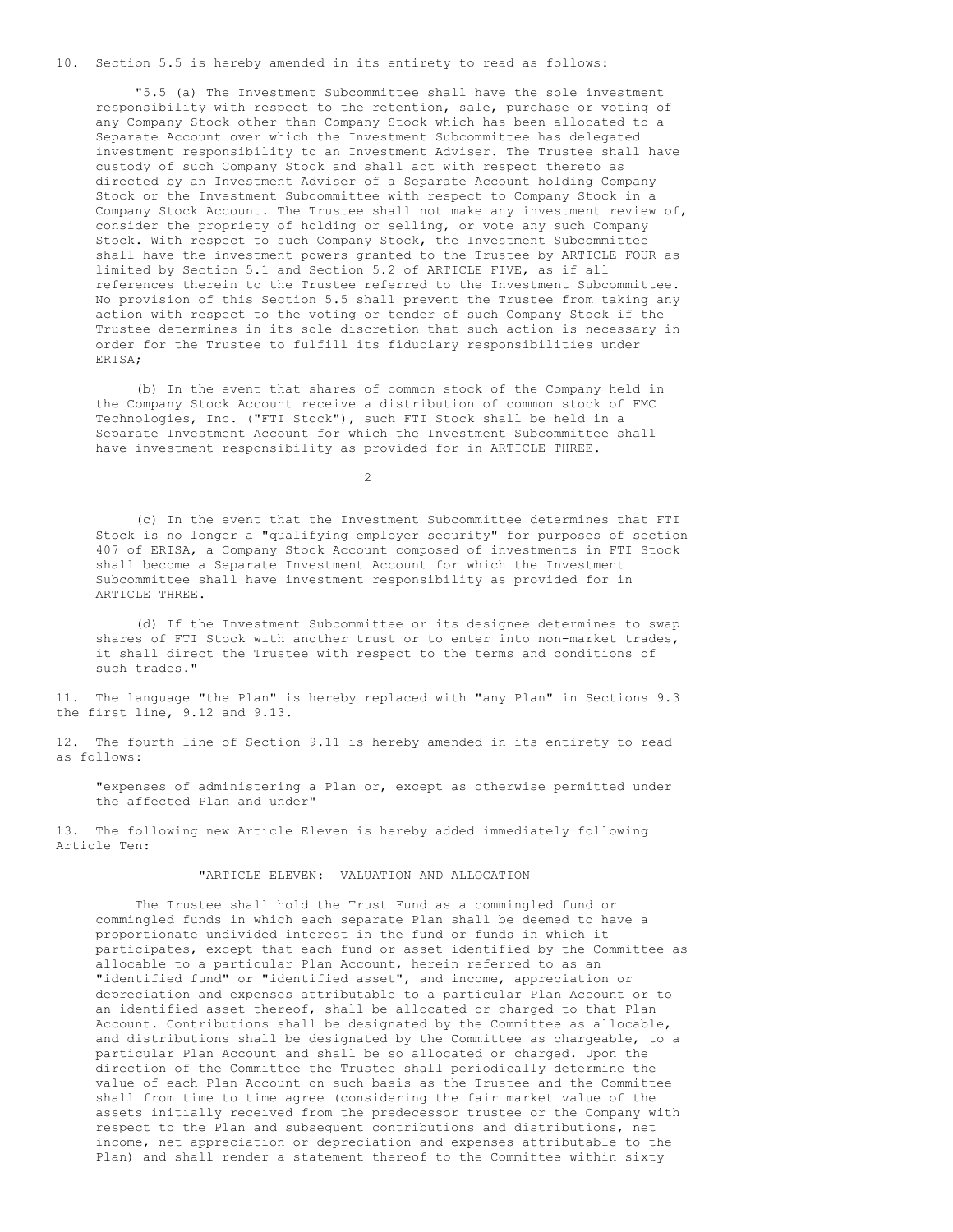10. Section 5.5 is hereby amended in its entirety to read as follows:

"5.5 (a) The Investment Subcommittee shall have the sole investment responsibility with respect to the retention, sale, purchase or voting of any Company Stock other than Company Stock which has been allocated to a Separate Account over which the Investment Subcommittee has delegated investment responsibility to an Investment Adviser. The Trustee shall have custody of such Company Stock and shall act with respect thereto as directed by an Investment Adviser of a Separate Account holding Company Stock or the Investment Subcommittee with respect to Company Stock in a Company Stock Account. The Trustee shall not make any investment review of, consider the propriety of holding or selling, or vote any such Company Stock. With respect to such Company Stock, the Investment Subcommittee shall have the investment powers granted to the Trustee by ARTICLE FOUR as limited by Section 5.1 and Section 5.2 of ARTICLE FIVE, as if all references therein to the Trustee referred to the Investment Subcommittee. No provision of this Section 5.5 shall prevent the Trustee from taking any action with respect to the voting or tender of such Company Stock if the Trustee determines in its sole discretion that such action is necessary in order for the Trustee to fulfill its fiduciary responsibilities under ERISA;

(b) In the event that shares of common stock of the Company held in the Company Stock Account receive a distribution of common stock of FMC Technologies, Inc. ("FTI Stock"), such FTI Stock shall be held in a Separate Investment Account for which the Investment Subcommittee shall have investment responsibility as provided for in ARTICLE THREE.

(c) In the event that the Investment Subcommittee determines that FTI Stock is no longer a "qualifying employer security" for purposes of section 407 of ERISA, a Company Stock Account composed of investments in FTI Stock shall become a Separate Investment Account for which the Investment Subcommittee shall have investment responsibility as provided for in ARTICLE THREE.

(d) If the Investment Subcommittee or its designee determines to swap shares of FTI Stock with another trust or to enter into non-market trades, it shall direct the Trustee with respect to the terms and conditions of such trades."

11. The language "the Plan" is hereby replaced with "any Plan" in Sections 9.3 the first line, 9.12 and 9.13.

12. The fourth line of Section 9.11 is hereby amended in its entirety to read as follows:

"expenses of administering a Plan or, except as otherwise permitted under the affected Plan and under"

13. The following new Article Eleven is hereby added immediately following Article Ten:

"ARTICLE ELEVEN: VALUATION AND ALLOCATION

The Trustee shall hold the Trust Fund as a commingled fund or commingled funds in which each separate Plan shall be deemed to have a proportionate undivided interest in the fund or funds in which it participates, except that each fund or asset identified by the Committee as allocable to a particular Plan Account, herein referred to as an "identified fund" or "identified asset", and income, appreciation or depreciation and expenses attributable to a particular Plan Account or to an identified asset thereof, shall be allocated or charged to that Plan Account. Contributions shall be designated by the Committee as allocable, and distributions shall be designated by the Committee as chargeable, to a particular Plan Account and shall be so allocated or charged. Upon the direction of the Committee the Trustee shall periodically determine the value of each Plan Account on such basis as the Trustee and the Committee shall from time to time agree (considering the fair market value of the assets initially received from the predecessor trustee or the Company with respect to the Plan and subsequent contributions and distributions, net income, net appreciation or depreciation and expenses attributable to the Plan) and shall render a statement thereof to the Committee within sixty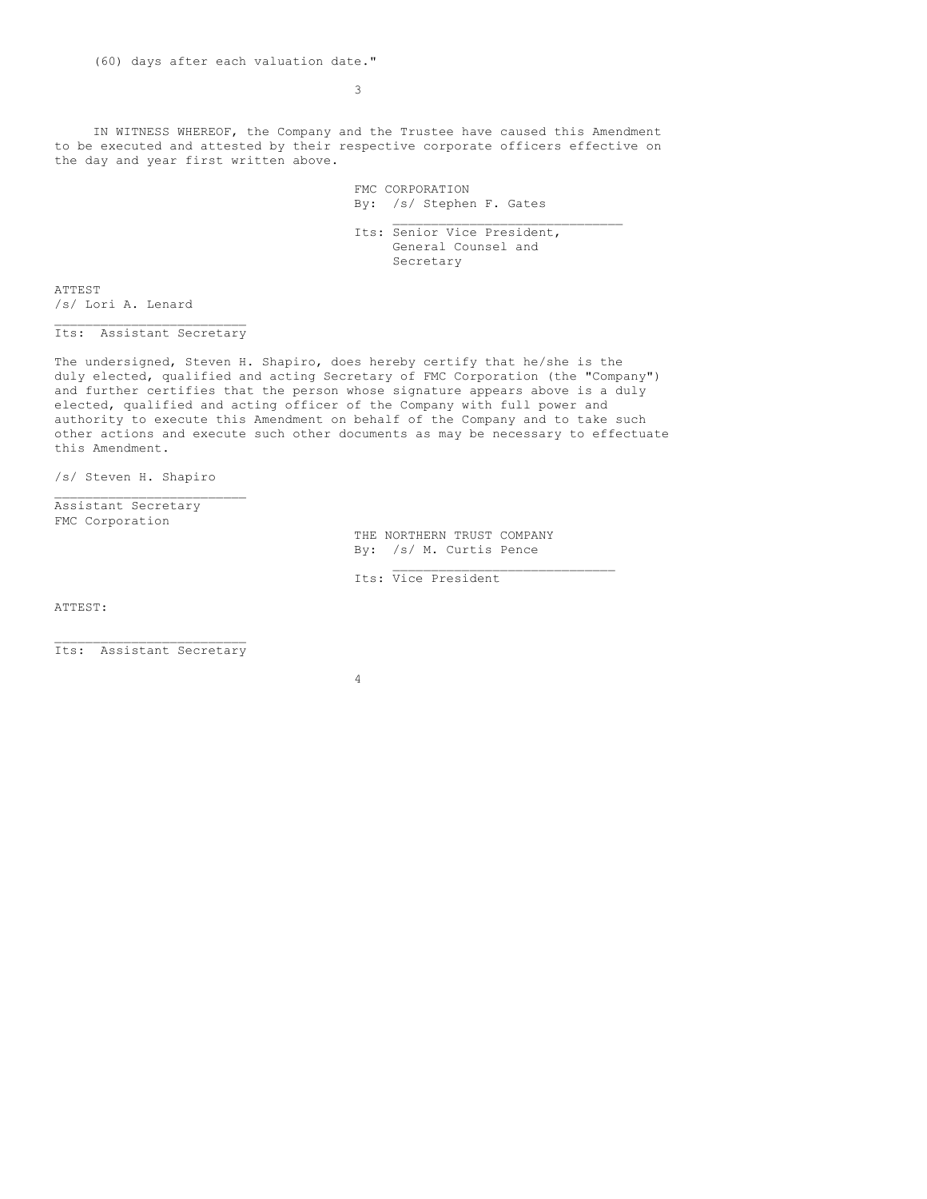(60) days after each valuation date."

IN WITNESS WHEREOF, the Company and the Trustee have caused this Amendment to be executed and attested by their respective corporate officers effective on the day and year first written above.

FMC CORPORATION
By: /s/ Stephen F. Gates
\_\_\_\_\_\_\_\_\_\_\_\_\_\_\_\_\_\_\_\_\_\_\_\_\_\_\_\_\_\_
Its: Senior Vice President,
General Counsel and
Secretary

ATTEST
/s/ Lori A. Lenard
\_\_\_\_\_\_\_\_\_\_\_\_\_\_\_\_\_\_\_\_\_\_\_\_\_
Its: Assistant Secretary

The undersigned, Steven H. Shapiro, does hereby certify that he/she is the duly elected, qualified and acting Secretary of FMC Corporation (the "Company") and further certifies that the person whose signature appears above is a duly elected, qualified and acting officer of the Company with full power and authority to execute this Amendment on behalf of the Company and to take such other actions and execute such other documents as may be necessary to effectuate this Amendment.

/s/ Steven H. Shapiro
\_\_\_\_\_\_\_\_\_\_\_\_\_\_\_\_\_\_\_\_\_\_\_\_\_
Assistant Secretary
FMC Corporation

THE NORTHERN TRUST COMPANY
By: /s/ M. Curtis Pence
\_\_\_\_\_\_\_\_\_\_\_\_\_\_\_\_\_\_\_\_\_\_\_\_\_\_\_\_\_\_
Its: Vice President

ATTEST:

\_\_\_\_\_\_\_\_\_\_\_\_\_\_\_\_\_\_\_\_\_\_\_\_\_
Its: Assistant Secretary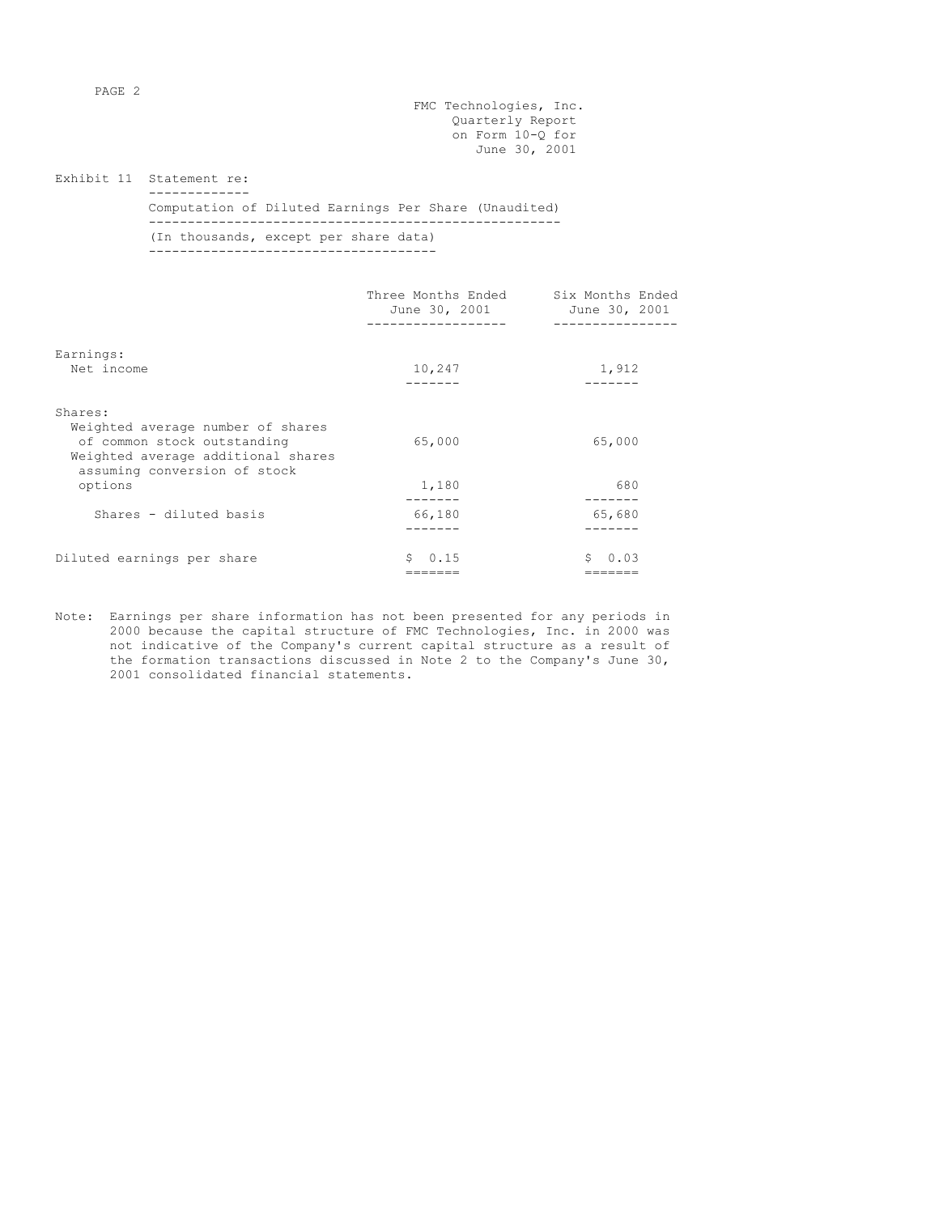FMC Technologies, Inc.
Quarterly Report
on Form 10-Q for
June 30, 2001

Exhibit 11 Statement re:

Computation of Diluted Earnings Per Share (Unaudited)

(In thousands, except per share data)

| | Three Months Ended June 30, 2001 | Six Months Ended June 30, 2001 |
|---|---|---|
| Earnings: | | |
| Net income | 10,247 | 1,912 |
| Shares: | | |
| Weighted average number of shares of common stock outstanding | 65,000 | 65,000 |
| Weighted average additional shares assuming conversion of stock options | 1,180 | 680 |
| Shares - diluted basis | 66,180 | 65,680 |
| Diluted earnings per share | $ 0.15 | $ 0.03 |

Note: Earnings per share information has not been presented for any periods in 2000 because the capital structure of FMC Technologies, Inc. in 2000 was not indicative of the Company's current capital structure as a result of the formation transactions discussed in Note 2 to the Company's June 30, 2001 consolidated financial statements.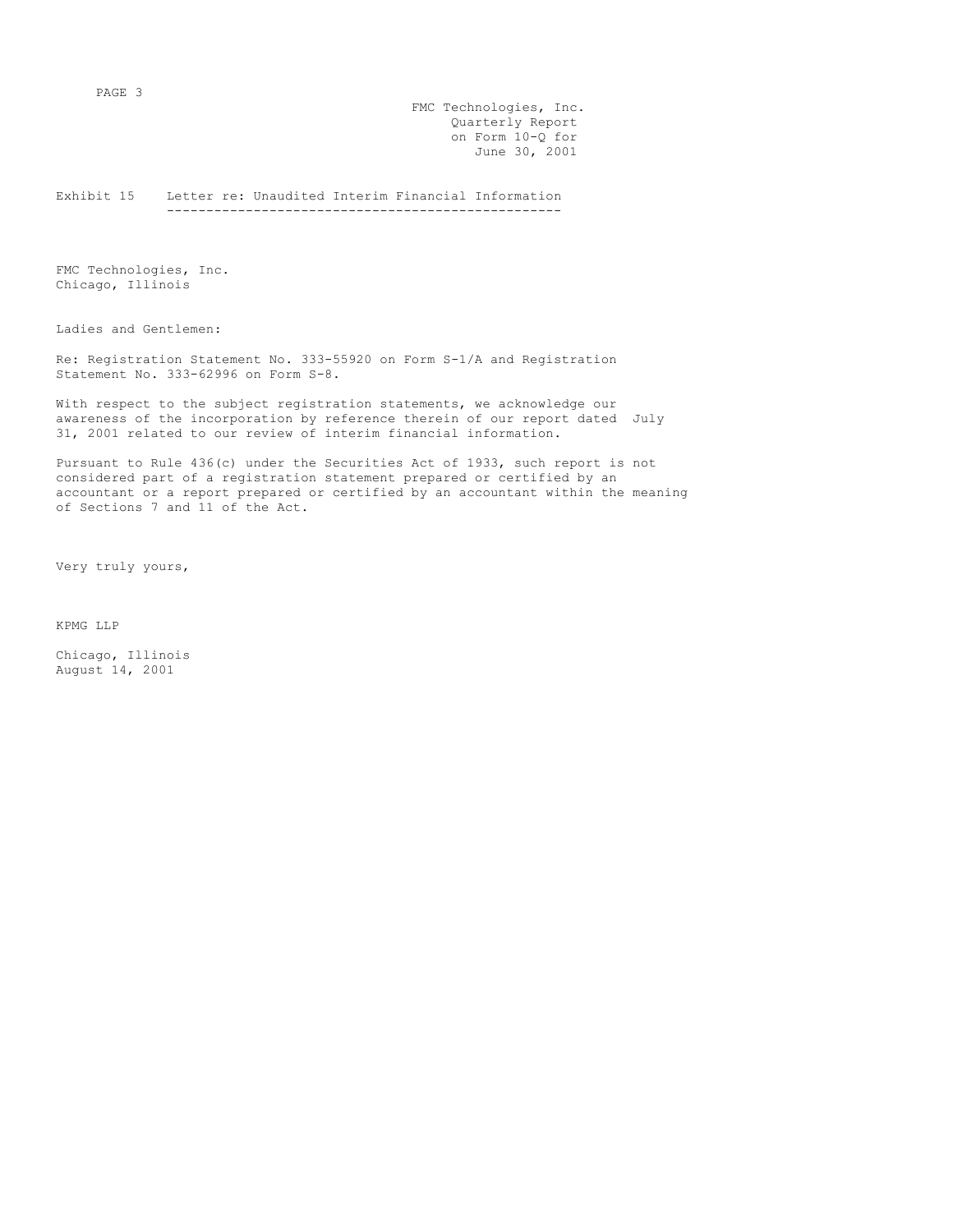FMC Technologies, Inc.
Quarterly Report
on Form 10-Q for
June 30, 2001

Exhibit 15 Letter re: Unaudited Interim Financial Information

FMC Technologies, Inc.
Chicago, Illinois

Ladies and Gentlemen:

Re: Registration Statement No. 333-55920 on Form S-1/A and Registration Statement No. 333-62996 on Form S-8.

With respect to the subject registration statements, we acknowledge our awareness of the incorporation by reference therein of our report dated July 31, 2001 related to our review of interim financial information.

Pursuant to Rule 436(c) under the Securities Act of 1933, such report is not considered part of a registration statement prepared or certified by an accountant or a report prepared or certified by an accountant within the meaning of Sections 7 and 11 of the Act.

Very truly yours,

KPMG LLP

Chicago, Illinois
August 14, 2001